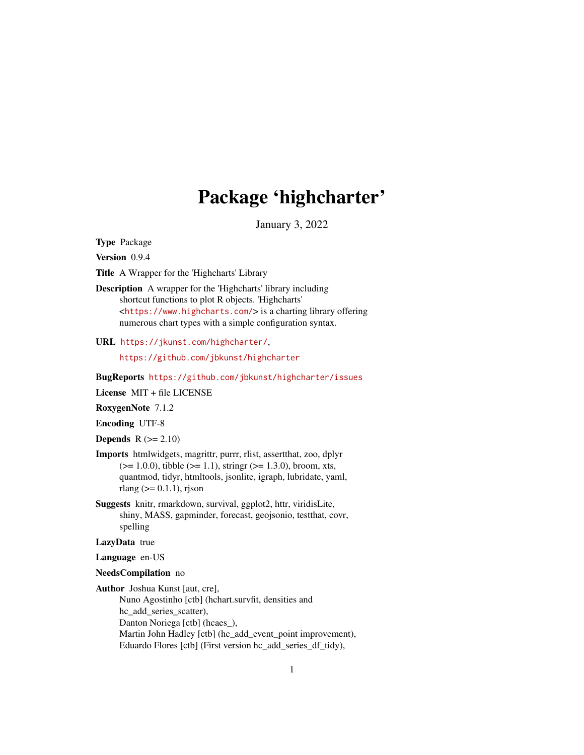# Package 'highcharter'

January 3, 2022

**Type** Package

**Version** 0.9.4

**Title** A Wrapper for the 'Highcharts' Library

**Description** A wrapper for the 'Highcharts' library including shortcut functions to plot R objects. 'Highcharts' <https://www.highcharts.com/> is a charting library offering numerous chart types with a simple configuration syntax.

**URL** https://jkunst.com/highcharter/,

https://github.com/jbkunst/highcharter

**BugReports** https://github.com/jbkunst/highcharter/issues

**License** MIT + file LICENSE

**RoxygenNote** 7.1.2

**Encoding** UTF-8

**Depends** R (>= 2.10)

**Imports** htmlwidgets, magrittr, purrr, rlist, assertthat, zoo, dplyr (>= 1.0.0), tibble (>= 1.1), stringr (>= 1.3.0), broom, xts, quantmod, tidyr, htmltools, jsonlite, igraph, lubridate, yaml, rlang (>= 0.1.1), rjson

**Suggests** knitr, rmarkdown, survival, ggplot2, httr, viridisLite, shiny, MASS, gapminder, forecast, geojsonio, testthat, covr, spelling

**LazyData** true

**Language** en-US

**NeedsCompilation** no

**Author** Joshua Kunst [aut, cre],
Nuno Agostinho [ctb] (hchart.survfit, densities and hc_add_series_scatter),
Danton Noriega [ctb] (hcaes_),
Martin John Hadley [ctb] (hc_add_event_point improvement),
Eduardo Flores [ctb] (First version hc_add_series_df_tidy),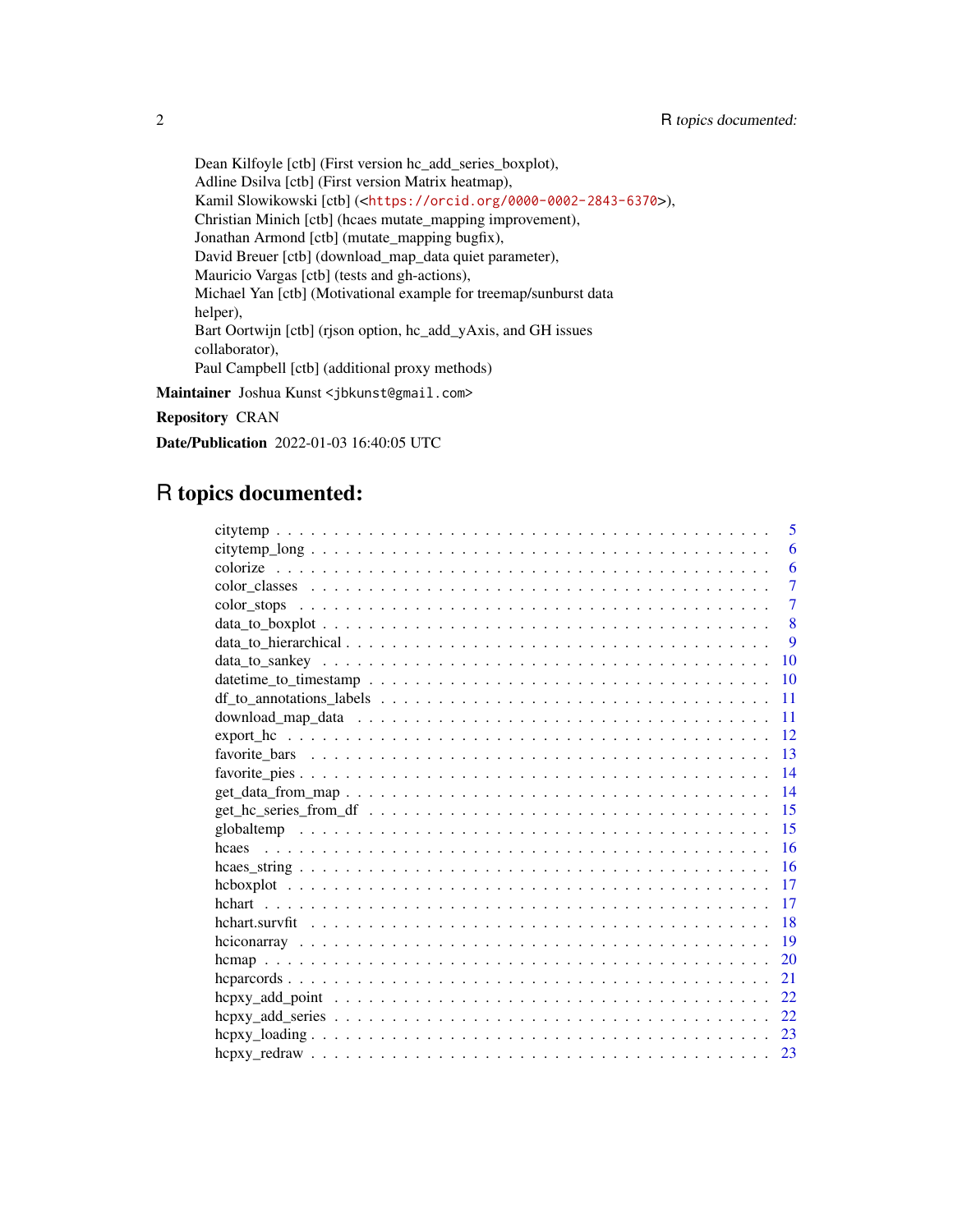Dean Kilfoyle [ctb] (First version hc_add_series_boxplot),
Adline Dsilva [ctb] (First version Matrix heatmap),
Kamil Slowikowski [ctb] (<https://orcid.org/0000-0002-2843-6370>),
Christian Minich [ctb] (hcaes mutate_mapping improvement),
Jonathan Armond [ctb] (mutate_mapping bugfix),
David Breuer [ctb] (download_map_data quiet parameter),
Mauricio Vargas [ctb] (tests and gh-actions),
Michael Yan [ctb] (Motivational example for treemap/sunburst data helper),
Bart Oortwijn [ctb] (rjson option, hc_add_yAxis, and GH issues collaborator),
Paul Campbell [ctb] (additional proxy methods)

**Maintainer** Joshua Kunst <jbkunst@gmail.com>

**Repository** CRAN

**Date/Publication** 2022-01-03 16:40:05 UTC

# R topics documented:

citytemp . . . . . . . . . . . . . . . . . . . . . . . . . . . . . . . . . . . . . . . . . 5
citytemp_long . . . . . . . . . . . . . . . . . . . . . . . . . . . . . . . . . . . . . . 6
colorize . . . . . . . . . . . . . . . . . . . . . . . . . . . . . . . . . . . . . . . . . 6
color_classes . . . . . . . . . . . . . . . . . . . . . . . . . . . . . . . . . . . . . . 7
color_stops . . . . . . . . . . . . . . . . . . . . . . . . . . . . . . . . . . . . . . . 7
data_to_boxplot . . . . . . . . . . . . . . . . . . . . . . . . . . . . . . . . . . . . 8
data_to_hierarchical . . . . . . . . . . . . . . . . . . . . . . . . . . . . . . . . . 9
data_to_sankey . . . . . . . . . . . . . . . . . . . . . . . . . . . . . . . . . . . . 10
datetime_to_timestamp . . . . . . . . . . . . . . . . . . . . . . . . . . . . . . . 10
df_to_annotations_labels . . . . . . . . . . . . . . . . . . . . . . . . . . . . . . 11
download_map_data . . . . . . . . . . . . . . . . . . . . . . . . . . . . . . . . . 11
export_hc . . . . . . . . . . . . . . . . . . . . . . . . . . . . . . . . . . . . . . . 12
favorite_bars . . . . . . . . . . . . . . . . . . . . . . . . . . . . . . . . . . . . . 13
favorite_pies . . . . . . . . . . . . . . . . . . . . . . . . . . . . . . . . . . . . . 14
get_data_from_map . . . . . . . . . . . . . . . . . . . . . . . . . . . . . . . . . 14
get_hc_series_from_df . . . . . . . . . . . . . . . . . . . . . . . . . . . . . . . 15
globaltemp . . . . . . . . . . . . . . . . . . . . . . . . . . . . . . . . . . . . . . 15
hcaes . . . . . . . . . . . . . . . . . . . . . . . . . . . . . . . . . . . . . . . . . 16
hcaes_string . . . . . . . . . . . . . . . . . . . . . . . . . . . . . . . . . . . . . 16
hcboxplot . . . . . . . . . . . . . . . . . . . . . . . . . . . . . . . . . . . . . . . 17
hchart . . . . . . . . . . . . . . . . . . . . . . . . . . . . . . . . . . . . . . . . . 17
hchart.survfit . . . . . . . . . . . . . . . . . . . . . . . . . . . . . . . . . . . . . 18
hciconarray . . . . . . . . . . . . . . . . . . . . . . . . . . . . . . . . . . . . . . 19
hcmap . . . . . . . . . . . . . . . . . . . . . . . . . . . . . . . . . . . . . . . . . 20
hcparcords . . . . . . . . . . . . . . . . . . . . . . . . . . . . . . . . . . . . . . 21
hcpxy_add_point . . . . . . . . . . . . . . . . . . . . . . . . . . . . . . . . . . . 22
hcpxy_add_series . . . . . . . . . . . . . . . . . . . . . . . . . . . . . . . . . . 22
hcpxy_loading . . . . . . . . . . . . . . . . . . . . . . . . . . . . . . . . . . . . 23
hcpxy_redraw . . . . . . . . . . . . . . . . . . . . . . . . . . . . . . . . . . . . 23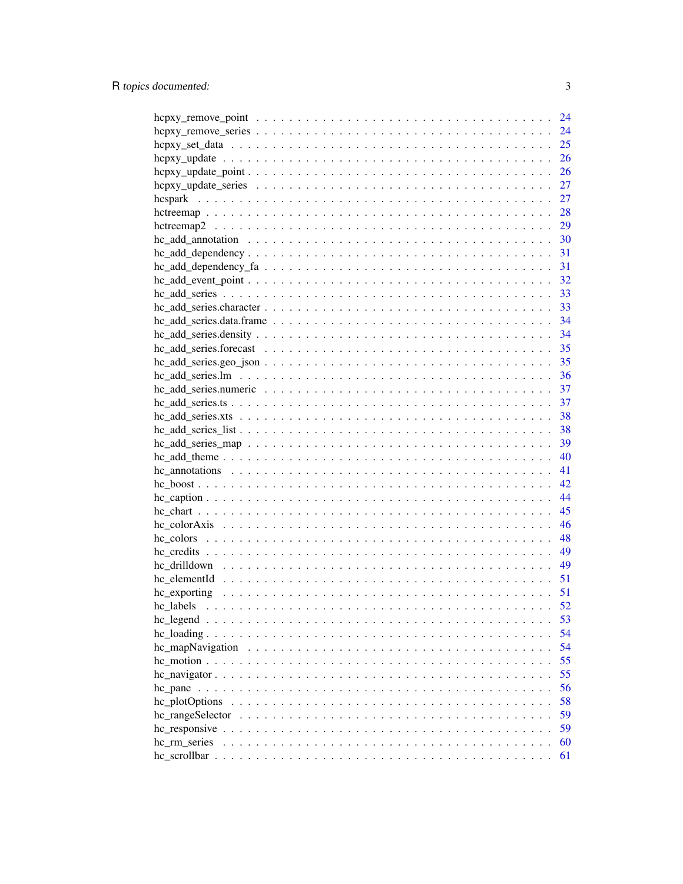hcpxy_remove_point . . . . . . . . . . . . . . . . . . . . . . . . . . . . . . . . . . 24
hcpxy_remove_series . . . . . . . . . . . . . . . . . . . . . . . . . . . . . . . . . . 24
hcpxy_set_data . . . . . . . . . . . . . . . . . . . . . . . . . . . . . . . . . . . . . 25
hcpxy_update . . . . . . . . . . . . . . . . . . . . . . . . . . . . . . . . . . . . . . 26
hcpxy_update_point . . . . . . . . . . . . . . . . . . . . . . . . . . . . . . . . . . . 26
hcpxy_update_series . . . . . . . . . . . . . . . . . . . . . . . . . . . . . . . . . . 27
hcspark . . . . . . . . . . . . . . . . . . . . . . . . . . . . . . . . . . . . . . . . . 27
hctreemap . . . . . . . . . . . . . . . . . . . . . . . . . . . . . . . . . . . . . . . . 28
hctreemap2 . . . . . . . . . . . . . . . . . . . . . . . . . . . . . . . . . . . . . . . 29
hc_add_annotation . . . . . . . . . . . . . . . . . . . . . . . . . . . . . . . . . . . 30
hc_add_dependency . . . . . . . . . . . . . . . . . . . . . . . . . . . . . . . . . . . 31
hc_add_dependency_fa . . . . . . . . . . . . . . . . . . . . . . . . . . . . . . . . . 31
hc_add_event_point . . . . . . . . . . . . . . . . . . . . . . . . . . . . . . . . . . . 32
hc_add_series . . . . . . . . . . . . . . . . . . . . . . . . . . . . . . . . . . . . . . 33
hc_add_series.character . . . . . . . . . . . . . . . . . . . . . . . . . . . . . . . . 33
hc_add_series.data.frame . . . . . . . . . . . . . . . . . . . . . . . . . . . . . . . 34
hc_add_series.density . . . . . . . . . . . . . . . . . . . . . . . . . . . . . . . . . 34
hc_add_series.forecast . . . . . . . . . . . . . . . . . . . . . . . . . . . . . . . . . 35
hc_add_series.geo_json . . . . . . . . . . . . . . . . . . . . . . . . . . . . . . . . 35
hc_add_series.lm . . . . . . . . . . . . . . . . . . . . . . . . . . . . . . . . . . . . 36
hc_add_series.numeric . . . . . . . . . . . . . . . . . . . . . . . . . . . . . . . . . 37
hc_add_series.ts . . . . . . . . . . . . . . . . . . . . . . . . . . . . . . . . . . . . 37
hc_add_series.xts . . . . . . . . . . . . . . . . . . . . . . . . . . . . . . . . . . . 38
hc_add_series_list . . . . . . . . . . . . . . . . . . . . . . . . . . . . . . . . . . . 38
hc_add_series_map . . . . . . . . . . . . . . . . . . . . . . . . . . . . . . . . . . . 39
hc_add_theme . . . . . . . . . . . . . . . . . . . . . . . . . . . . . . . . . . . . . . 40
hc_annotations . . . . . . . . . . . . . . . . . . . . . . . . . . . . . . . . . . . . . 41
hc_boost . . . . . . . . . . . . . . . . . . . . . . . . . . . . . . . . . . . . . . . . . 42
hc_caption . . . . . . . . . . . . . . . . . . . . . . . . . . . . . . . . . . . . . . . 44
hc_chart . . . . . . . . . . . . . . . . . . . . . . . . . . . . . . . . . . . . . . . . . 45
hc_colorAxis . . . . . . . . . . . . . . . . . . . . . . . . . . . . . . . . . . . . . . 46
hc_colors . . . . . . . . . . . . . . . . . . . . . . . . . . . . . . . . . . . . . . . . 48
hc_credits . . . . . . . . . . . . . . . . . . . . . . . . . . . . . . . . . . . . . . . 49
hc_drilldown . . . . . . . . . . . . . . . . . . . . . . . . . . . . . . . . . . . . . . 49
hc_elementId . . . . . . . . . . . . . . . . . . . . . . . . . . . . . . . . . . . . . . 51
hc_exporting . . . . . . . . . . . . . . . . . . . . . . . . . . . . . . . . . . . . . . 51
hc_labels . . . . . . . . . . . . . . . . . . . . . . . . . . . . . . . . . . . . . . . . 52
hc_legend . . . . . . . . . . . . . . . . . . . . . . . . . . . . . . . . . . . . . . . . 53
hc_loading . . . . . . . . . . . . . . . . . . . . . . . . . . . . . . . . . . . . . . . 54
hc_mapNavigation . . . . . . . . . . . . . . . . . . . . . . . . . . . . . . . . . . . 54
hc_motion . . . . . . . . . . . . . . . . . . . . . . . . . . . . . . . . . . . . . . . . 55
hc_navigator . . . . . . . . . . . . . . . . . . . . . . . . . . . . . . . . . . . . . . 55
hc_pane . . . . . . . . . . . . . . . . . . . . . . . . . . . . . . . . . . . . . . . . . 56
hc_plotOptions . . . . . . . . . . . . . . . . . . . . . . . . . . . . . . . . . . . . . 58
hc_rangeSelector . . . . . . . . . . . . . . . . . . . . . . . . . . . . . . . . . . . . 59
hc_responsive . . . . . . . . . . . . . . . . . . . . . . . . . . . . . . . . . . . . . 59
hc_rm_series . . . . . . . . . . . . . . . . . . . . . . . . . . . . . . . . . . . . . . 60
hc_scrollbar . . . . . . . . . . . . . . . . . . . . . . . . . . . . . . . . . . . . . . 61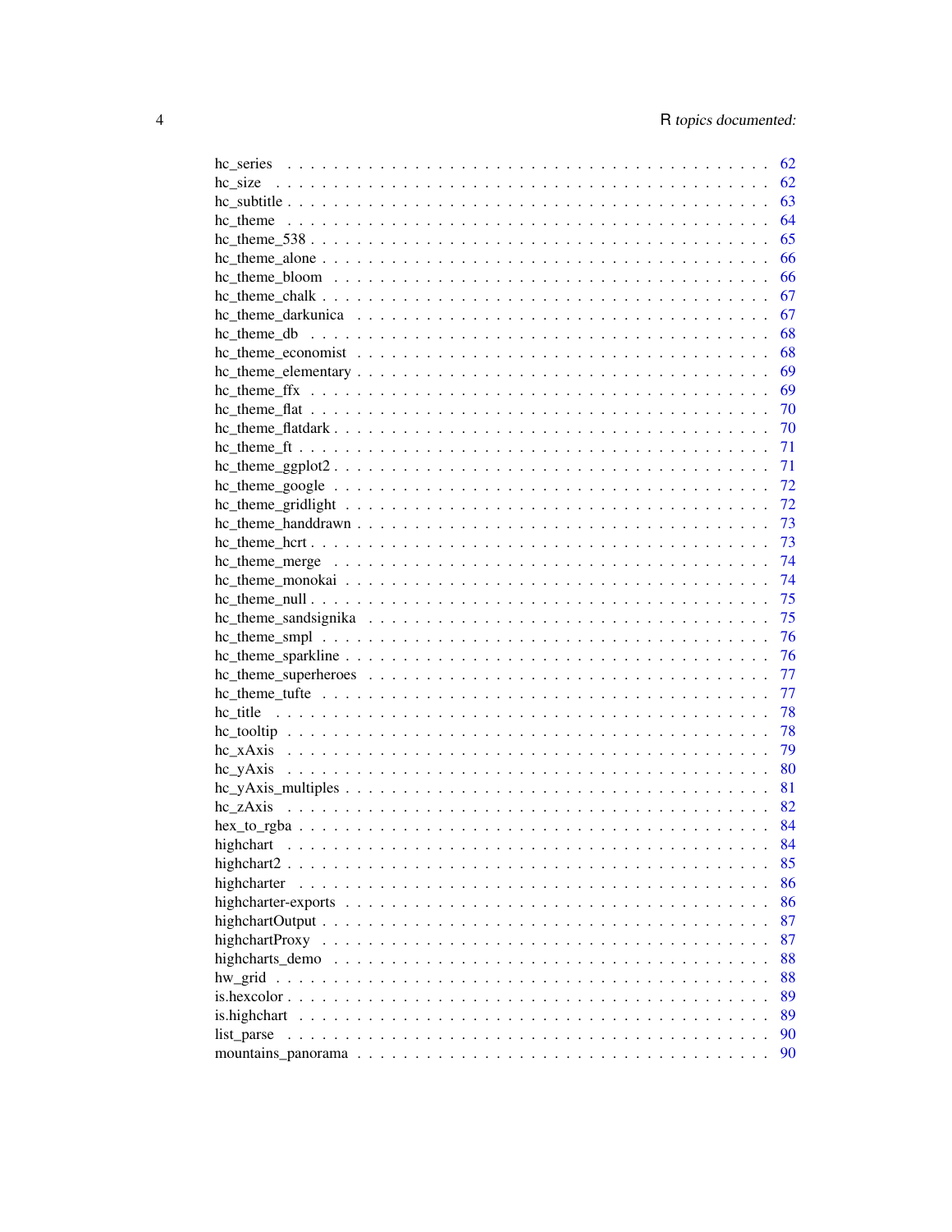hc_series . . . . . . . . . . . . . . . . . . . . . . . . . . . . . . . . . . . . . . . . 62
hc_size . . . . . . . . . . . . . . . . . . . . . . . . . . . . . . . . . . . . . . . . 62
hc_subtitle . . . . . . . . . . . . . . . . . . . . . . . . . . . . . . . . . . . . . . . . 63
hc_theme . . . . . . . . . . . . . . . . . . . . . . . . . . . . . . . . . . . . . . . . 64
hc_theme_538 . . . . . . . . . . . . . . . . . . . . . . . . . . . . . . . . . . . . . . . . 65
hc_theme_alone . . . . . . . . . . . . . . . . . . . . . . . . . . . . . . . . . . . . . . . . 66
hc_theme_bloom . . . . . . . . . . . . . . . . . . . . . . . . . . . . . . . . . . . . . . . . 66
hc_theme_chalk . . . . . . . . . . . . . . . . . . . . . . . . . . . . . . . . . . . . . . . . 67
hc_theme_darkunica . . . . . . . . . . . . . . . . . . . . . . . . . . . . . . . . . . . . . . . . 67
hc_theme_db . . . . . . . . . . . . . . . . . . . . . . . . . . . . . . . . . . . . . . . . 68
hc_theme_economist . . . . . . . . . . . . . . . . . . . . . . . . . . . . . . . . . . . . . . . . 68
hc_theme_elementary . . . . . . . . . . . . . . . . . . . . . . . . . . . . . . . . . . . . . . . . 69
hc_theme_ffx . . . . . . . . . . . . . . . . . . . . . . . . . . . . . . . . . . . . . . . . 69
hc_theme_flat . . . . . . . . . . . . . . . . . . . . . . . . . . . . . . . . . . . . . . . . 70
hc_theme_flatdark . . . . . . . . . . . . . . . . . . . . . . . . . . . . . . . . . . . . . . . . 70
hc_theme_ft . . . . . . . . . . . . . . . . . . . . . . . . . . . . . . . . . . . . . . . . 71
hc_theme_ggplot2 . . . . . . . . . . . . . . . . . . . . . . . . . . . . . . . . . . . . . . . . 71
hc_theme_google . . . . . . . . . . . . . . . . . . . . . . . . . . . . . . . . . . . . . . . . 72
hc_theme_gridlight . . . . . . . . . . . . . . . . . . . . . . . . . . . . . . . . . . . . . . . . 72
hc_theme_handdrawn . . . . . . . . . . . . . . . . . . . . . . . . . . . . . . . . . . . . . . . . 73
hc_theme_hcrt . . . . . . . . . . . . . . . . . . . . . . . . . . . . . . . . . . . . . . . . 73
hc_theme_merge . . . . . . . . . . . . . . . . . . . . . . . . . . . . . . . . . . . . . . . . 74
hc_theme_monokai . . . . . . . . . . . . . . . . . . . . . . . . . . . . . . . . . . . . . . . . 74
hc_theme_null . . . . . . . . . . . . . . . . . . . . . . . . . . . . . . . . . . . . . . . . 75
hc_theme_sandsignika . . . . . . . . . . . . . . . . . . . . . . . . . . . . . . . . . . . . . . . . 75
hc_theme_smpl . . . . . . . . . . . . . . . . . . . . . . . . . . . . . . . . . . . . . . . . 76
hc_theme_sparkline . . . . . . . . . . . . . . . . . . . . . . . . . . . . . . . . . . . . . . . . 76
hc_theme_superheroes . . . . . . . . . . . . . . . . . . . . . . . . . . . . . . . . . . . . . . . . 77
hc_theme_tufte . . . . . . . . . . . . . . . . . . . . . . . . . . . . . . . . . . . . . . . . 77
hc_title . . . . . . . . . . . . . . . . . . . . . . . . . . . . . . . . . . . . . . . . 78
hc_tooltip . . . . . . . . . . . . . . . . . . . . . . . . . . . . . . . . . . . . . . . . 78
hc_xAxis . . . . . . . . . . . . . . . . . . . . . . . . . . . . . . . . . . . . . . . . 79
hc_yAxis . . . . . . . . . . . . . . . . . . . . . . . . . . . . . . . . . . . . . . . . 80
hc_yAxis_multiples . . . . . . . . . . . . . . . . . . . . . . . . . . . . . . . . . . . . . . . . 81
hc_zAxis . . . . . . . . . . . . . . . . . . . . . . . . . . . . . . . . . . . . . . . . 82
hex_to_rgba . . . . . . . . . . . . . . . . . . . . . . . . . . . . . . . . . . . . . . . . 84
highchart . . . . . . . . . . . . . . . . . . . . . . . . . . . . . . . . . . . . . . . . 84
highchart2 . . . . . . . . . . . . . . . . . . . . . . . . . . . . . . . . . . . . . . . . 85
highcharter . . . . . . . . . . . . . . . . . . . . . . . . . . . . . . . . . . . . . . . . 86
highcharter-exports . . . . . . . . . . . . . . . . . . . . . . . . . . . . . . . . . . . . . . . . 86
highchartOutput . . . . . . . . . . . . . . . . . . . . . . . . . . . . . . . . . . . . . . . . 87
highchartProxy . . . . . . . . . . . . . . . . . . . . . . . . . . . . . . . . . . . . . . . . 87
highcharts_demo . . . . . . . . . . . . . . . . . . . . . . . . . . . . . . . . . . . . . . . . 88
hw_grid . . . . . . . . . . . . . . . . . . . . . . . . . . . . . . . . . . . . . . . . 88
is.hexcolor . . . . . . . . . . . . . . . . . . . . . . . . . . . . . . . . . . . . . . . . 89
is.highchart . . . . . . . . . . . . . . . . . . . . . . . . . . . . . . . . . . . . . . . . 89
list_parse . . . . . . . . . . . . . . . . . . . . . . . . . . . . . . . . . . . . . . . . 90
mountains_panorama . . . . . . . . . . . . . . . . . . . . . . . . . . . . . . . . . . . . . . . . 90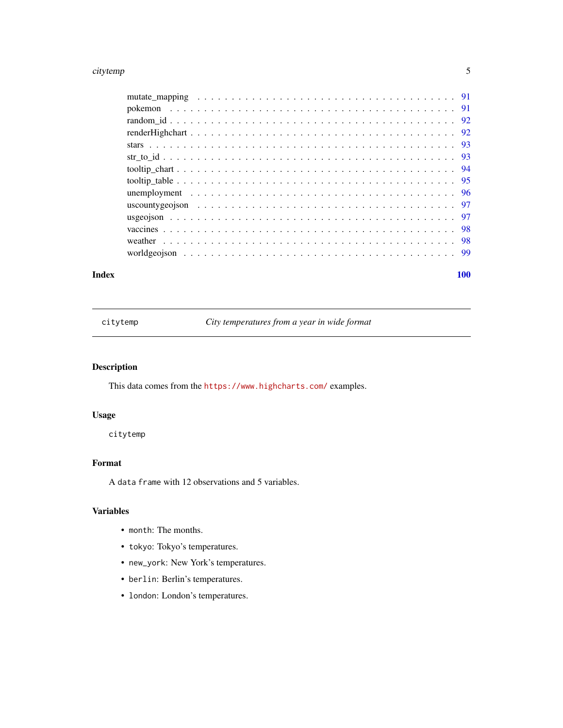mutate_mapping . . . . . . . . . . . . . . . . . . . . . . . . . . . . . . . . . . . . 91
pokemon . . . . . . . . . . . . . . . . . . . . . . . . . . . . . . . . . . . . . . . . 91
random_id . . . . . . . . . . . . . . . . . . . . . . . . . . . . . . . . . . . . . . . 92
renderHighchart . . . . . . . . . . . . . . . . . . . . . . . . . . . . . . . . . . . . 92
stars . . . . . . . . . . . . . . . . . . . . . . . . . . . . . . . . . . . . . . . . . 93
str_to_id . . . . . . . . . . . . . . . . . . . . . . . . . . . . . . . . . . . . . . . 93
tooltip_chart . . . . . . . . . . . . . . . . . . . . . . . . . . . . . . . . . . . . . 94
tooltip_table . . . . . . . . . . . . . . . . . . . . . . . . . . . . . . . . . . . . . 95
unemployment . . . . . . . . . . . . . . . . . . . . . . . . . . . . . . . . . . . . . 96
uscountygeojson . . . . . . . . . . . . . . . . . . . . . . . . . . . . . . . . . . . . 97
usgeojson . . . . . . . . . . . . . . . . . . . . . . . . . . . . . . . . . . . . . . . 97
vaccines . . . . . . . . . . . . . . . . . . . . . . . . . . . . . . . . . . . . . . . . 98
weather . . . . . . . . . . . . . . . . . . . . . . . . . . . . . . . . . . . . . . . . 98
worldgeojson . . . . . . . . . . . . . . . . . . . . . . . . . . . . . . . . . . . . . . 99

**Index** **100**

---

`citytemp` *City temperatures from a year in wide format*

---

## Description

This data comes from the https://www.highcharts.com/ examples.

## Usage

```
citytemp
```

## Format

A `data frame` with 12 observations and 5 variables.

## Variables

- `month`: The months.
- `tokyo`: Tokyo's temperatures.
- `new_york`: New York's temperatures.
- `berlin`: Berlin's temperatures.
- `london`: London's temperatures.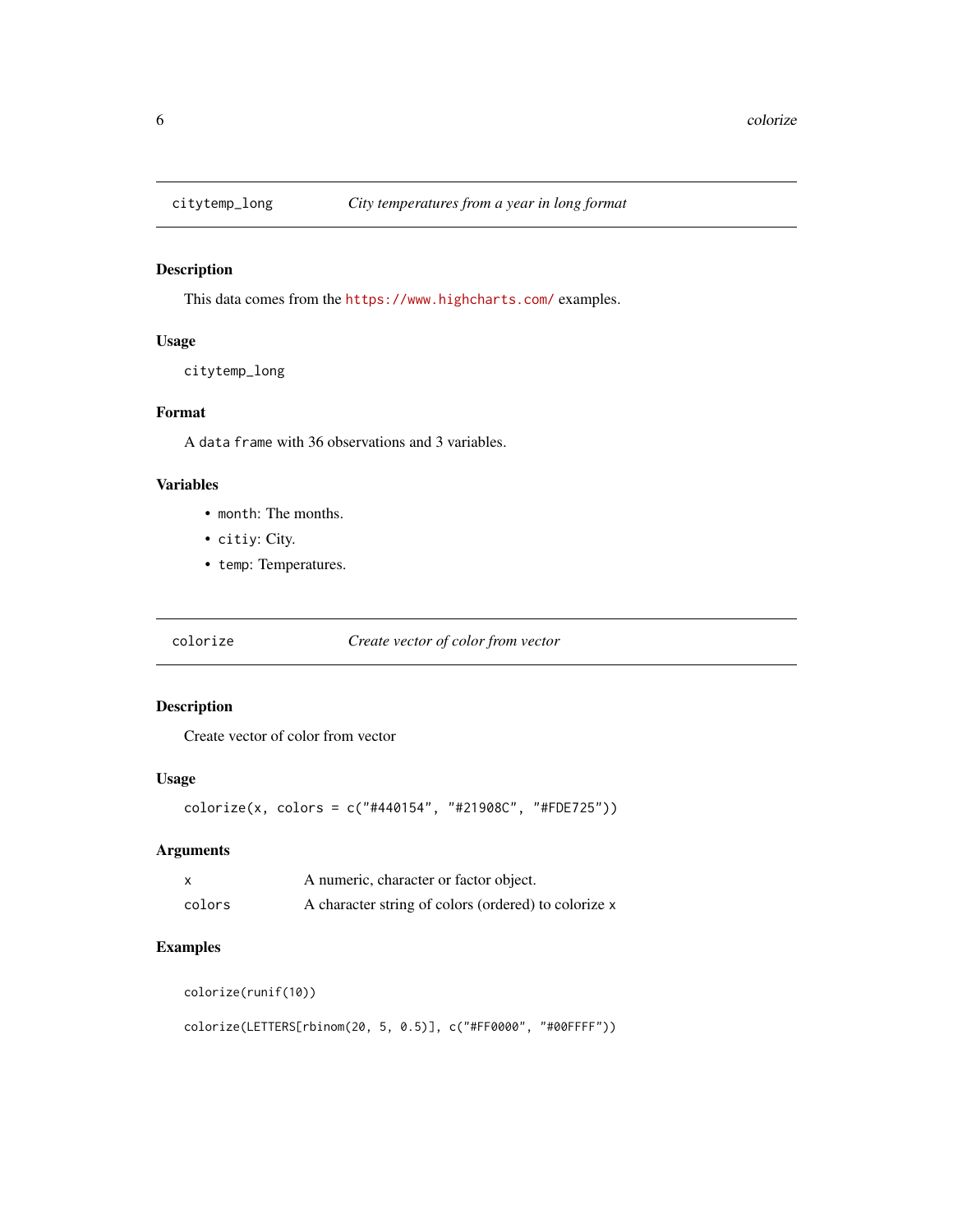## citytemp_long — *City temperatures from a year in long format*

### Description

This data comes from the https://www.highcharts.com/ examples.

### Usage

```
citytemp_long
```

### Format

A data frame with 36 observations and 3 variables.

### Variables

- `month`: The months.
- `citiy`: City.
- `temp`: Temperatures.

## colorize — *Create vector of color from vector*

### Description

Create vector of color from vector

### Usage

```
colorize(x, colors = c("#440154", "#21908C", "#FDE725"))
```

### Arguments

| | |
|---|---|
| x | A numeric, character or factor object. |
| colors | A character string of colors (ordered) to colorize x |

### Examples

```
colorize(runif(10))

colorize(LETTERS[rbinom(20, 5, 0.5)], c("#FF0000", "#00FFFF"))
```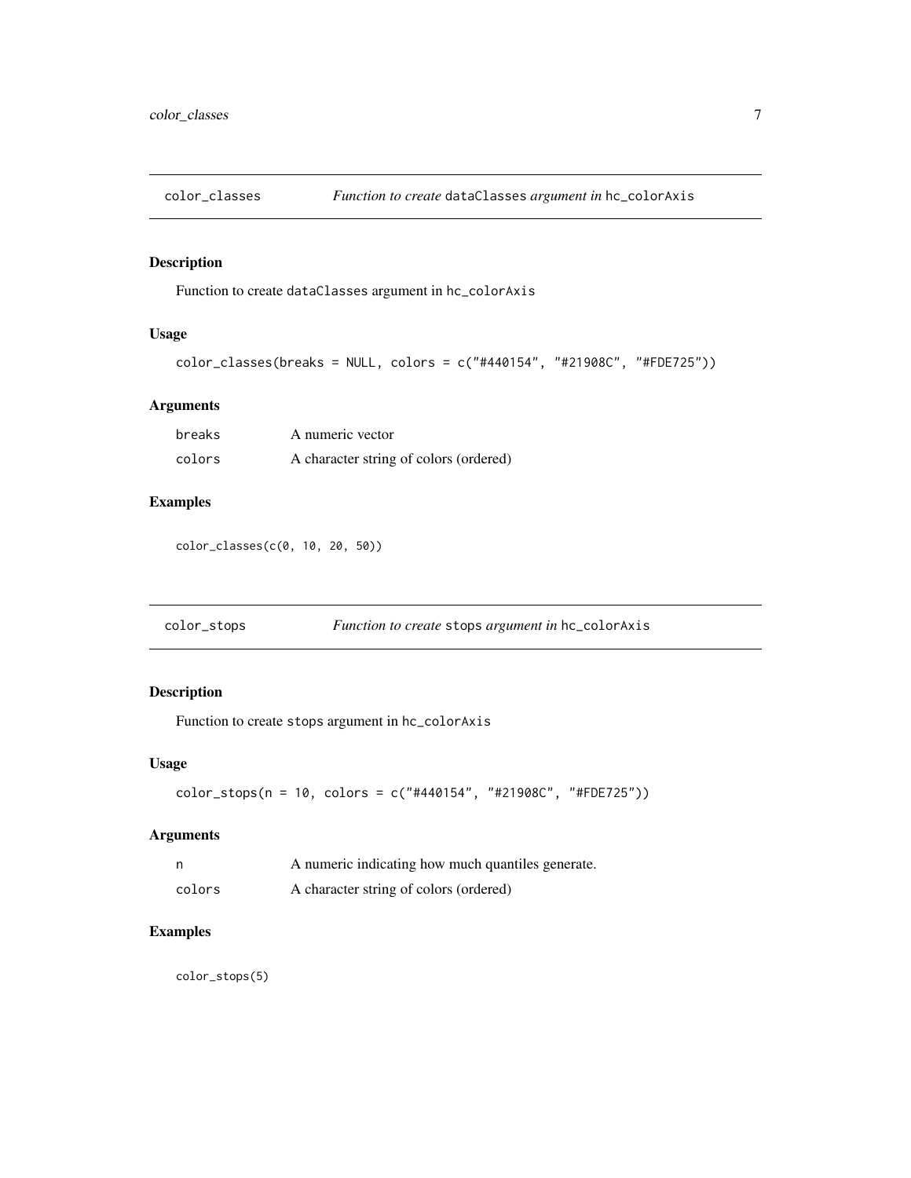## color_classes — *Function to create* dataClasses *argument in* hc_colorAxis

### Description

Function to create dataClasses argument in hc_colorAxis

### Usage

```
color_classes(breaks = NULL, colors = c("#440154", "#21908C", "#FDE725"))
```

### Arguments

| | |
|---|---|
| breaks | A numeric vector |
| colors | A character string of colors (ordered) |

### Examples

```
color_classes(c(0, 10, 20, 50))
```

## color_stops — *Function to create* stops *argument in* hc_colorAxis

### Description

Function to create stops argument in hc_colorAxis

### Usage

```
color_stops(n = 10, colors = c("#440154", "#21908C", "#FDE725"))
```

### Arguments

| | |
|---|---|
| n | A numeric indicating how much quantiles generate. |
| colors | A character string of colors (ordered) |

### Examples

```
color_stops(5)
```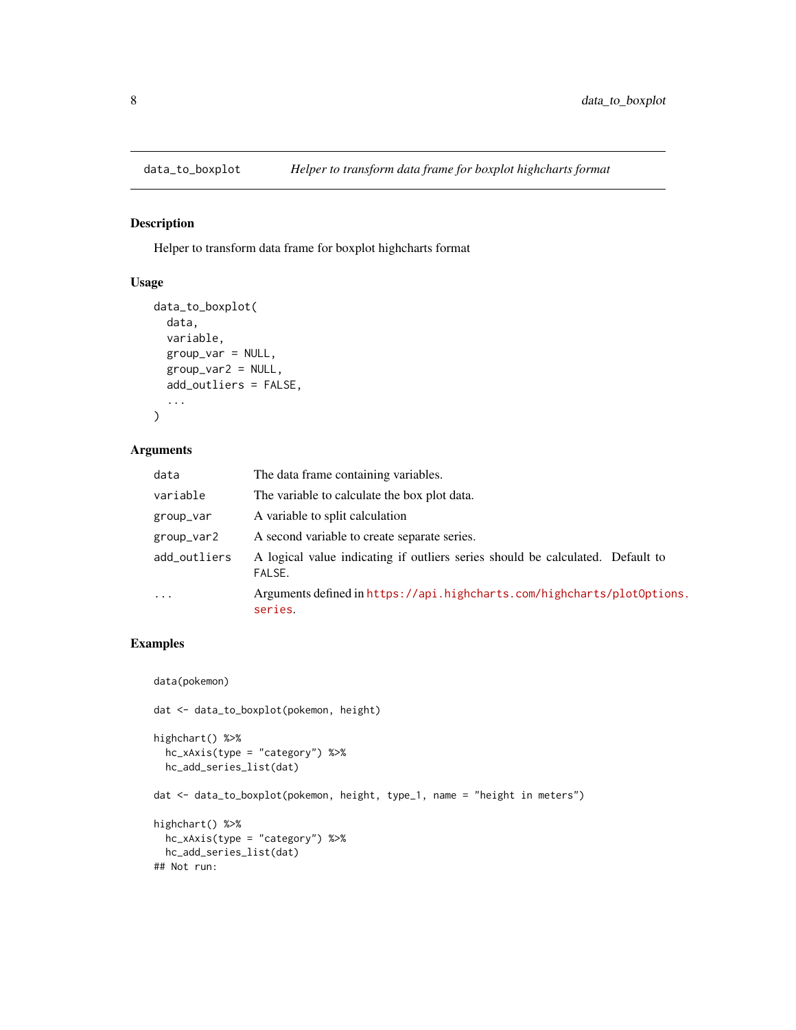# data_to_boxplot — *Helper to transform data frame for boxplot highcharts format*

## Description

Helper to transform data frame for boxplot highcharts format

## Usage

```
data_to_boxplot(
  data,
  variable,
  group_var = NULL,
  group_var2 = NULL,
  add_outliers = FALSE,
  ...
)
```

## Arguments

| | |
|---|---|
| data | The data frame containing variables. |
| variable | The variable to calculate the box plot data. |
| group_var | A variable to split calculation |
| group_var2 | A second variable to create separate series. |
| add_outliers | A logical value indicating if outliers series should be calculated. Default to FALSE. |
| ... | Arguments defined in https://api.highcharts.com/highcharts/plotOptions.series. |

## Examples

```
data(pokemon)

dat <- data_to_boxplot(pokemon, height)

highchart() %>%
  hc_xAxis(type = "category") %>%
  hc_add_series_list(dat)

dat <- data_to_boxplot(pokemon, height, type_1, name = "height in meters")

highchart() %>%
  hc_xAxis(type = "category") %>%
  hc_add_series_list(dat)
## Not run:
```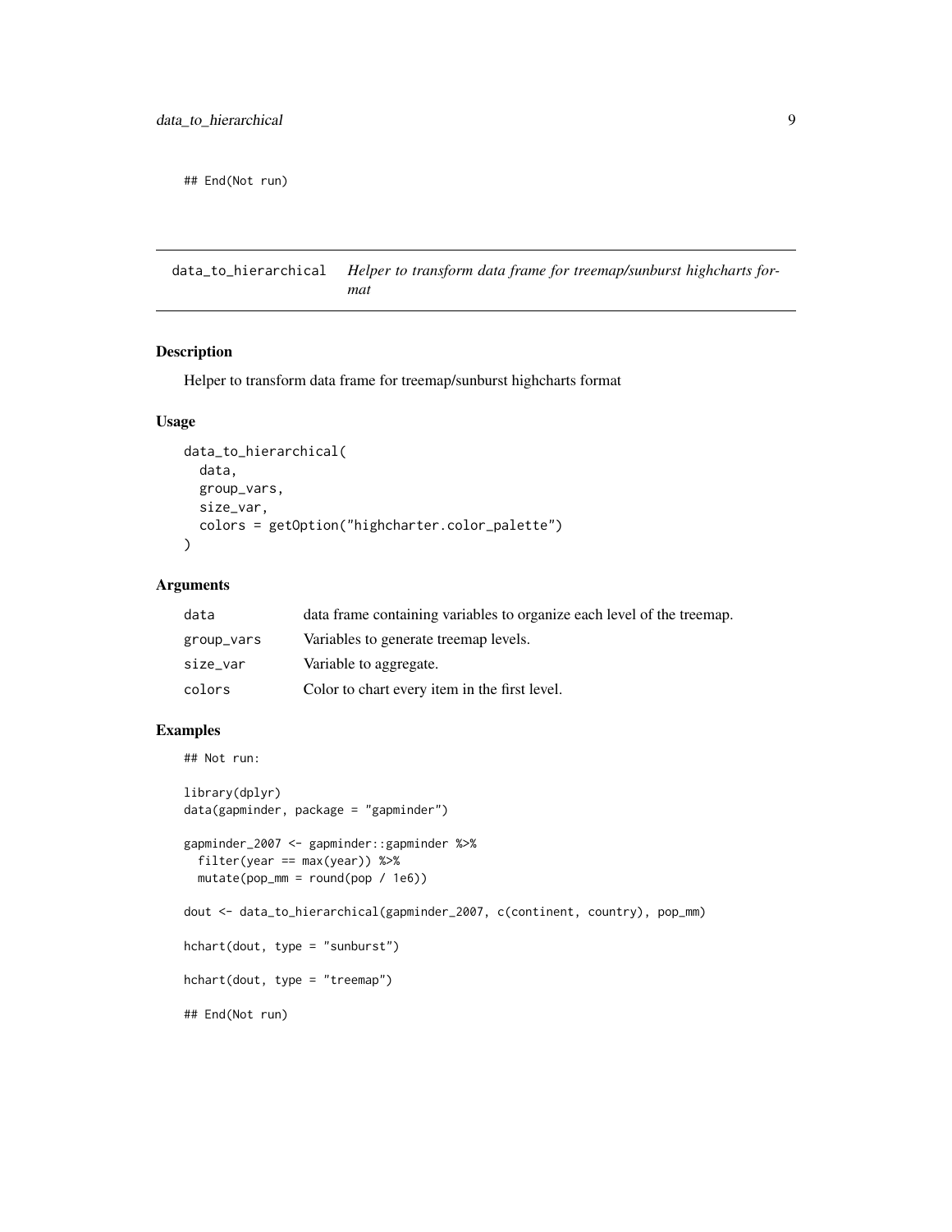```
## End(Not run)
```

## data_to_hierarchical — *Helper to transform data frame for treemap/sunburst highcharts format*

### Description

Helper to transform data frame for treemap/sunburst highcharts format

### Usage

```
data_to_hierarchical(
  data,
  group_vars,
  size_var,
  colors = getOption("highcharter.color_palette")
)
```

### Arguments

| | |
|---|---|
| data | data frame containing variables to organize each level of the treemap. |
| group_vars | Variables to generate treemap levels. |
| size_var | Variable to aggregate. |
| colors | Color to chart every item in the first level. |

### Examples

```
## Not run:

library(dplyr)
data(gapminder, package = "gapminder")

gapminder_2007 <- gapminder::gapminder %>%
  filter(year == max(year)) %>%
  mutate(pop_mm = round(pop / 1e6))

dout <- data_to_hierarchical(gapminder_2007, c(continent, country), pop_mm)

hchart(dout, type = "sunburst")

hchart(dout, type = "treemap")

## End(Not run)
```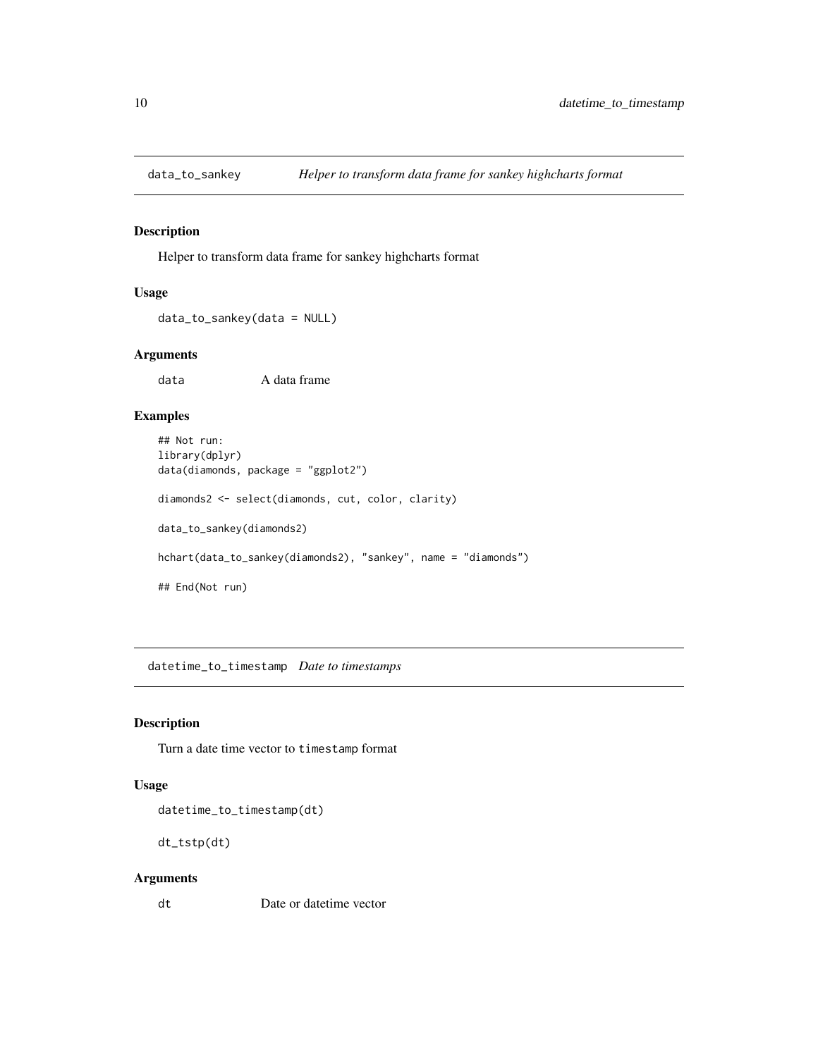## data_to_sankey — *Helper to transform data frame for sankey highcharts format*

### Description

Helper to transform data frame for sankey highcharts format

### Usage

```
data_to_sankey(data = NULL)
```

### Arguments

| | |
|---|---|
| data | A data frame |

### Examples

```
## Not run:
library(dplyr)
data(diamonds, package = "ggplot2")

diamonds2 <- select(diamonds, cut, color, clarity)

data_to_sankey(diamonds2)

hchart(data_to_sankey(diamonds2), "sankey", name = "diamonds")

## End(Not run)
```

## datetime_to_timestamp — *Date to timestamps*

### Description

Turn a date time vector to `timestamp` format

### Usage

```
datetime_to_timestamp(dt)

dt_tstp(dt)
```

### Arguments

| | |
|---|---|
| dt | Date or datetime vector |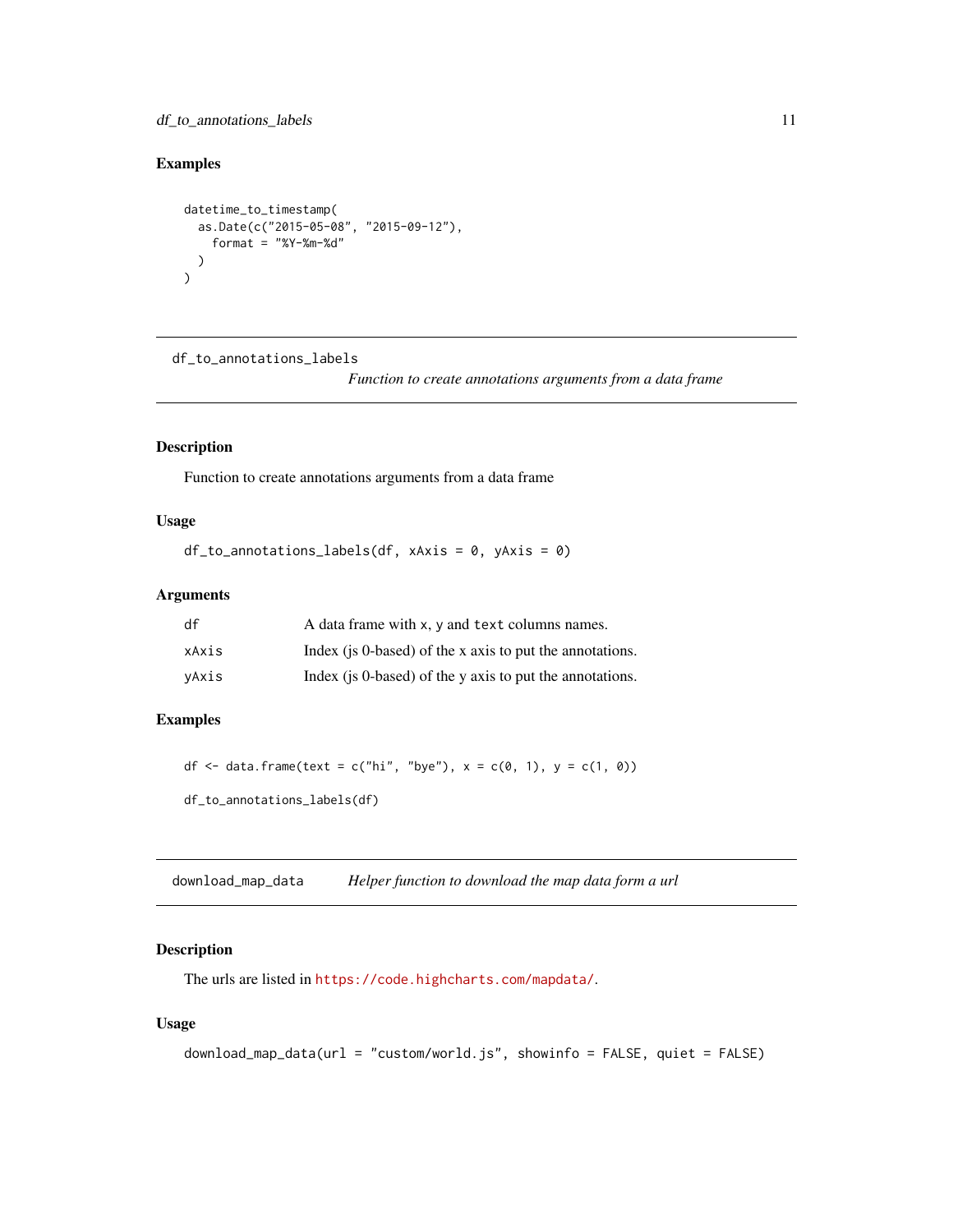## Examples

```
datetime_to_timestamp(
  as.Date(c("2015-05-08", "2015-09-12"),
    format = "%Y-%m-%d"
  )
)
```

---

# df_to_annotations_labels

*Function to create annotations arguments from a data frame*

## Description

Function to create annotations arguments from a data frame

## Usage

```
df_to_annotations_labels(df, xAxis = 0, yAxis = 0)
```

## Arguments

| | |
|---|---|
| df | A data frame with `x`, `y` and `text` columns names. |
| xAxis | Index (js 0-based) of the x axis to put the annotations. |
| yAxis | Index (js 0-based) of the y axis to put the annotations. |

## Examples

```
df <- data.frame(text = c("hi", "bye"), x = c(0, 1), y = c(1, 0))

df_to_annotations_labels(df)
```

---

# download_map_data

*Helper function to download the map data form a url*

## Description

The urls are listed in https://code.highcharts.com/mapdata/.

## Usage

```
download_map_data(url = "custom/world.js", showinfo = FALSE, quiet = FALSE)
```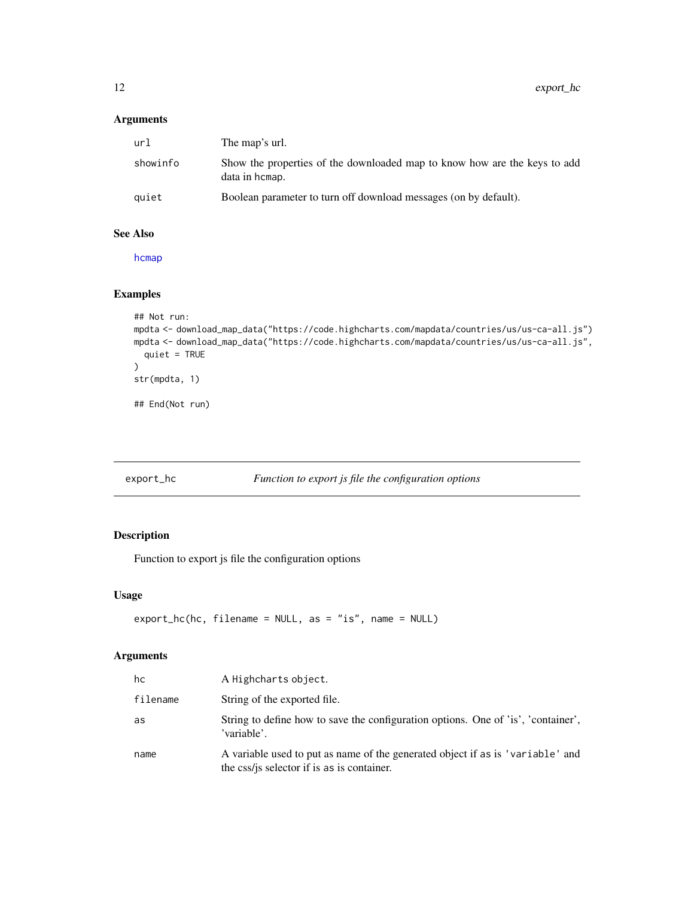### Arguments

| | |
|---|---|
| url | The map's url. |
| showinfo | Show the properties of the downloaded map to know how are the keys to add data in hcmap. |
| quiet | Boolean parameter to turn off download messages (on by default). |

### See Also

hcmap

### Examples

```
## Not run:
mpdta <- download_map_data("https://code.highcharts.com/mapdata/countries/us/us-ca-all.js")
mpdta <- download_map_data("https://code.highcharts.com/mapdata/countries/us/us-ca-all.js",
  quiet = TRUE
)
str(mpdta, 1)

## End(Not run)
```

---

## export_hc *Function to export js file the configuration options*

### Description

Function to export js file the configuration options

### Usage

```
export_hc(hc, filename = NULL, as = "is", name = NULL)
```

### Arguments

| | |
|---|---|
| hc | A Highcharts object. |
| filename | String of the exported file. |
| as | String to define how to save the configuration options. One of 'is', 'container', 'variable'. |
| name | A variable used to put as name of the generated object if as is 'variable' and the css/js selector if is as is container. |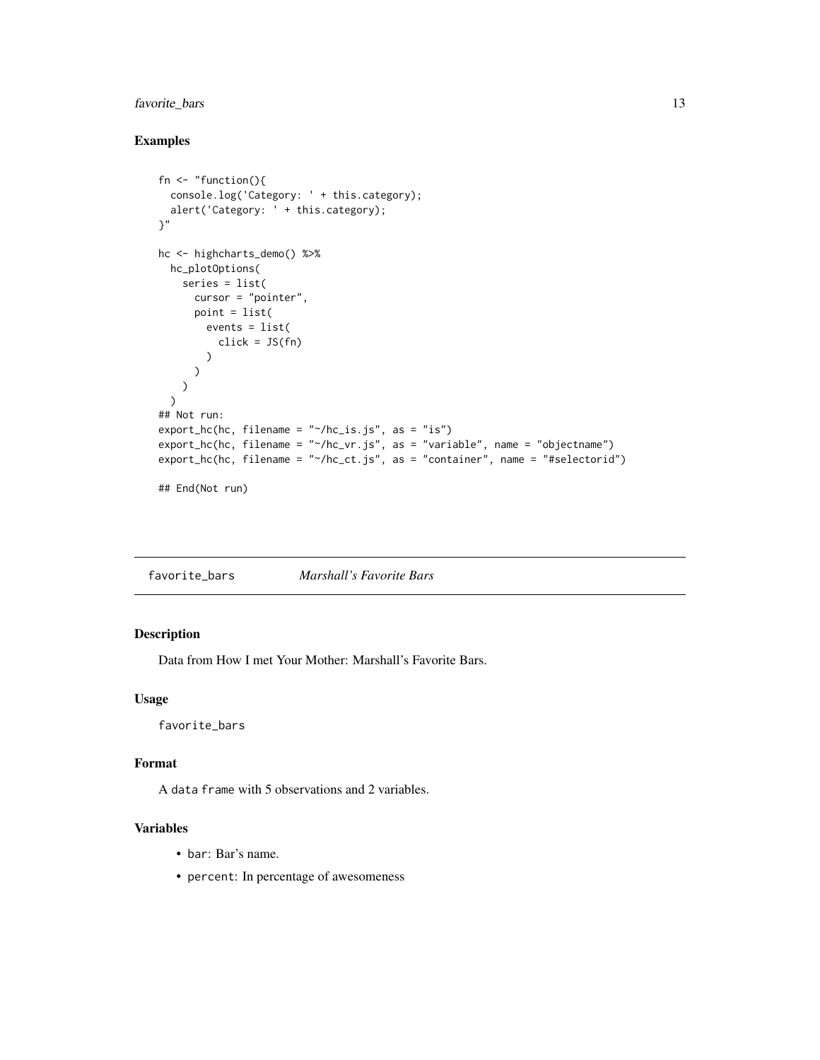### Examples

```
fn <- "function(){
  console.log('Category: ' + this.category);
  alert('Category: ' + this.category);
}"

hc <- highcharts_demo() %>%
  hc_plotOptions(
    series = list(
      cursor = "pointer",
      point = list(
        events = list(
          click = JS(fn)
        )
      )
    )
  )
## Not run:
export_hc(hc, filename = "~/hc_is.js", as = "is")
export_hc(hc, filename = "~/hc_vr.js", as = "variable", name = "objectname")
export_hc(hc, filename = "~/hc_ct.js", as = "container", name = "#selectorid")

## End(Not run)
```

---

## favorite_bars &nbsp;&nbsp;&nbsp;&nbsp; *Marshall's Favorite Bars*

### Description

Data from How I met Your Mother: Marshall's Favorite Bars.

### Usage

```
favorite_bars
```

### Format

A `data frame` with 5 observations and 2 variables.

### Variables

- `bar`: Bar's name.
- `percent`: In percentage of awesomeness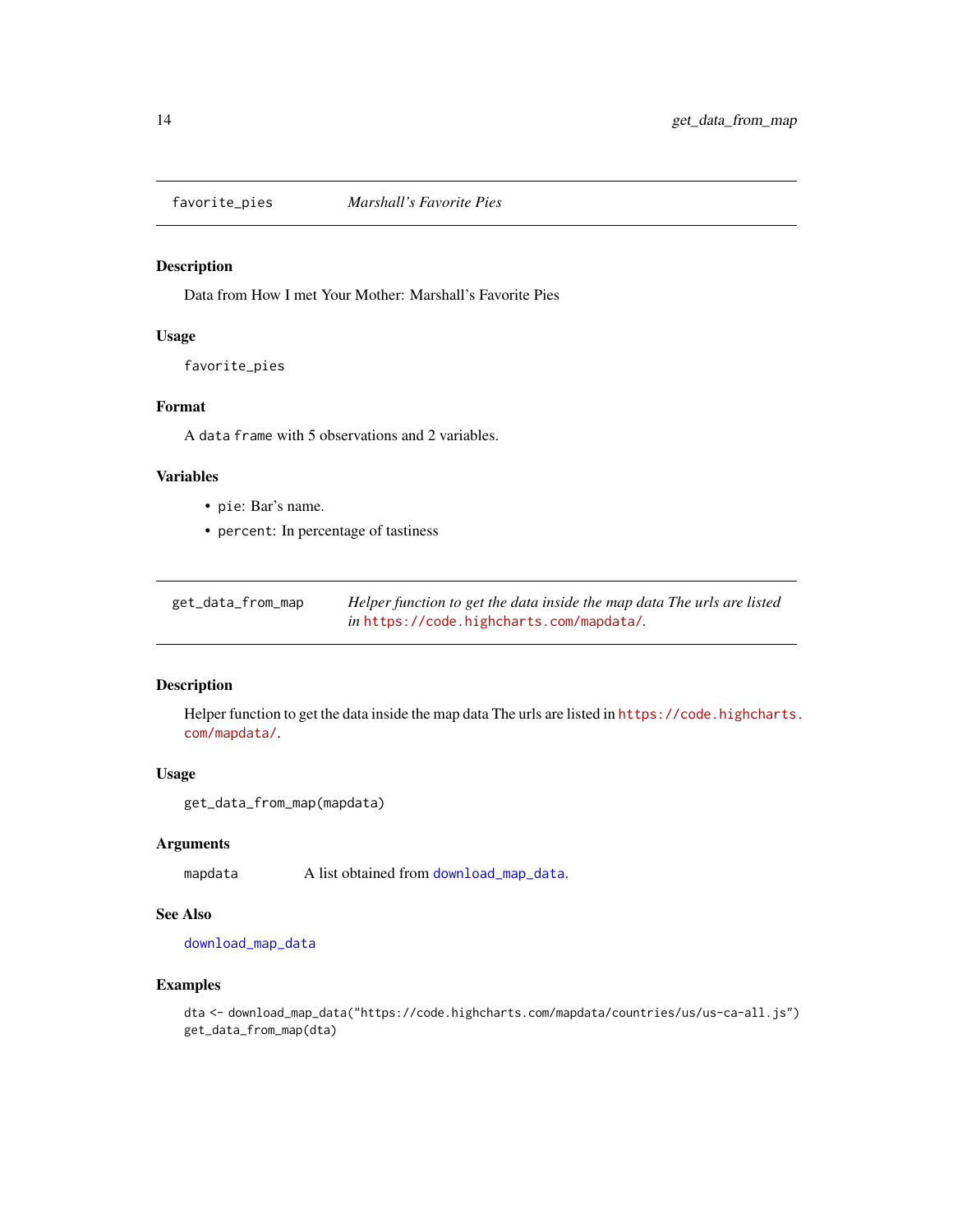## favorite_pies — *Marshall's Favorite Pies*

### Description

Data from How I met Your Mother: Marshall's Favorite Pies

### Usage

```
favorite_pies
```

### Format

A `data frame` with 5 observations and 2 variables.

### Variables

- `pie`: Bar's name.
- `percent`: In percentage of tastiness

## get_data_from_map — *Helper function to get the data inside the map data The urls are listed in https://code.highcharts.com/mapdata/.*

### Description

Helper function to get the data inside the map data The urls are listed in https://code.highcharts.com/mapdata/.

### Usage

```
get_data_from_map(mapdata)
```

### Arguments

| | |
|---|---|
| `mapdata` | A list obtained from `download_map_data`. |

### See Also

`download_map_data`

### Examples

```
dta <- download_map_data("https://code.highcharts.com/mapdata/countries/us/us-ca-all.js")
get_data_from_map(dta)
```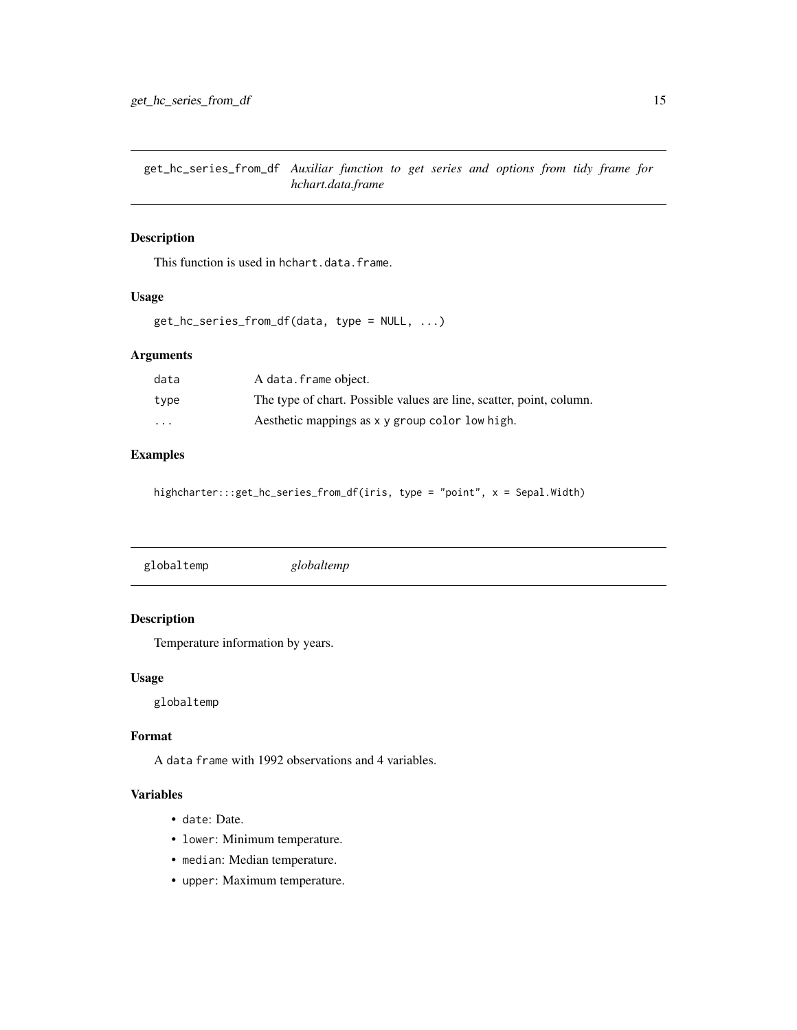## get_hc_series_from_df *Auxiliar function to get series and options from tidy frame for hchart.data.frame*

### Description

This function is used in `hchart.data.frame`.

### Usage

```
get_hc_series_from_df(data, type = NULL, ...)
```

### Arguments

| | |
|---|---|
| data | A `data.frame` object. |
| type | The type of chart. Possible values are line, scatter, point, column. |
| ... | Aesthetic mappings as `x` `y` `group` `color` `low` `high`. |

### Examples

```
highcharter:::get_hc_series_from_df(iris, type = "point", x = Sepal.Width)
```

## globaltemp *globaltemp*

### Description

Temperature information by years.

### Usage

```
globaltemp
```

### Format

A `data frame` with 1992 observations and 4 variables.

### Variables

- `date`: Date.
- `lower`: Minimum temperature.
- `median`: Median temperature.
- `upper`: Maximum temperature.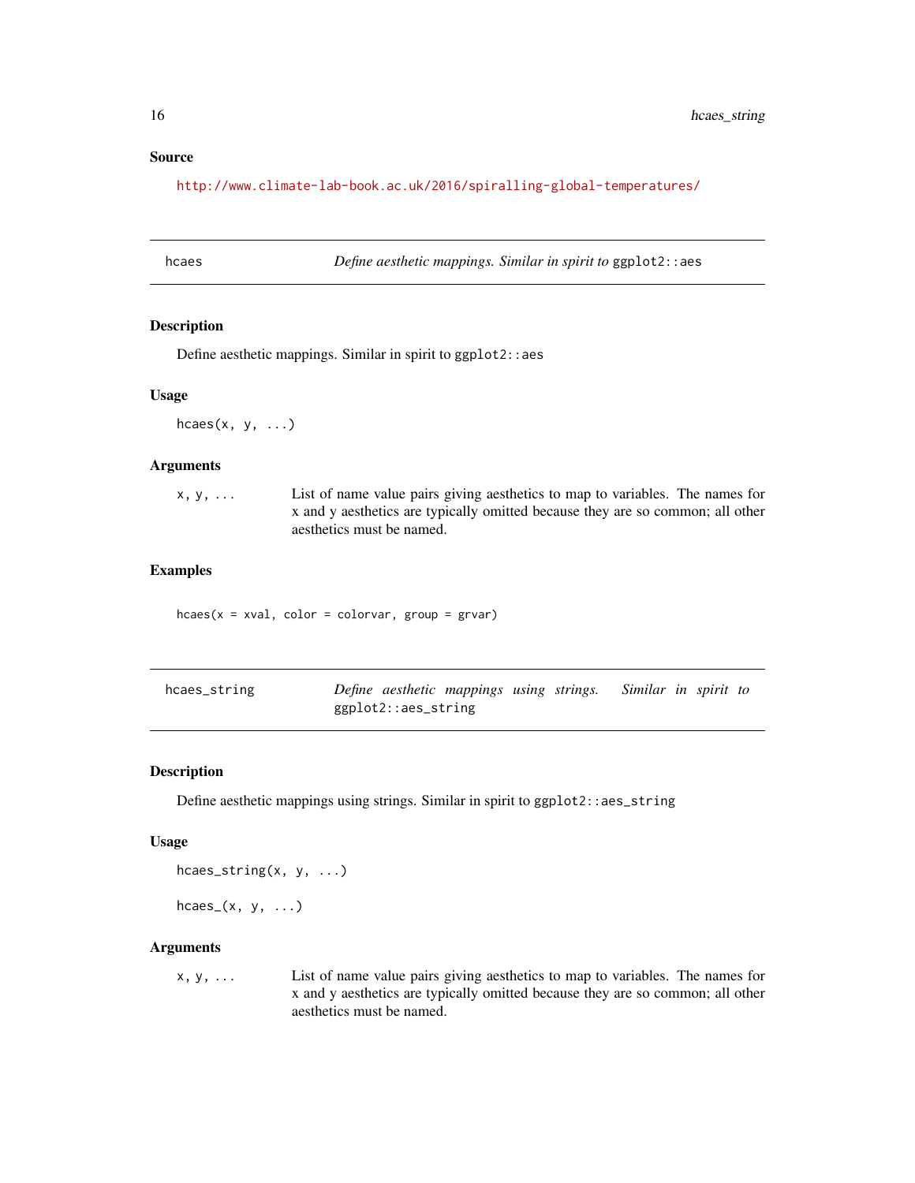## Source

http://www.climate-lab-book.ac.uk/2016/spiralling-global-temperatures/

---

## hcaes — *Define aesthetic mappings. Similar in spirit to* `ggplot2::aes`

### Description

Define aesthetic mappings. Similar in spirit to `ggplot2::aes`

### Usage

```
hcaes(x, y, ...)
```

### Arguments

| | |
|---|---|
| `x, y, ...` | List of name value pairs giving aesthetics to map to variables. The names for x and y aesthetics are typically omitted because they are so common; all other aesthetics must be named. |

### Examples

```
hcaes(x = xval, color = colorvar, group = grvar)
```

---

## hcaes_string — *Define aesthetic mappings using strings. Similar in spirit to* `ggplot2::aes_string`

### Description

Define aesthetic mappings using strings. Similar in spirit to `ggplot2::aes_string`

### Usage

```
hcaes_string(x, y, ...)

hcaes_(x, y, ...)
```

### Arguments

| | |
|---|---|
| `x, y, ...` | List of name value pairs giving aesthetics to map to variables. The names for x and y aesthetics are typically omitted because they are so common; all other aesthetics must be named. |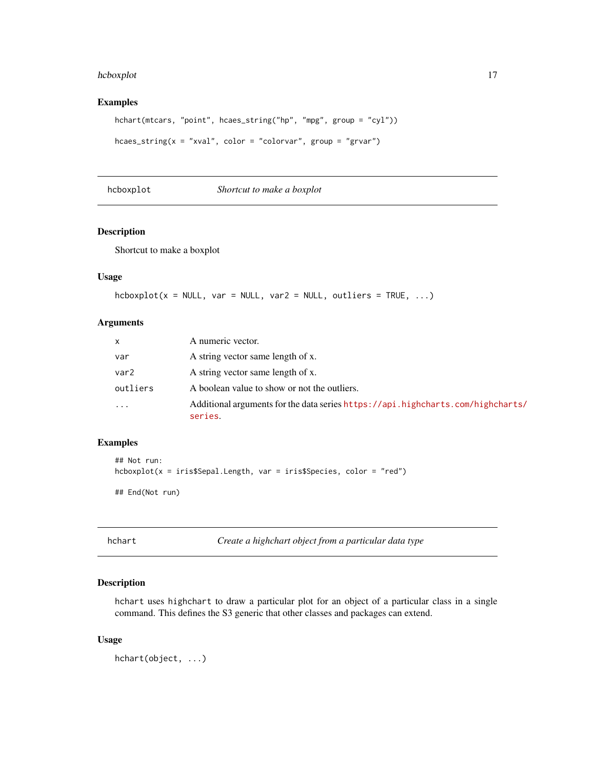### Examples

```
hchart(mtcars, "point", hcaes_string("hp", "mpg", group = "cyl"))

hcaes_string(x = "xval", color = "colorvar", group = "grvar")
```

## hcboxplot — *Shortcut to make a boxplot*

### Description

Shortcut to make a boxplot

### Usage

```
hcboxplot(x = NULL, var = NULL, var2 = NULL, outliers = TRUE, ...)
```

### Arguments

| | |
|---|---|
| `x` | A numeric vector. |
| `var` | A string vector same length of x. |
| `var2` | A string vector same length of x. |
| `outliers` | A boolean value to show or not the outliers. |
| `...` | Additional arguments for the data series https://api.highcharts.com/highcharts/series. |

### Examples

```
## Not run:
hcboxplot(x = iris$Sepal.Length, var = iris$Species, color = "red")

## End(Not run)
```

## hchart — *Create a highchart object from a particular data type*

### Description

`hchart` uses `highchart` to draw a particular plot for an object of a particular class in a single command. This defines the S3 generic that other classes and packages can extend.

### Usage

```
hchart(object, ...)
```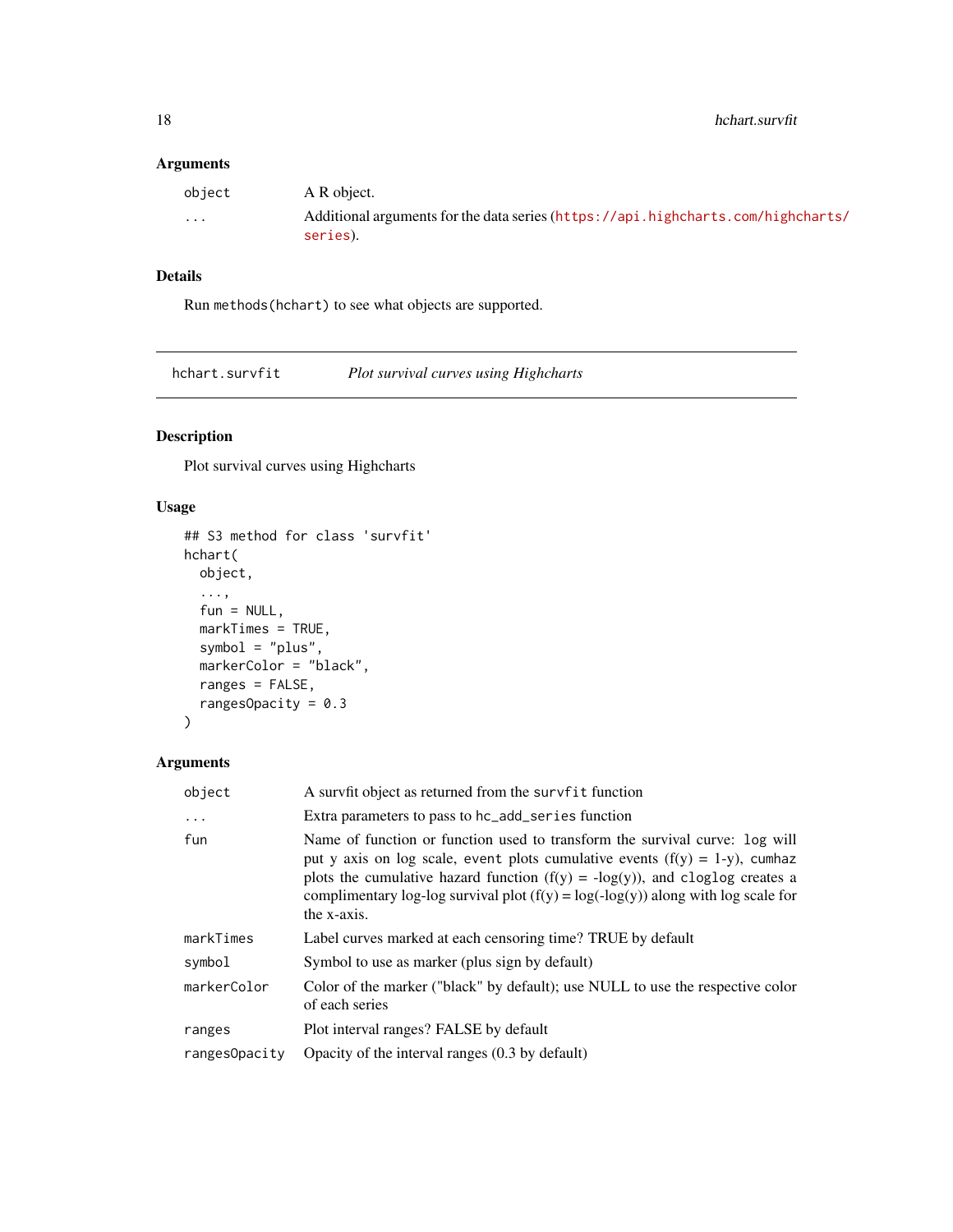### Arguments

| | |
|---|---|
| `object` | A R object. |
| `...` | Additional arguments for the data series (https://api.highcharts.com/highcharts/series). |

### Details

Run `methods(hchart)` to see what objects are supported.

---

## hchart.survfit *Plot survival curves using Highcharts*

---

### Description

Plot survival curves using Highcharts

### Usage

```
## S3 method for class 'survfit'
hchart(
  object,
  ...,
  fun = NULL,
  markTimes = TRUE,
  symbol = "plus",
  markerColor = "black",
  ranges = FALSE,
  rangesOpacity = 0.3
)
```

### Arguments

| | |
|---|---|
| `object` | A survfit object as returned from the `survfit` function |
| `...` | Extra parameters to pass to `hc_add_series` function |
| `fun` | Name of function or function used to transform the survival curve: `log` will put y axis on log scale, `event` plots cumulative events (f(y) = 1-y), `cumhaz` plots the cumulative hazard function (f(y) = -log(y)), and `cloglog` creates a complimentary log-log survival plot (f(y) = log(-log(y)) along with log scale for the x-axis. |
| `markTimes` | Label curves marked at each censoring time? TRUE by default |
| `symbol` | Symbol to use as marker (plus sign by default) |
| `markerColor` | Color of the marker ("black" by default); use NULL to use the respective color of each series |
| `ranges` | Plot interval ranges? FALSE by default |
| `rangesOpacity` | Opacity of the interval ranges (0.3 by default) |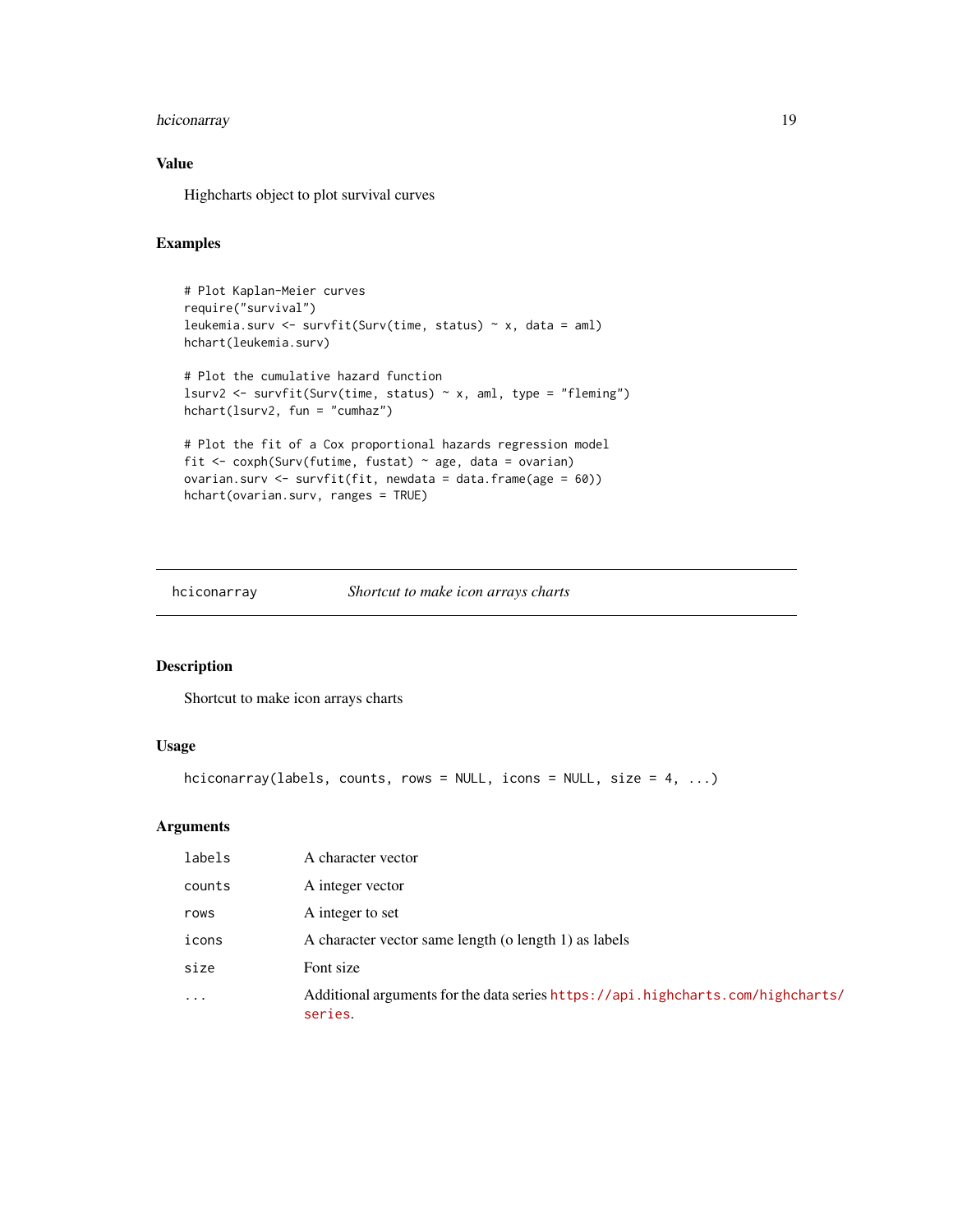## Value

Highcharts object to plot survival curves

## Examples

```
# Plot Kaplan-Meier curves
require("survival")
leukemia.surv <- survfit(Surv(time, status) ~ x, data = aml)
hchart(leukemia.surv)

# Plot the cumulative hazard function
lsurv2 <- survfit(Surv(time, status) ~ x, aml, type = "fleming")
hchart(lsurv2, fun = "cumhaz")

# Plot the fit of a Cox proportional hazards regression model
fit <- coxph(Surv(futime, fustat) ~ age, data = ovarian)
ovarian.surv <- survfit(fit, newdata = data.frame(age = 60))
hchart(ovarian.surv, ranges = TRUE)
```

---

# hciconarray — *Shortcut to make icon arrays charts*

## Description

Shortcut to make icon arrays charts

## Usage

```
hciconarray(labels, counts, rows = NULL, icons = NULL, size = 4, ...)
```

## Arguments

| | |
|---|---|
| labels | A character vector |
| counts | A integer vector |
| rows | A integer to set |
| icons | A character vector same length (o length 1) as labels |
| size | Font size |
| ... | Additional arguments for the data series https://api.highcharts.com/highcharts/series. |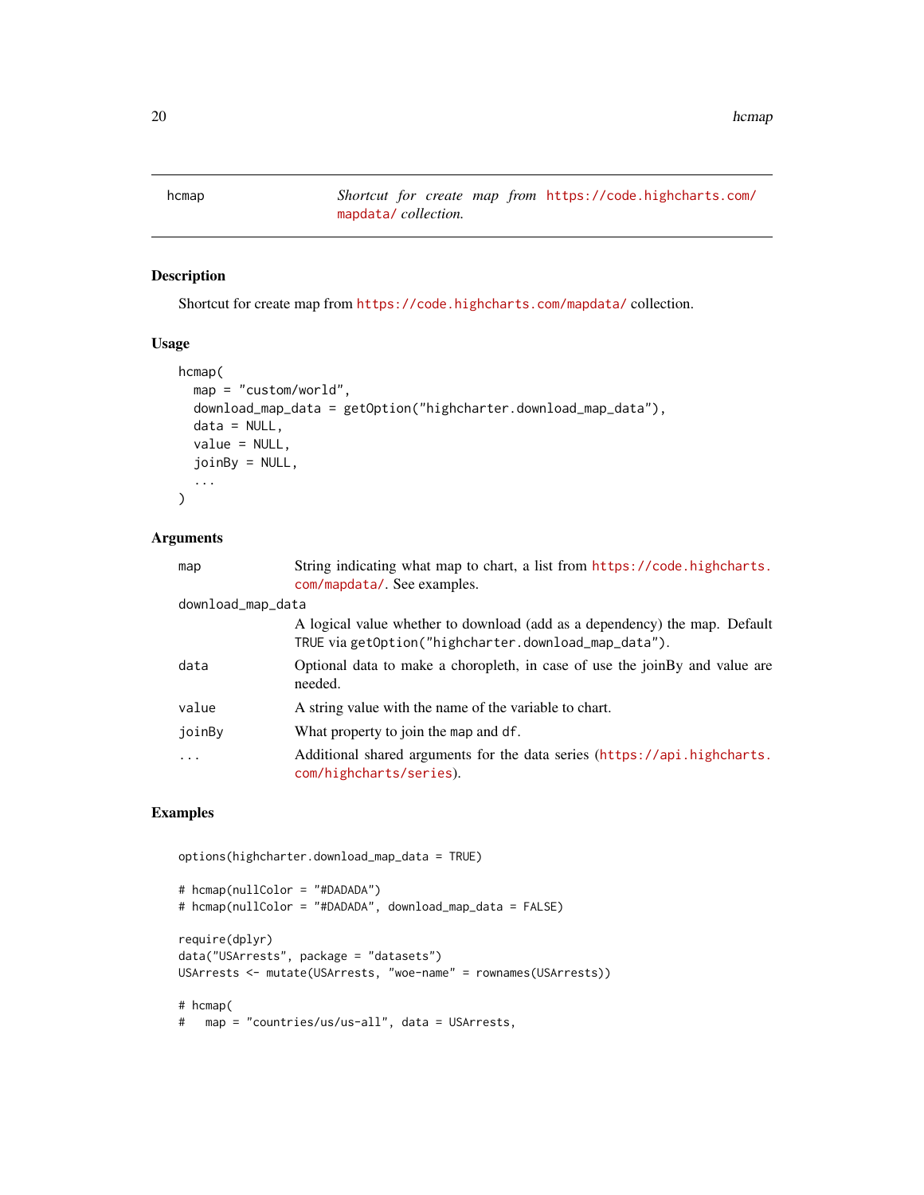hcmap — *Shortcut for create map from https://code.highcharts.com/mapdata/ collection.*

## Description

Shortcut for create map from https://code.highcharts.com/mapdata/ collection.

## Usage

```
hcmap(
  map = "custom/world",
  download_map_data = getOption("highcharter.download_map_data"),
  data = NULL,
  value = NULL,
  joinBy = NULL,
  ...
)
```

## Arguments

| | |
|---|---|
| map | String indicating what map to chart, a list from https://code.highcharts.com/mapdata/. See examples. |
| download_map_data | A logical value whether to download (add as a dependency) the map. Default TRUE via getOption("highcharter.download_map_data"). |
| data | Optional data to make a choropleth, in case of use the joinBy and value are needed. |
| value | A string value with the name of the variable to chart. |
| joinBy | What property to join the map and df. |
| ... | Additional shared arguments for the data series (https://api.highcharts.com/highcharts/series). |

## Examples

```
options(highcharter.download_map_data = TRUE)

# hcmap(nullColor = "#DADADA")
# hcmap(nullColor = "#DADADA", download_map_data = FALSE)

require(dplyr)
data("USArrests", package = "datasets")
USArrests <- mutate(USArrests, "woe-name" = rownames(USArrests))

# hcmap(
#   map = "countries/us/us-all", data = USArrests,
```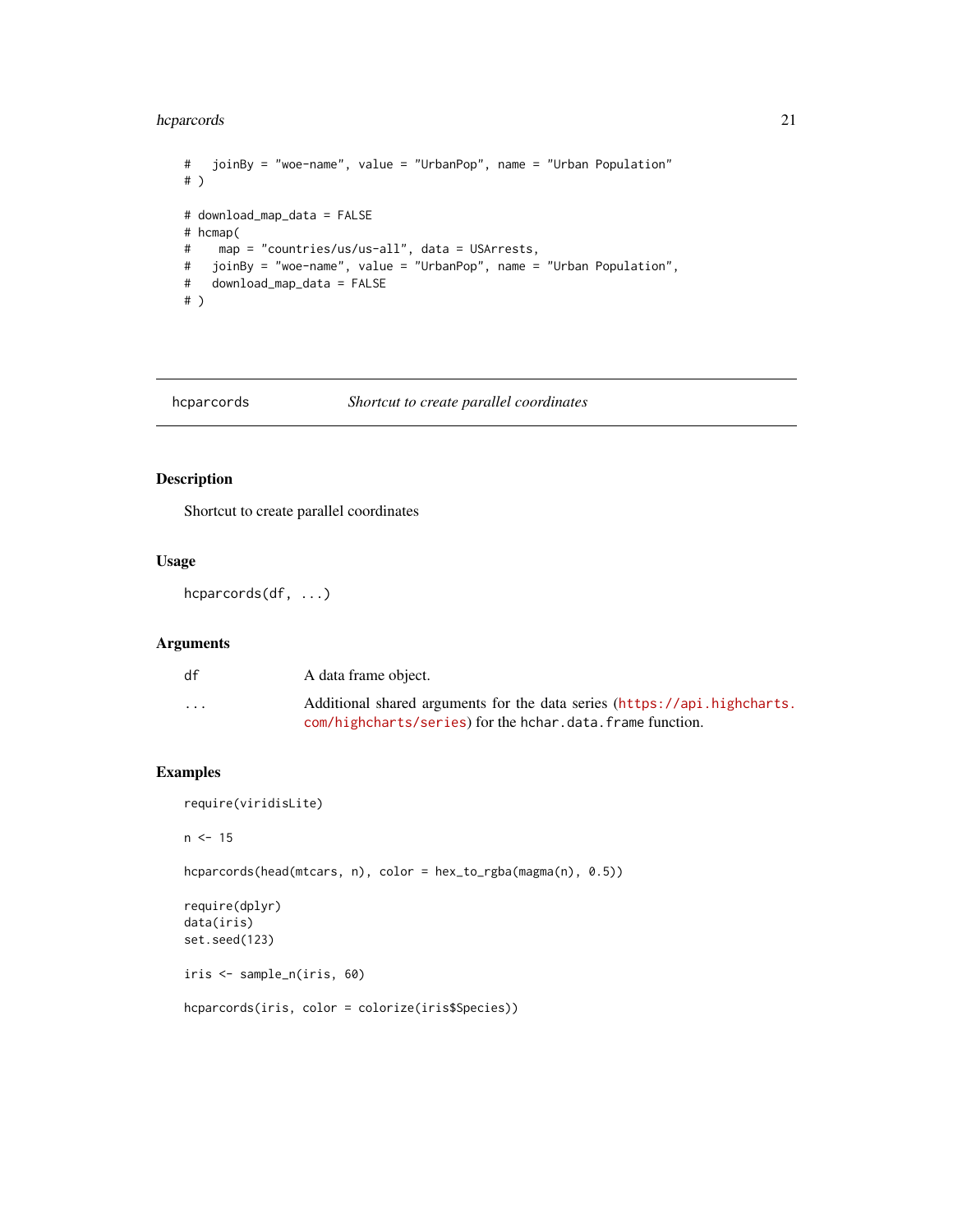```
#   joinBy = "woe-name", value = "UrbanPop", name = "Urban Population"
# )

# download_map_data = FALSE
# hcmap(
#    map = "countries/us/us-all", data = USArrests,
#   joinBy = "woe-name", value = "UrbanPop", name = "Urban Population",
#   download_map_data = FALSE
# )
```

## hcparcords — *Shortcut to create parallel coordinates*

### Description

Shortcut to create parallel coordinates

### Usage

```
hcparcords(df, ...)
```

### Arguments

| | |
|---|---|
| `df` | A data frame object. |
| `...` | Additional shared arguments for the data series (https://api.highcharts.com/highcharts/series) for the `hchar.data.frame` function. |

### Examples

```
require(viridisLite)

n <- 15

hcparcords(head(mtcars, n), color = hex_to_rgba(magma(n), 0.5))

require(dplyr)
data(iris)
set.seed(123)

iris <- sample_n(iris, 60)

hcparcords(iris, color = colorize(iris$Species))
```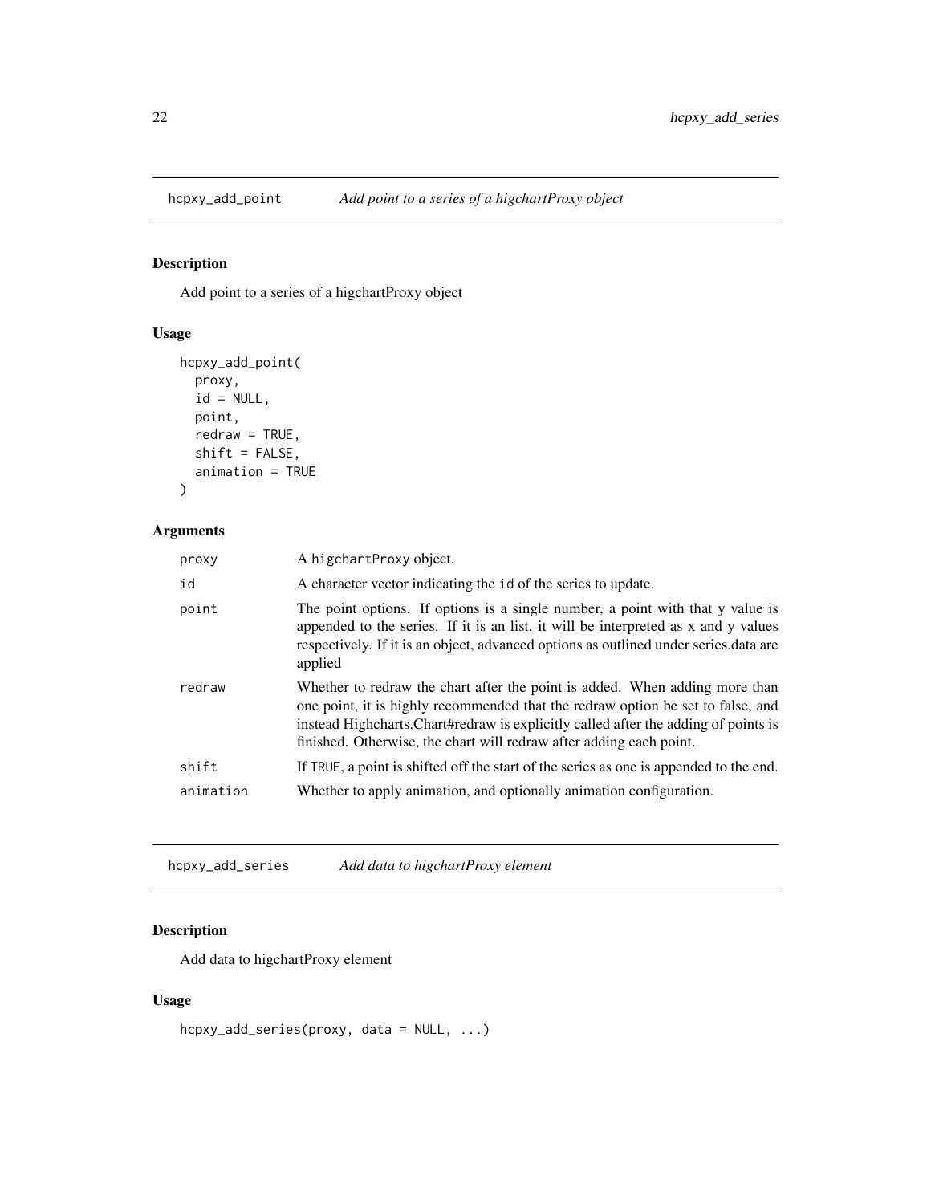## hcpxy_add_point — *Add point to a series of a higchartProxy object*

### Description

Add point to a series of a higchartProxy object

### Usage

```
hcpxy_add_point(
  proxy,
  id = NULL,
  point,
  redraw = TRUE,
  shift = FALSE,
  animation = TRUE
)
```

### Arguments

| Argument | Description |
|---|---|
| proxy | A `higchartProxy` object. |
| id | A character vector indicating the `id` of the series to update. |
| point | The point options. If options is a single number, a point with that y value is appended to the series. If it is an list, it will be interpreted as x and y values respectively. If it is an object, advanced options as outlined under series.data are applied |
| redraw | Whether to redraw the chart after the point is added. When adding more than one point, it is highly recommended that the redraw option be set to false, and instead Highcharts.Chart#redraw is explicitly called after the adding of points is finished. Otherwise, the chart will redraw after adding each point. |
| shift | If `TRUE`, a point is shifted off the start of the series as one is appended to the end. |
| animation | Whether to apply animation, and optionally animation configuration. |

## hcpxy_add_series — *Add data to higchartProxy element*

### Description

Add data to higchartProxy element

### Usage

```
hcpxy_add_series(proxy, data = NULL, ...)
```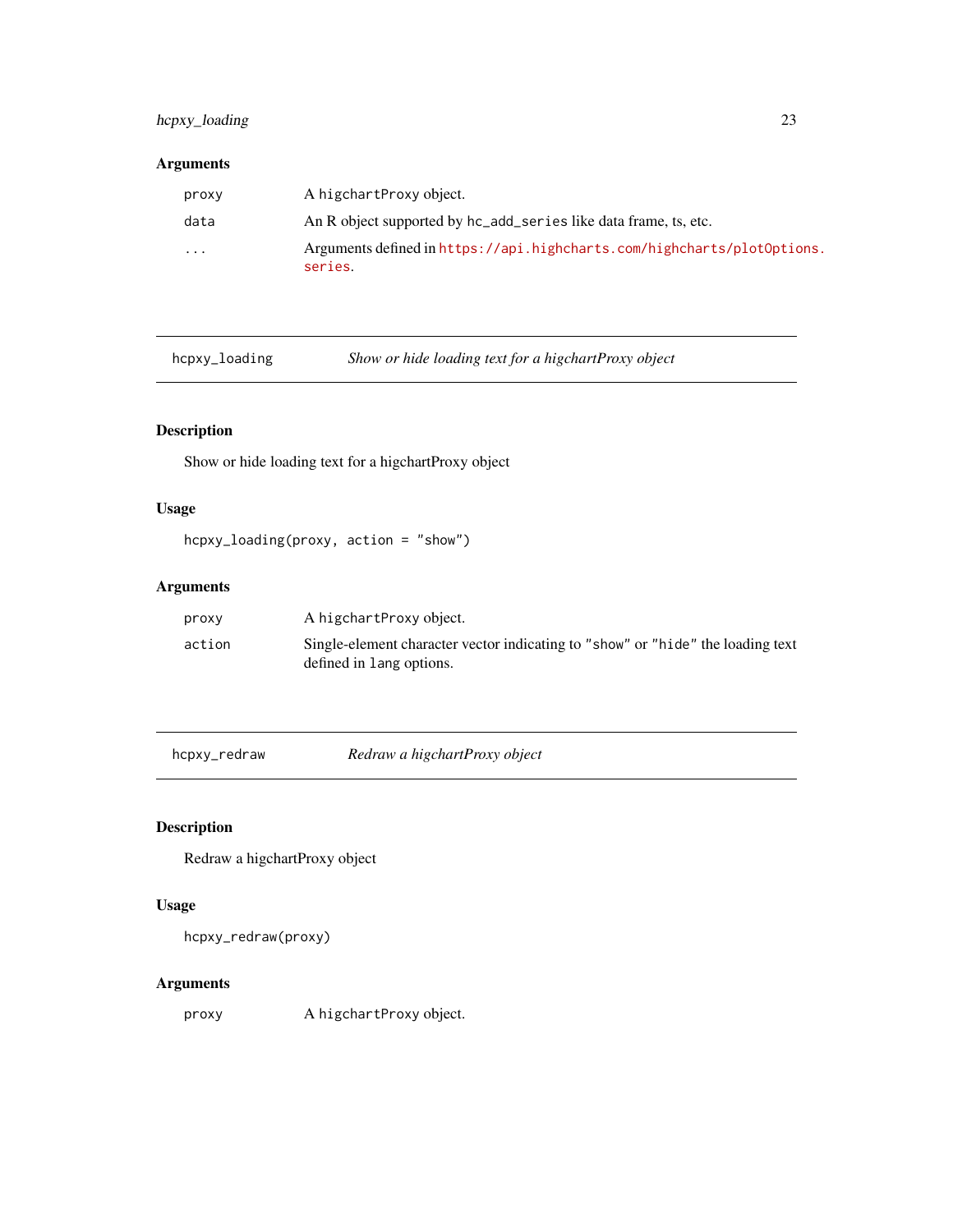### Arguments

| | |
|---|---|
| `proxy` | A `higchartProxy` object. |
| `data` | An R object supported by `hc_add_series` like data frame, ts, etc. |
| `...` | Arguments defined in https://api.highcharts.com/highcharts/plotOptions.series. |

---

## hcpxy_loading — *Show or hide loading text for a higchartProxy object*

### Description

Show or hide loading text for a higchartProxy object

### Usage

```
hcpxy_loading(proxy, action = "show")
```

### Arguments

| | |
|---|---|
| `proxy` | A `higchartProxy` object. |
| `action` | Single-element character vector indicating to `"show"` or `"hide"` the loading text defined in `lang` options. |

---

## hcpxy_redraw — *Redraw a higchartProxy object*

### Description

Redraw a higchartProxy object

### Usage

```
hcpxy_redraw(proxy)
```

### Arguments

| | |
|---|---|
| `proxy` | A `higchartProxy` object. |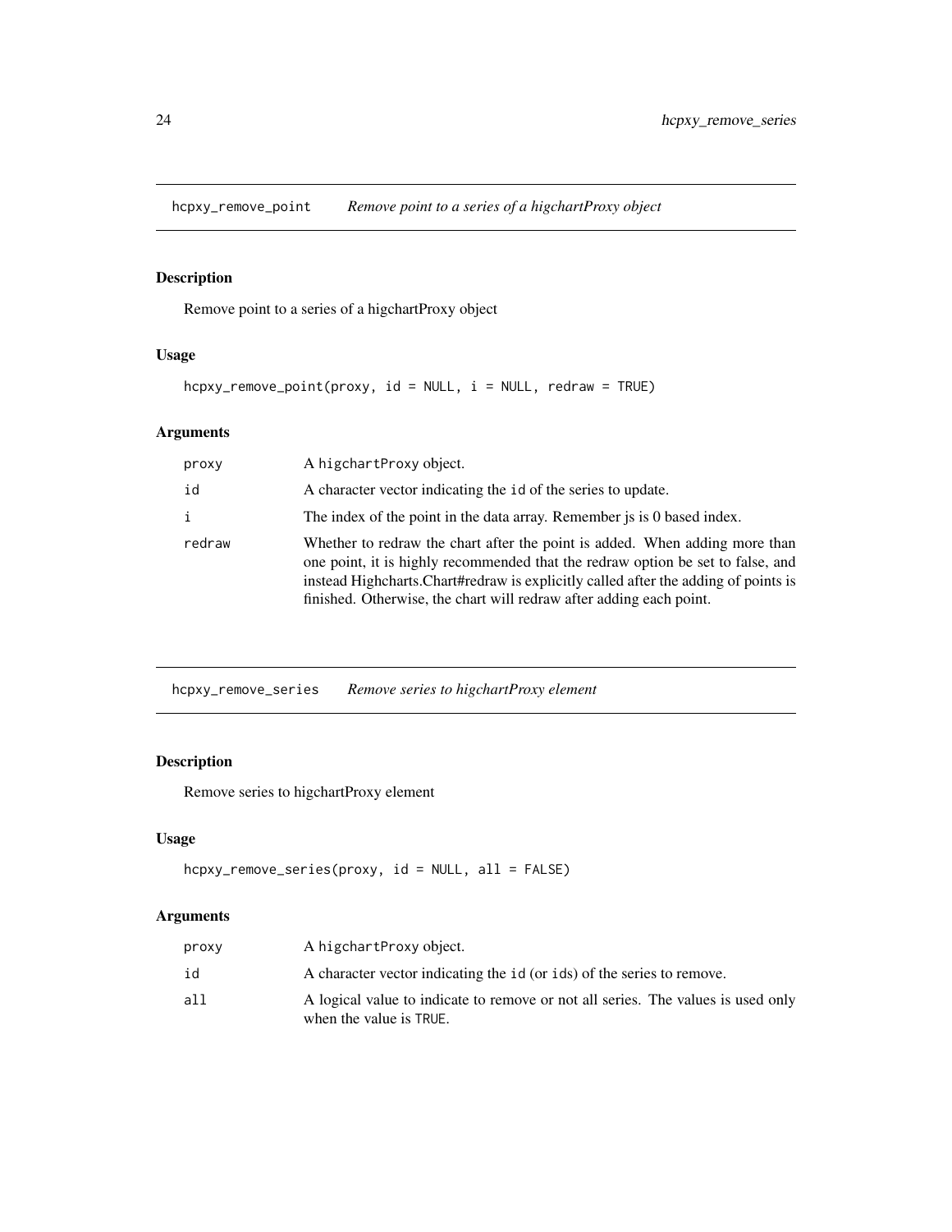## hcpxy_remove_point *Remove point to a series of a higchartProxy object*

### Description

Remove point to a series of a higchartProxy object

### Usage

```
hcpxy_remove_point(proxy, id = NULL, i = NULL, redraw = TRUE)
```

### Arguments

| | |
|---|---|
| proxy | A higchartProxy object. |
| id | A character vector indicating the id of the series to update. |
| i | The index of the point in the data array. Remember js is 0 based index. |
| redraw | Whether to redraw the chart after the point is added. When adding more than one point, it is highly recommended that the redraw option be set to false, and instead Highcharts.Chart#redraw is explicitly called after the adding of points is finished. Otherwise, the chart will redraw after adding each point. |

## hcpxy_remove_series *Remove series to higchartProxy element*

### Description

Remove series to higchartProxy element

### Usage

```
hcpxy_remove_series(proxy, id = NULL, all = FALSE)
```

### Arguments

| | |
|---|---|
| proxy | A higchartProxy object. |
| id | A character vector indicating the id (or ids) of the series to remove. |
| all | A logical value to indicate to remove or not all series. The values is used only when the value is TRUE. |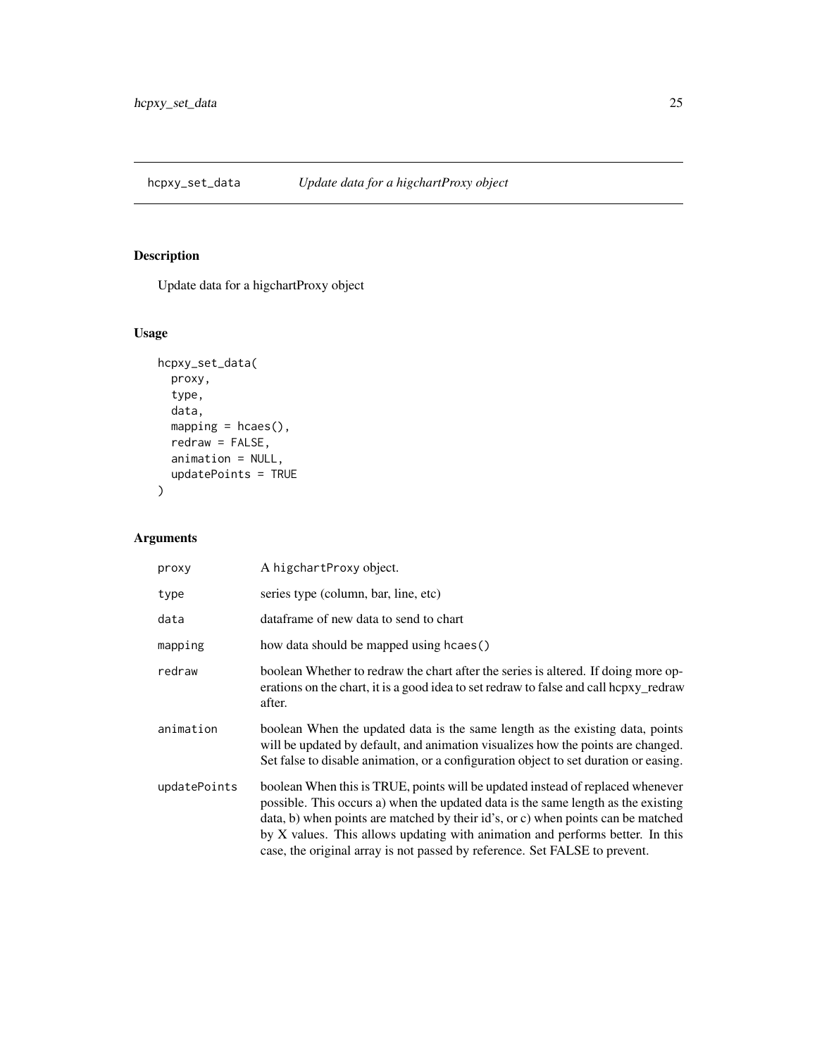## hcpxy_set_data *Update data for a higchartProxy object*

### Description

Update data for a higchartProxy object

### Usage

```
hcpxy_set_data(
  proxy,
  type,
  data,
  mapping = hcaes(),
  redraw = FALSE,
  animation = NULL,
  updatePoints = TRUE
)
```

### Arguments

| | |
|---|---|
| `proxy` | A `higchartProxy` object. |
| `type` | series type (column, bar, line, etc) |
| `data` | dataframe of new data to send to chart |
| `mapping` | how data should be mapped using `hcaes()` |
| `redraw` | boolean Whether to redraw the chart after the series is altered. If doing more operations on the chart, it is a good idea to set redraw to false and call hcpxy_redraw after. |
| `animation` | boolean When the updated data is the same length as the existing data, points will be updated by default, and animation visualizes how the points are changed. Set false to disable animation, or a configuration object to set duration or easing. |
| `updatePoints` | boolean When this is TRUE, points will be updated instead of replaced whenever possible. This occurs a) when the updated data is the same length as the existing data, b) when points are matched by their id's, or c) when points can be matched by X values. This allows updating with animation and performs better. In this case, the original array is not passed by reference. Set FALSE to prevent. |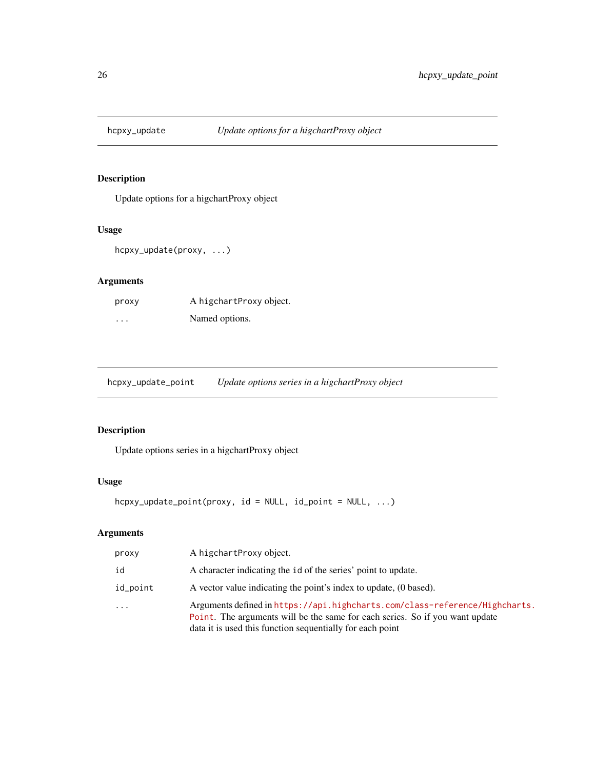## hcpxy_update — *Update options for a higchartProxy object*

### Description

Update options for a higchartProxy object

### Usage

```
hcpxy_update(proxy, ...)
```

### Arguments

| | |
|---|---|
| `proxy` | A `higchartProxy` object. |
| `...` | Named options. |

## hcpxy_update_point — *Update options series in a higchartProxy object*

### Description

Update options series in a higchartProxy object

### Usage

```
hcpxy_update_point(proxy, id = NULL, id_point = NULL, ...)
```

### Arguments

| | |
|---|---|
| `proxy` | A `higchartProxy` object. |
| `id` | A character indicating the `id` of the series' point to update. |
| `id_point` | A vector value indicating the point's index to update, (0 based). |
| `...` | Arguments defined in https://api.highcharts.com/class-reference/Highcharts.Point. The arguments will be the same for each series. So if you want update data it is used this function sequentially for each point |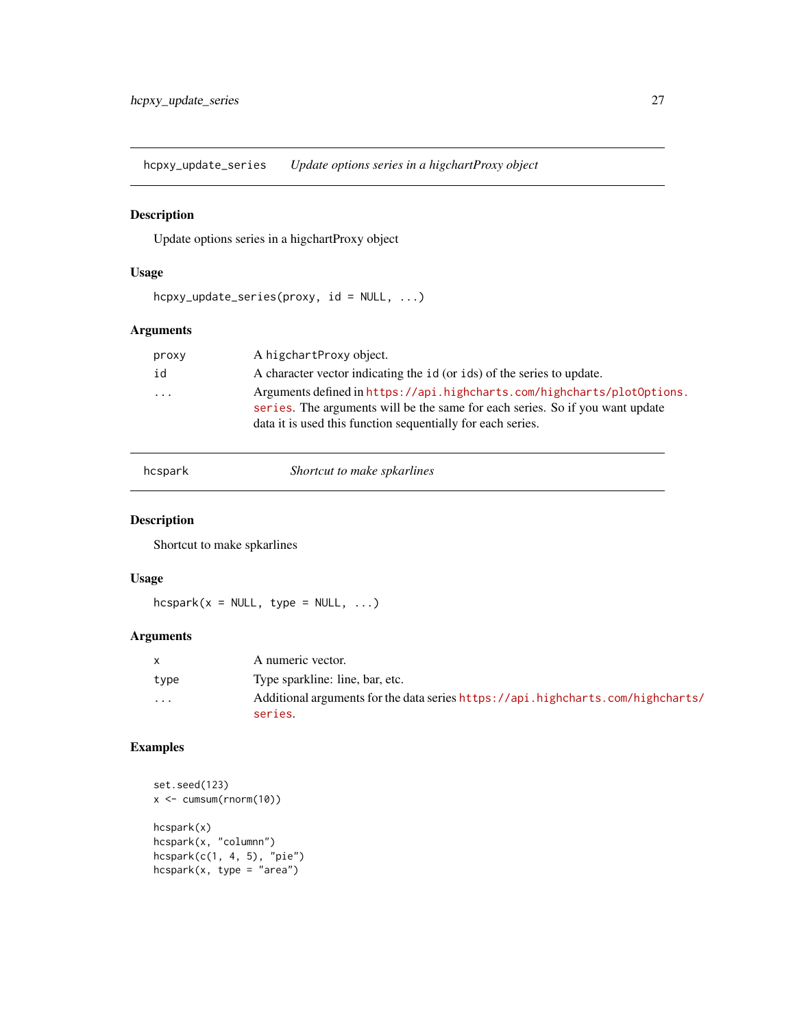## hcpxy_update_series — *Update options series in a higchartProxy object*

### Description

Update options series in a higchartProxy object

### Usage

```
hcpxy_update_series(proxy, id = NULL, ...)
```

### Arguments

| | |
|---|---|
| proxy | A `higchartProxy` object. |
| id | A character vector indicating the `id` (or `id`s) of the series to update. |
| ... | Arguments defined in https://api.highcharts.com/highcharts/plotOptions.series. The arguments will be the same for each series. So if you want update data it is used this function sequentially for each series. |

## hcspark — *Shortcut to make spkarlines*

### Description

Shortcut to make spkarlines

### Usage

```
hcspark(x = NULL, type = NULL, ...)
```

### Arguments

| | |
|---|---|
| x | A numeric vector. |
| type | Type sparkline: line, bar, etc. |
| ... | Additional arguments for the data series https://api.highcharts.com/highcharts/series. |

### Examples

```
set.seed(123)
x <- cumsum(rnorm(10))

hcspark(x)
hcspark(x, "columnn")
hcspark(c(1, 4, 5), "pie")
hcspark(x, type = "area")
```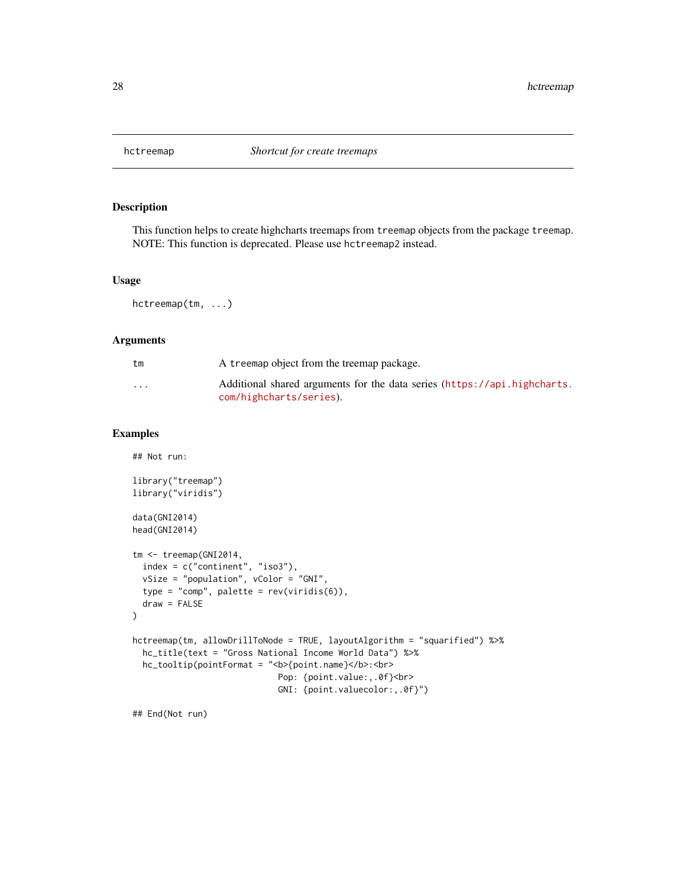# hctreemap — *Shortcut for create treemaps*

## Description

This function helps to create highcharts treemaps from `treemap` objects from the package `treemap`. NOTE: This function is deprecated. Please use `hctreemap2` instead.

## Usage

```
hctreemap(tm, ...)
```

## Arguments

| | |
|---|---|
| `tm` | A `treemap` object from the treemap package. |
| `...` | Additional shared arguments for the data series (https://api.highcharts.com/highcharts/series). |

## Examples

```
## Not run:

library("treemap")
library("viridis")

data(GNI2014)
head(GNI2014)

tm <- treemap(GNI2014,
  index = c("continent", "iso3"),
  vSize = "population", vColor = "GNI",
  type = "comp", palette = rev(viridis(6)),
  draw = FALSE
)

hctreemap(tm, allowDrillToNode = TRUE, layoutAlgorithm = "squarified") %>%
  hc_title(text = "Gross National Income World Data") %>%
  hc_tooltip(pointFormat = "<b>{point.name}</b>:<br>
                             Pop: {point.value:,.0f}<br>
                             GNI: {point.valuecolor:,.0f}")

## End(Not run)
```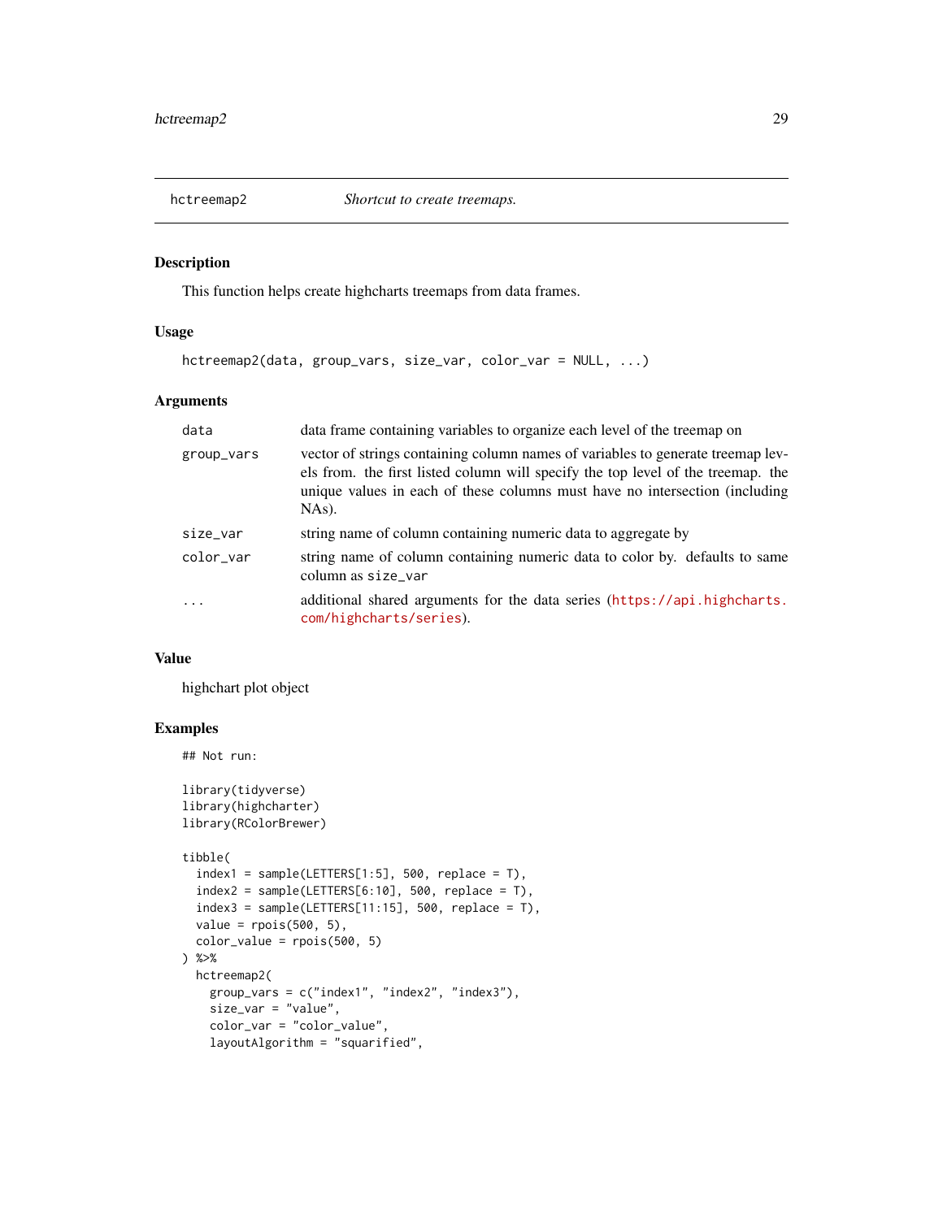## hctreemap2 — *Shortcut to create treemaps.*

### Description

This function helps create highcharts treemaps from data frames.

### Usage

```
hctreemap2(data, group_vars, size_var, color_var = NULL, ...)
```

### Arguments

| | |
|---|---|
| `data` | data frame containing variables to organize each level of the treemap on |
| `group_vars` | vector of strings containing column names of variables to generate treemap levels from. the first listed column will specify the top level of the treemap. the unique values in each of these columns must have no intersection (including NAs). |
| `size_var` | string name of column containing numeric data to aggregate by |
| `color_var` | string name of column containing numeric data to color by. defaults to same column as `size_var` |
| `...` | additional shared arguments for the data series (https://api.highcharts.com/highcharts/series). |

### Value

highchart plot object

### Examples

```
## Not run:

library(tidyverse)
library(highcharter)
library(RColorBrewer)

tibble(
  index1 = sample(LETTERS[1:5], 500, replace = T),
  index2 = sample(LETTERS[6:10], 500, replace = T),
  index3 = sample(LETTERS[11:15], 500, replace = T),
  value = rpois(500, 5),
  color_value = rpois(500, 5)
) %>%
  hctreemap2(
    group_vars = c("index1", "index2", "index3"),
    size_var = "value",
    color_var = "color_value",
    layoutAlgorithm = "squarified",
```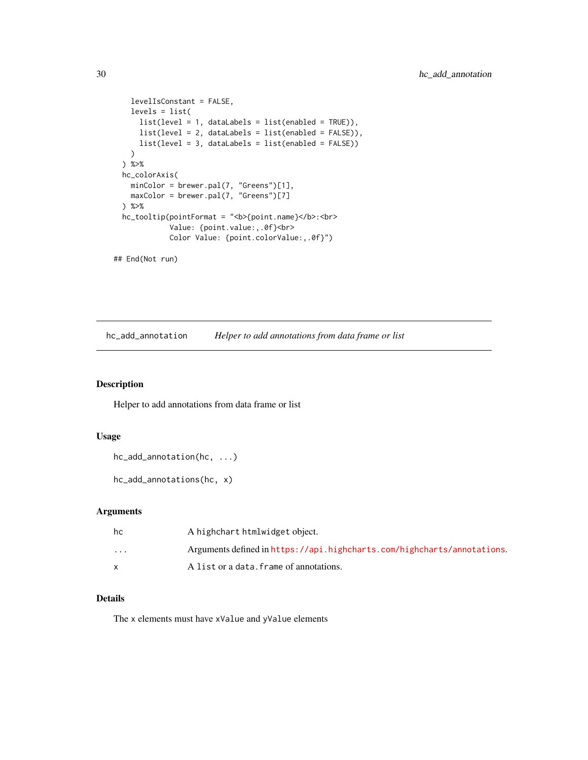```
    levelIsConstant = FALSE,
    levels = list(
      list(level = 1, dataLabels = list(enabled = TRUE)),
      list(level = 2, dataLabels = list(enabled = FALSE)),
      list(level = 3, dataLabels = list(enabled = FALSE))
    )
  ) %>%
  hc_colorAxis(
    minColor = brewer.pal(7, "Greens")[1],
    maxColor = brewer.pal(7, "Greens")[7]
  ) %>%
  hc_tooltip(pointFormat = "<b>{point.name}</b>:<br>
             Value: {point.value:,.0f}<br>
             Color Value: {point.colorValue:,.0f}")

## End(Not run)
```

---

## hc_add_annotation — *Helper to add annotations from data frame or list*

### Description

Helper to add annotations from data frame or list

### Usage

```
hc_add_annotation(hc, ...)

hc_add_annotations(hc, x)
```

### Arguments

| | |
|---|---|
| hc | A highchart htmlwidget object. |
| ... | Arguments defined in https://api.highcharts.com/highcharts/annotations. |
| x | A list or a data.frame of annotations. |

### Details

The x elements must have xValue and yValue elements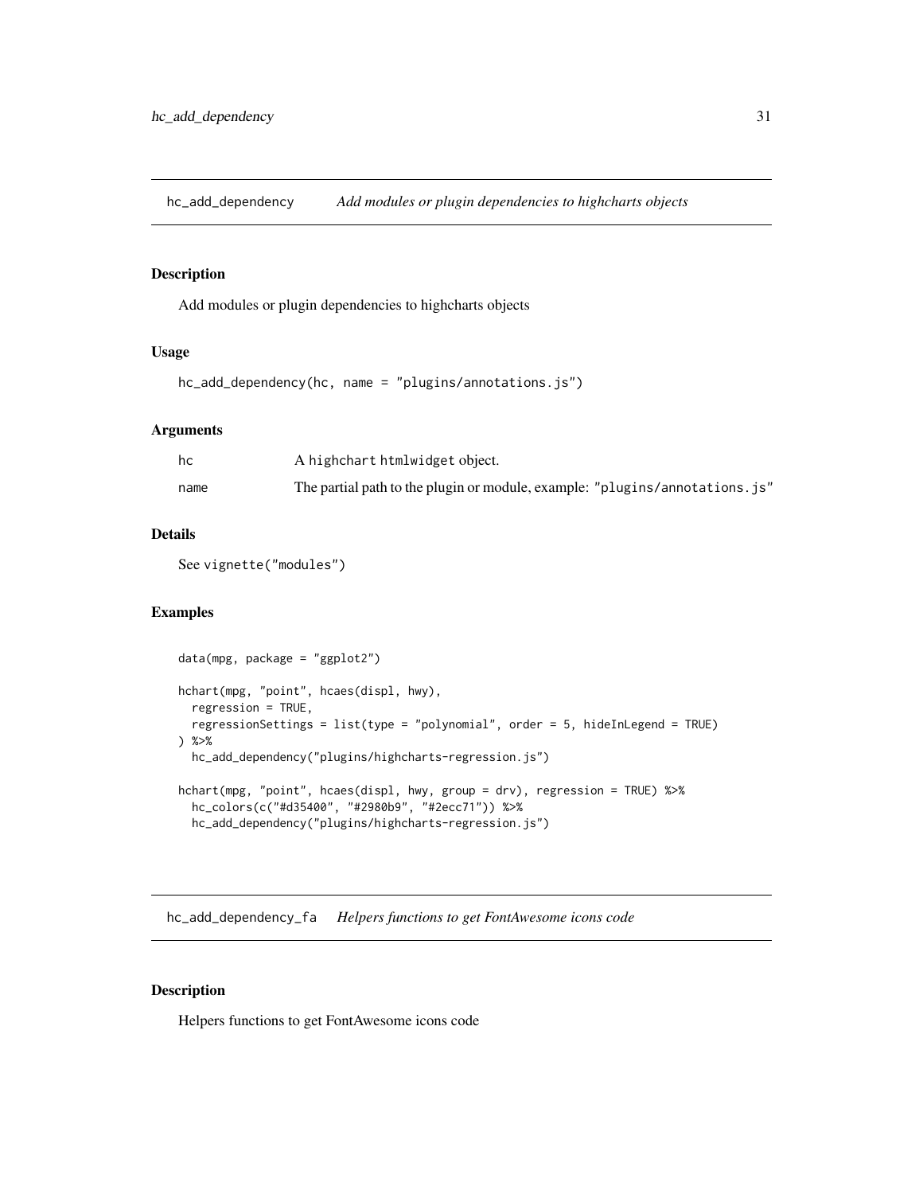## hc_add_dependency — *Add modules or plugin dependencies to highcharts objects*

### Description

Add modules or plugin dependencies to highcharts objects

### Usage

```
hc_add_dependency(hc, name = "plugins/annotations.js")
```

### Arguments

| | |
|---|---|
| hc | A highchart htmlwidget object. |
| name | The partial path to the plugin or module, example: "plugins/annotations.js" |

### Details

See vignette("modules")

### Examples

```
data(mpg, package = "ggplot2")

hchart(mpg, "point", hcaes(displ, hwy),
  regression = TRUE,
  regressionSettings = list(type = "polynomial", order = 5, hideInLegend = TRUE)
) %>%
  hc_add_dependency("plugins/highcharts-regression.js")

hchart(mpg, "point", hcaes(displ, hwy, group = drv), regression = TRUE) %>%
  hc_colors(c("#d35400", "#2980b9", "#2ecc71")) %>%
  hc_add_dependency("plugins/highcharts-regression.js")
```

## hc_add_dependency_fa — *Helpers functions to get FontAwesome icons code*

### Description

Helpers functions to get FontAwesome icons code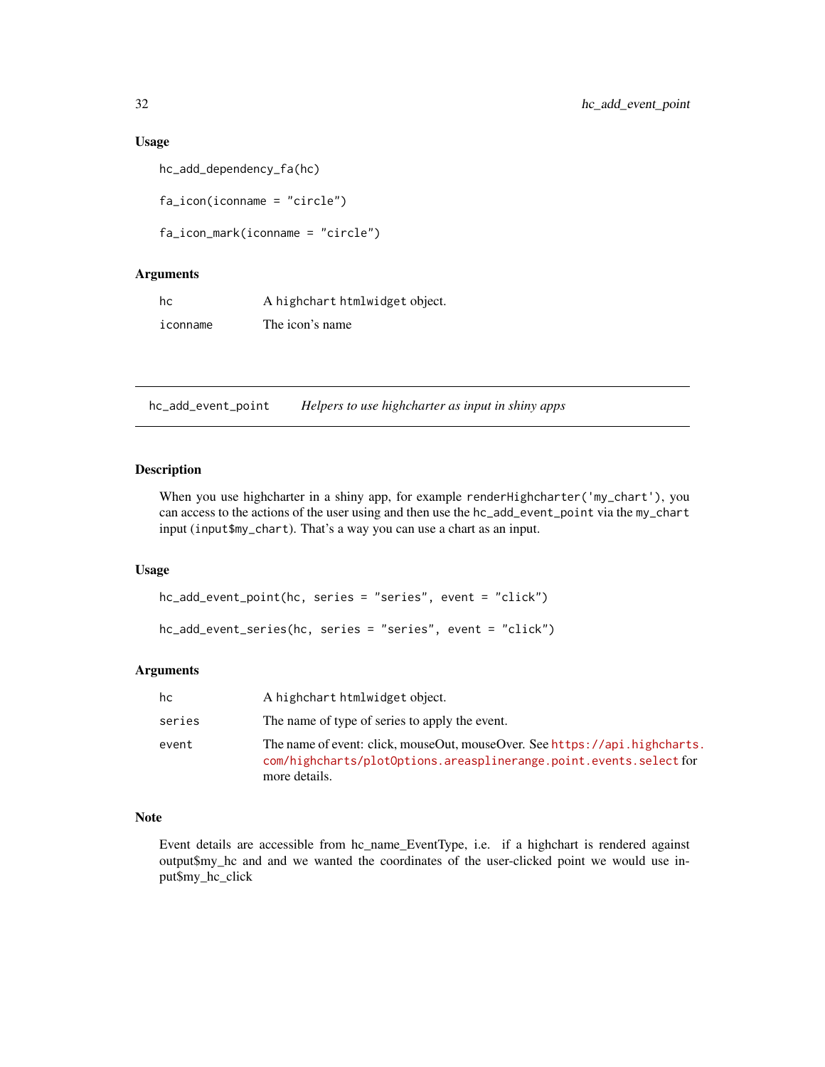### Usage

```
hc_add_dependency_fa(hc)

fa_icon(iconname = "circle")

fa_icon_mark(iconname = "circle")
```

### Arguments

| | |
|---|---|
| hc | A highchart htmlwidget object. |
| iconname | The icon's name |

---

## hc_add_event_point *Helpers to use highcharter as input in shiny apps*

### Description

When you use highcharter in a shiny app, for example `renderHighcharter('my_chart')`, you can access to the actions of the user using and then use the `hc_add_event_point` via the `my_chart` input (`input$my_chart`). That's a way you can use a chart as an input.

### Usage

```
hc_add_event_point(hc, series = "series", event = "click")

hc_add_event_series(hc, series = "series", event = "click")
```

### Arguments

| | |
|---|---|
| hc | A highchart htmlwidget object. |
| series | The name of type of series to apply the event. |
| event | The name of event: click, mouseOut, mouseOver. See https://api.highcharts.com/highcharts/plotOptions.areasplinerange.point.events.select for more details. |

### Note

Event details are accessible from hc_name_EventType, i.e. if a highchart is rendered against output$my_hc and and we wanted the coordinates of the user-clicked point we would use input$my_hc_click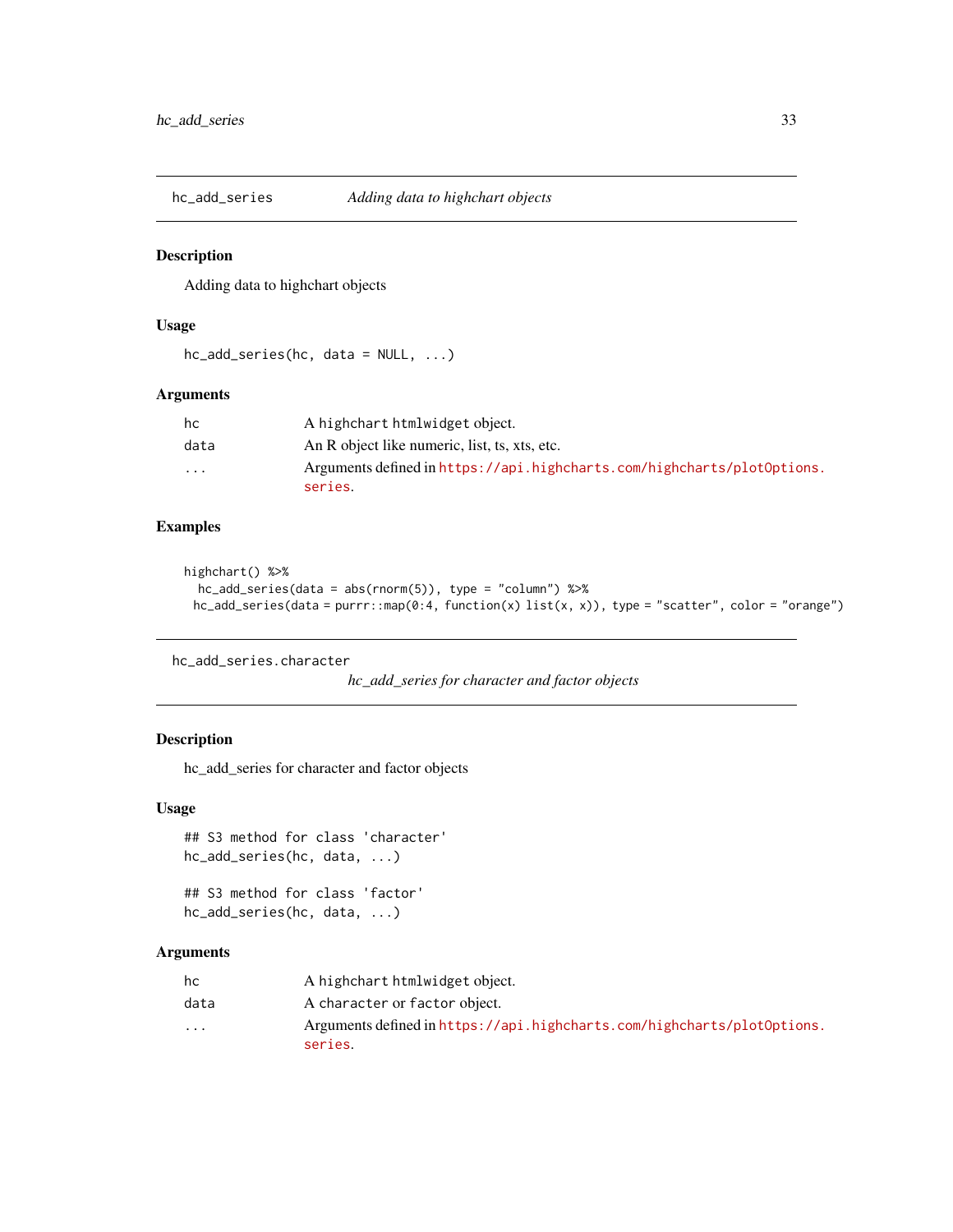## hc_add_series — *Adding data to highchart objects*

### Description

Adding data to highchart objects

### Usage

```
hc_add_series(hc, data = NULL, ...)
```

### Arguments

| | |
|---|---|
| hc | A highchart htmlwidget object. |
| data | An R object like numeric, list, ts, xts, etc. |
| ... | Arguments defined in https://api.highcharts.com/highcharts/plotOptions.series. |

### Examples

```
highchart() %>%
  hc_add_series(data = abs(rnorm(5)), type = "column") %>%
 hc_add_series(data = purrr::map(0:4, function(x) list(x, x)), type = "scatter", color = "orange")
```

## hc_add_series.character — *hc_add_series for character and factor objects*

### Description

hc_add_series for character and factor objects

### Usage

```
## S3 method for class 'character'
hc_add_series(hc, data, ...)

## S3 method for class 'factor'
hc_add_series(hc, data, ...)
```

### Arguments

| | |
|---|---|
| hc | A highchart htmlwidget object. |
| data | A character or factor object. |
| ... | Arguments defined in https://api.highcharts.com/highcharts/plotOptions.series. |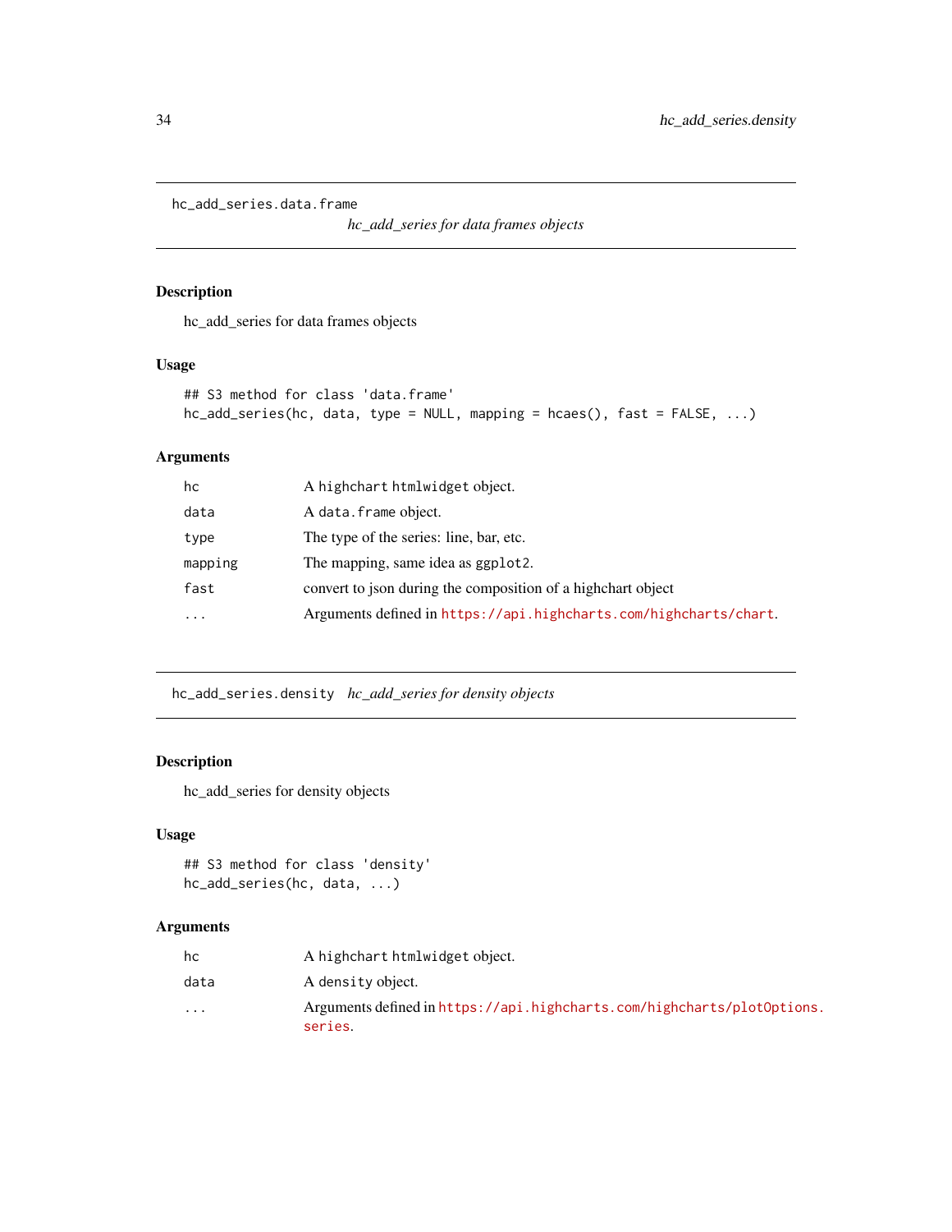## hc_add_series.data.frame

*hc_add_series for data frames objects*

### Description

hc_add_series for data frames objects

### Usage

```
## S3 method for class 'data.frame'
hc_add_series(hc, data, type = NULL, mapping = hcaes(), fast = FALSE, ...)
```

### Arguments

| | |
|---|---|
| hc | A highchart htmlwidget object. |
| data | A data.frame object. |
| type | The type of the series: line, bar, etc. |
| mapping | The mapping, same idea as ggplot2. |
| fast | convert to json during the composition of a highchart object |
| ... | Arguments defined in https://api.highcharts.com/highcharts/chart. |

## hc_add_series.density

*hc_add_series for density objects*

### Description

hc_add_series for density objects

### Usage

```
## S3 method for class 'density'
hc_add_series(hc, data, ...)
```

### Arguments

| | |
|---|---|
| hc | A highchart htmlwidget object. |
| data | A density object. |
| ... | Arguments defined in https://api.highcharts.com/highcharts/plotOptions.series. |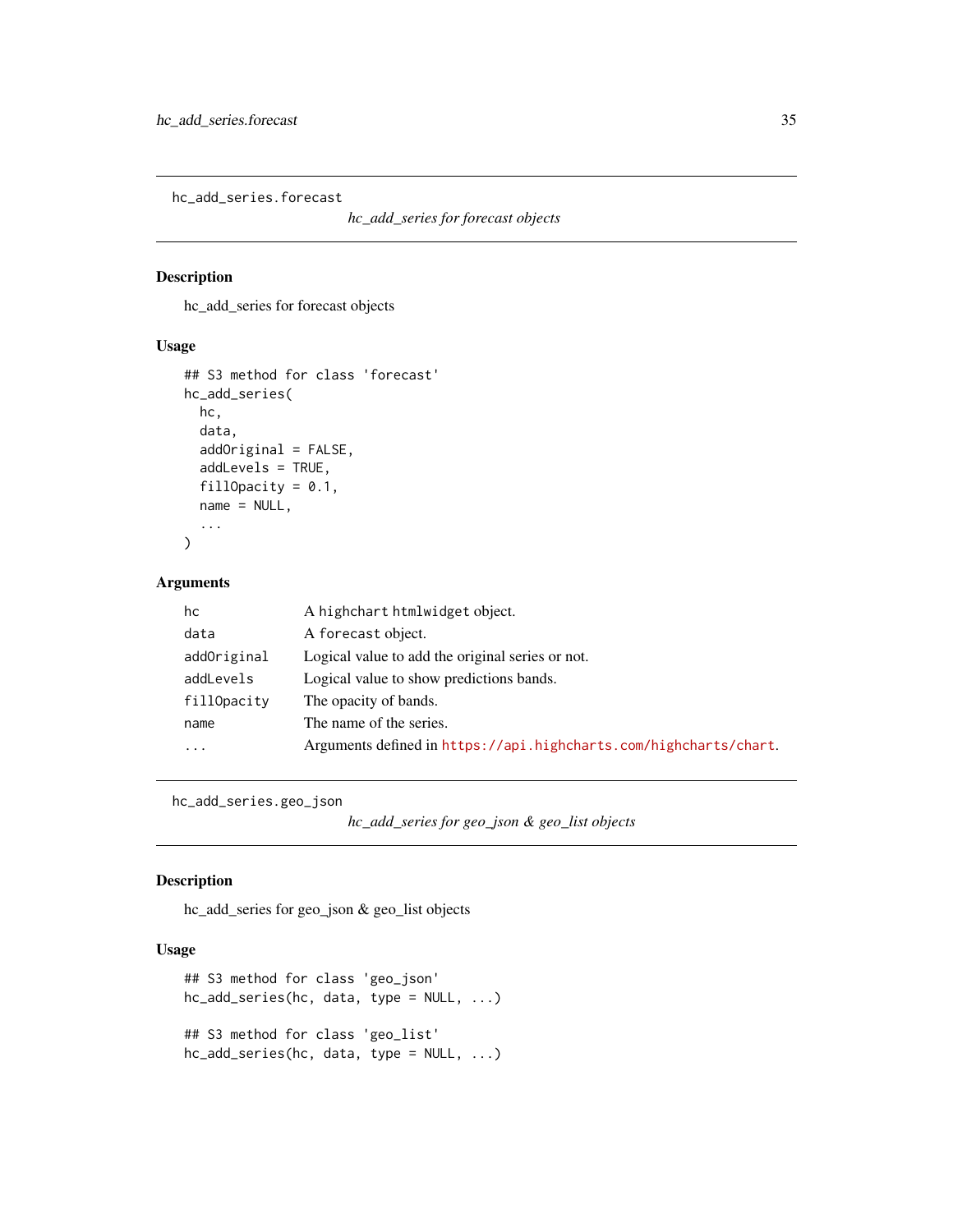## hc_add_series.forecast

*hc_add_series for forecast objects*

### Description

hc_add_series for forecast objects

### Usage

```
## S3 method for class 'forecast'
hc_add_series(
  hc,
  data,
  addOriginal = FALSE,
  addLevels = TRUE,
  fillOpacity = 0.1,
  name = NULL,
  ...
)
```

### Arguments

| | |
|---|---|
| hc | A highchart htmlwidget object. |
| data | A forecast object. |
| addOriginal | Logical value to add the original series or not. |
| addLevels | Logical value to show predictions bands. |
| fillOpacity | The opacity of bands. |
| name | The name of the series. |
| ... | Arguments defined in https://api.highcharts.com/highcharts/chart. |

## hc_add_series.geo_json

*hc_add_series for geo_json & geo_list objects*

### Description

hc_add_series for geo_json & geo_list objects

### Usage

```
## S3 method for class 'geo_json'
hc_add_series(hc, data, type = NULL, ...)

## S3 method for class 'geo_list'
hc_add_series(hc, data, type = NULL, ...)
```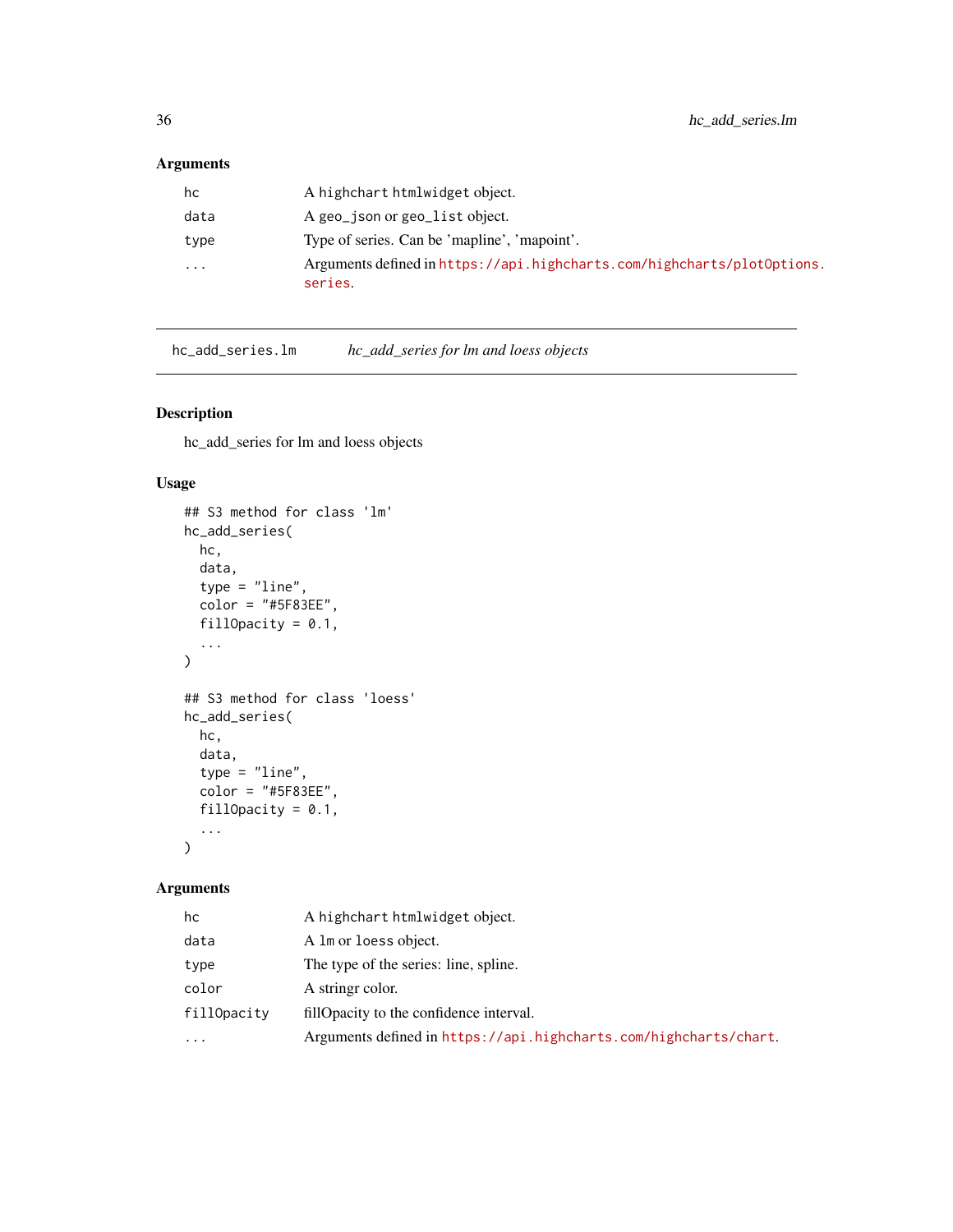### Arguments

| | |
|---|---|
| hc | A highchart htmlwidget object. |
| data | A geo_json or geo_list object. |
| type | Type of series. Can be 'mapline', 'mapoint'. |
| ... | Arguments defined in https://api.highcharts.com/highcharts/plotOptions.series. |

---

## hc_add_series.lm — *hc_add_series for lm and loess objects*

### Description

hc_add_series for lm and loess objects

### Usage

```
## S3 method for class 'lm'
hc_add_series(
  hc,
  data,
  type = "line",
  color = "#5F83EE",
  fillOpacity = 0.1,
  ...
)

## S3 method for class 'loess'
hc_add_series(
  hc,
  data,
  type = "line",
  color = "#5F83EE",
  fillOpacity = 0.1,
  ...
)
```

### Arguments

| | |
|---|---|
| hc | A highchart htmlwidget object. |
| data | A lm or loess object. |
| type | The type of the series: line, spline. |
| color | A stringr color. |
| fillOpacity | fillOpacity to the confidence interval. |
| ... | Arguments defined in https://api.highcharts.com/highcharts/chart. |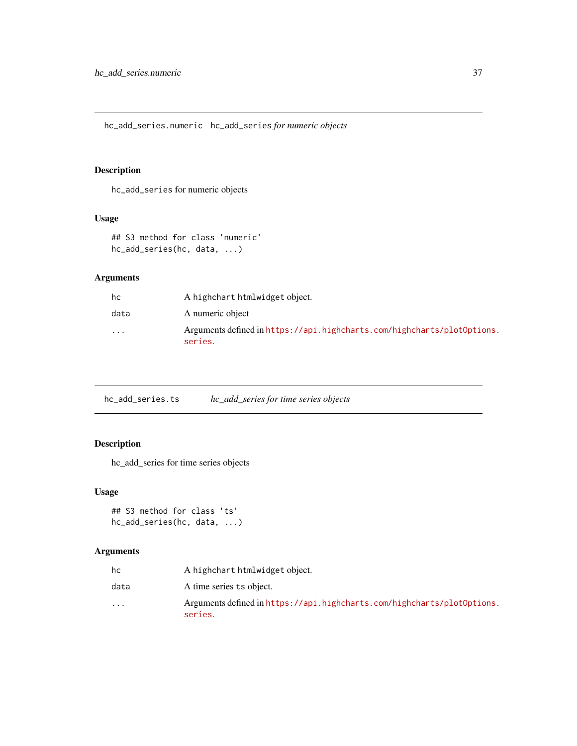## hc_add_series.numeric — hc_add_series *for numeric objects*

### Description

hc_add_series for numeric objects

### Usage

```
## S3 method for class 'numeric'
hc_add_series(hc, data, ...)
```

### Arguments

| | |
|---|---|
| hc | A highchart htmlwidget object. |
| data | A numeric object |
| ... | Arguments defined in https://api.highcharts.com/highcharts/plotOptions.series. |

## hc_add_series.ts — *hc_add_series for time series objects*

### Description

hc_add_series for time series objects

### Usage

```
## S3 method for class 'ts'
hc_add_series(hc, data, ...)
```

### Arguments

| | |
|---|---|
| hc | A highchart htmlwidget object. |
| data | A time series ts object. |
| ... | Arguments defined in https://api.highcharts.com/highcharts/plotOptions.series. |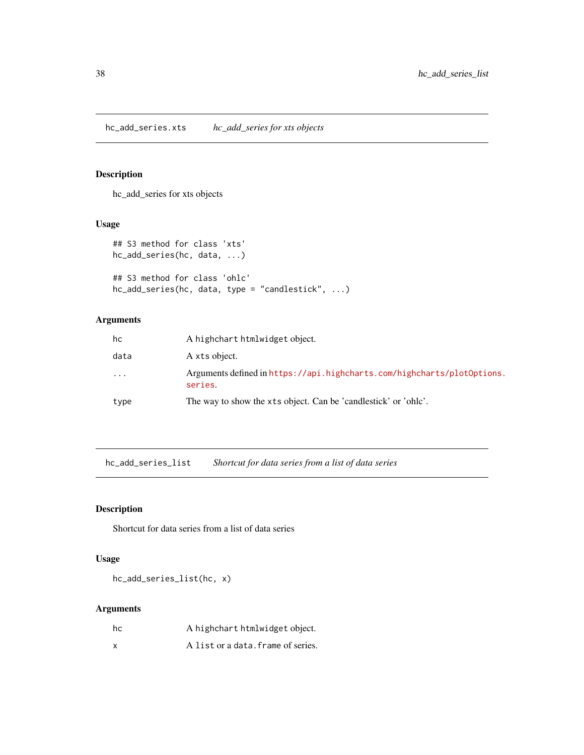## hc_add_series.xts — *hc_add_series for xts objects*

### Description

hc_add_series for xts objects

### Usage

```
## S3 method for class 'xts'
hc_add_series(hc, data, ...)

## S3 method for class 'ohlc'
hc_add_series(hc, data, type = "candlestick", ...)
```

### Arguments

| | |
|---|---|
| hc | A `highchart` `htmlwidget` object. |
| data | A `xts` object. |
| ... | Arguments defined in https://api.highcharts.com/highcharts/plotOptions.series. |
| type | The way to show the `xts` object. Can be 'candlestick' or 'ohlc'. |

## hc_add_series_list — *Shortcut for data series from a list of data series*

### Description

Shortcut for data series from a list of data series

### Usage

```
hc_add_series_list(hc, x)
```

### Arguments

| | |
|---|---|
| hc | A `highchart` `htmlwidget` object. |
| x | A `list` or a `data.frame` of series. |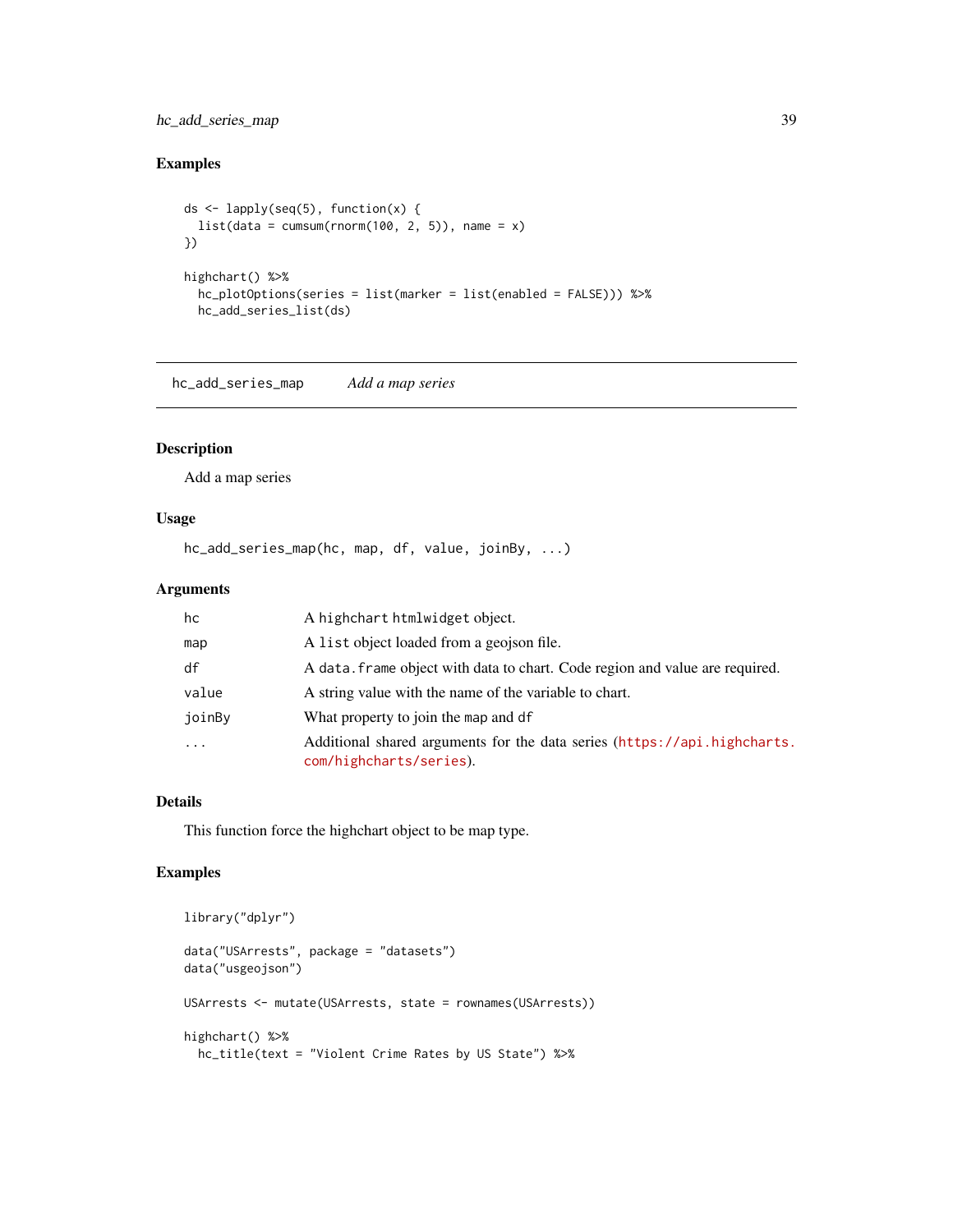### Examples

```
ds <- lapply(seq(5), function(x) {
  list(data = cumsum(rnorm(100, 2, 5)), name = x)
})

highchart() %>%
  hc_plotOptions(series = list(marker = list(enabled = FALSE))) %>%
  hc_add_series_list(ds)
```

---

## hc_add_series_map &nbsp;&nbsp;&nbsp; *Add a map series*

---

### Description

Add a map series

### Usage

```
hc_add_series_map(hc, map, df, value, joinBy, ...)
```

### Arguments

| | |
|---|---|
| `hc` | A `highchart` `htmlwidget` object. |
| `map` | A `list` object loaded from a geojson file. |
| `df` | A `data.frame` object with data to chart. Code region and value are required. |
| `value` | A string value with the name of the variable to chart. |
| `joinBy` | What property to join the `map` and `df` |
| `...` | Additional shared arguments for the data series (https://api.highcharts.com/highcharts/series). |

### Details

This function force the highchart object to be map type.

### Examples

```
library("dplyr")

data("USArrests", package = "datasets")
data("usgeojson")

USArrests <- mutate(USArrests, state = rownames(USArrests))

highchart() %>%
  hc_title(text = "Violent Crime Rates by US State") %>%
```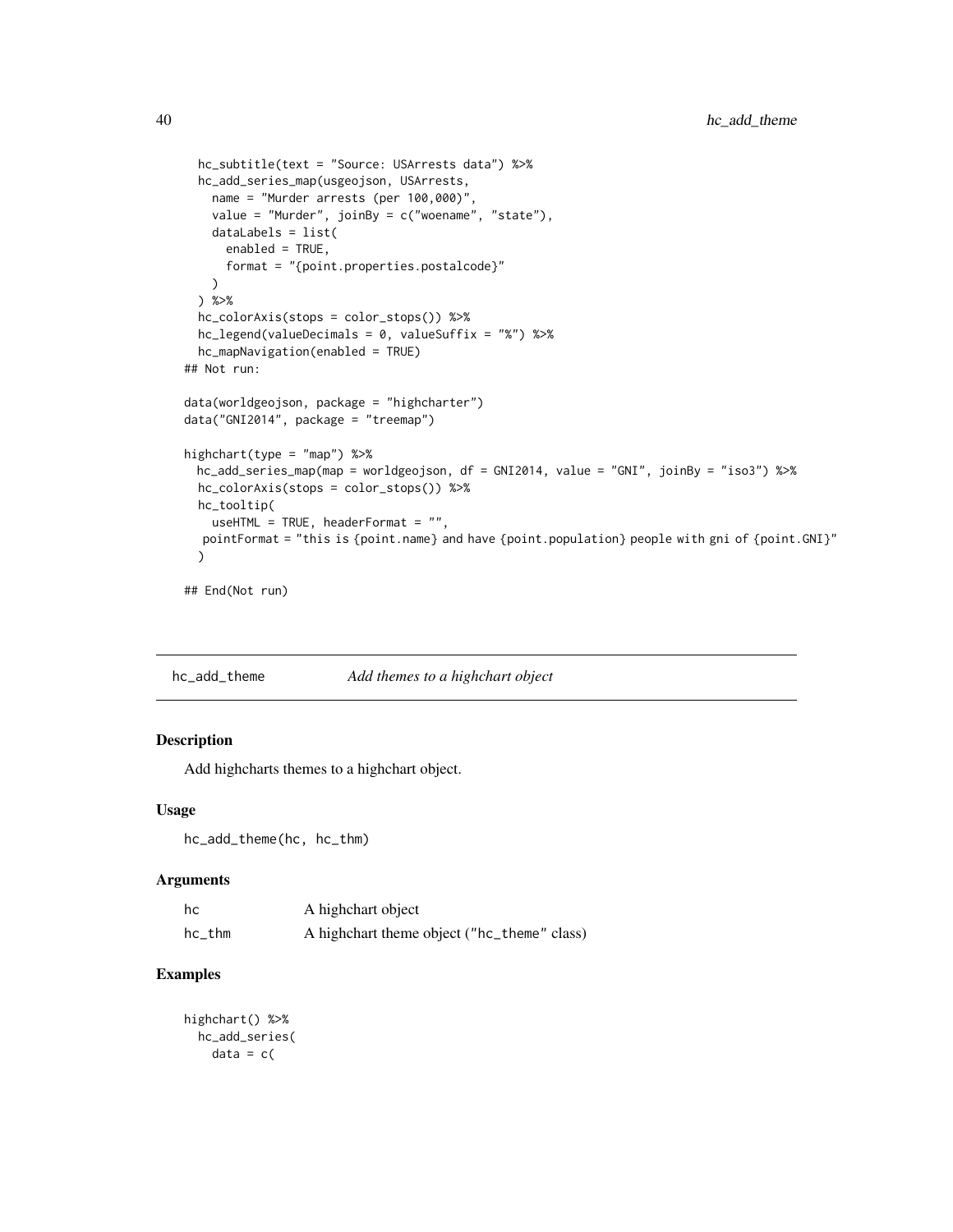```
  hc_subtitle(text = "Source: USArrests data") %>%
  hc_add_series_map(usgeojson, USArrests,
    name = "Murder arrests (per 100,000)",
    value = "Murder", joinBy = c("woename", "state"),
    dataLabels = list(
      enabled = TRUE,
      format = "{point.properties.postalcode}"
    )
  ) %>%
  hc_colorAxis(stops = color_stops()) %>%
  hc_legend(valueDecimals = 0, valueSuffix = "%") %>%
  hc_mapNavigation(enabled = TRUE)
## Not run:

data(worldgeojson, package = "highcharter")
data("GNI2014", package = "treemap")

highchart(type = "map") %>%
  hc_add_series_map(map = worldgeojson, df = GNI2014, value = "GNI", joinBy = "iso3") %>%
  hc_colorAxis(stops = color_stops()) %>%
  hc_tooltip(
    useHTML = TRUE, headerFormat = "",
   pointFormat = "this is {point.name} and have {point.population} people with gni of {point.GNI}"
  )

## End(Not run)
```

## hc_add_theme — *Add themes to a highchart object*

### Description

Add highcharts themes to a highchart object.

### Usage

```
hc_add_theme(hc, hc_thm)
```

### Arguments

| | |
|---|---|
| hc | A highchart object |
| hc_thm | A highchart theme object ("hc_theme" class) |

### Examples

```
highchart() %>%
  hc_add_series(
    data = c(
```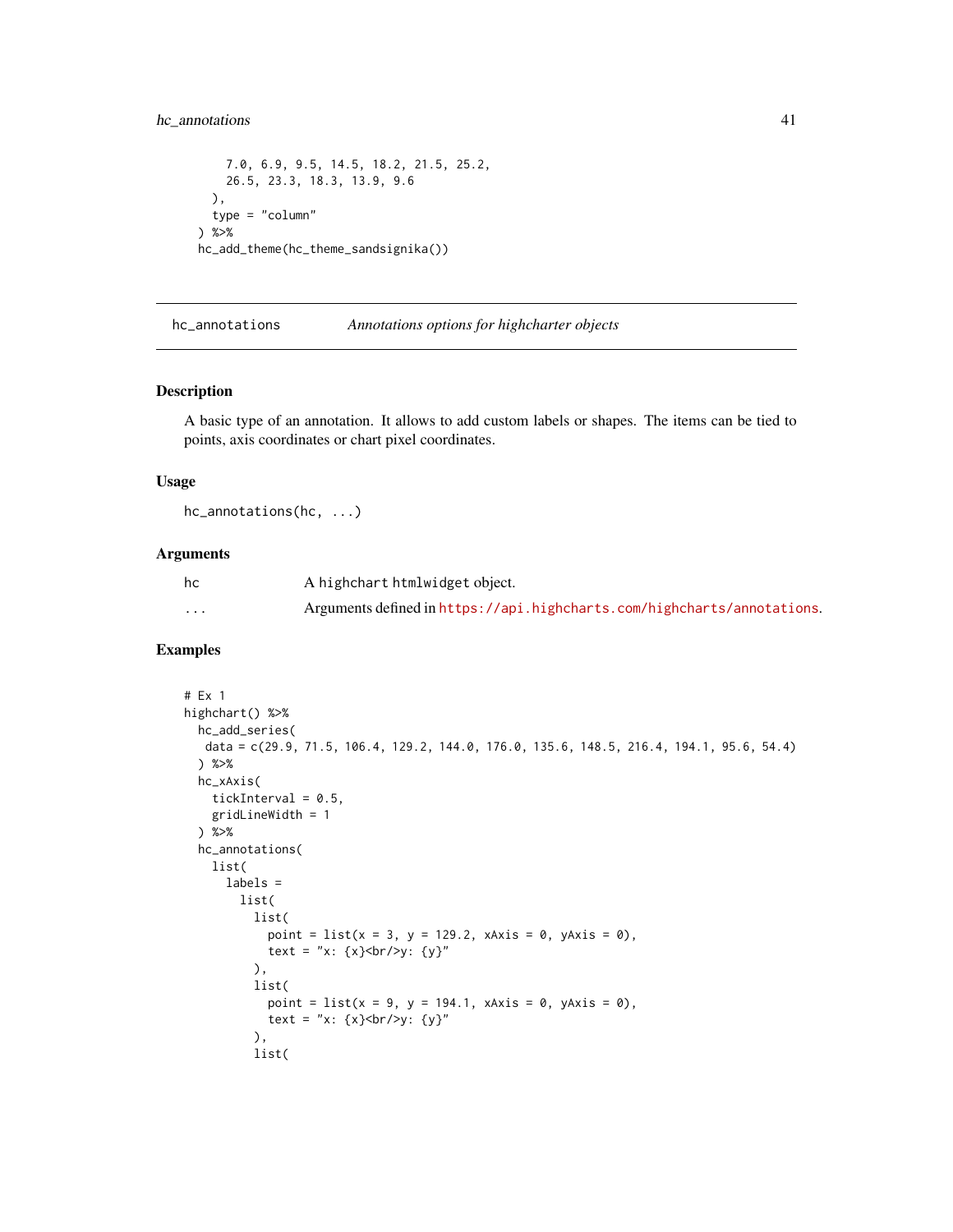```
    7.0, 6.9, 9.5, 14.5, 18.2, 21.5, 25.2,
    26.5, 23.3, 18.3, 13.9, 9.6
  ),
  type = "column"
) %>%
hc_add_theme(hc_theme_sandsignika())
```

## hc_annotations — *Annotations options for highcharter objects*

### Description

A basic type of an annotation. It allows to add custom labels or shapes. The items can be tied to points, axis coordinates or chart pixel coordinates.

### Usage

```
hc_annotations(hc, ...)
```

### Arguments

| | |
|---|---|
| `hc` | A `highchart` `htmlwidget` object. |
| `...` | Arguments defined in https://api.highcharts.com/highcharts/annotations. |

### Examples

```
# Ex 1
highchart() %>%
  hc_add_series(
   data = c(29.9, 71.5, 106.4, 129.2, 144.0, 176.0, 135.6, 148.5, 216.4, 194.1, 95.6, 54.4)
  ) %>%
  hc_xAxis(
    tickInterval = 0.5,
    gridLineWidth = 1
  ) %>%
  hc_annotations(
    list(
      labels =
        list(
          list(
            point = list(x = 3, y = 129.2, xAxis = 0, yAxis = 0),
            text = "x: {x}<br/>y: {y}"
          ),
          list(
            point = list(x = 9, y = 194.1, xAxis = 0, yAxis = 0),
            text = "x: {x}<br/>y: {y}"
          ),
          list(
```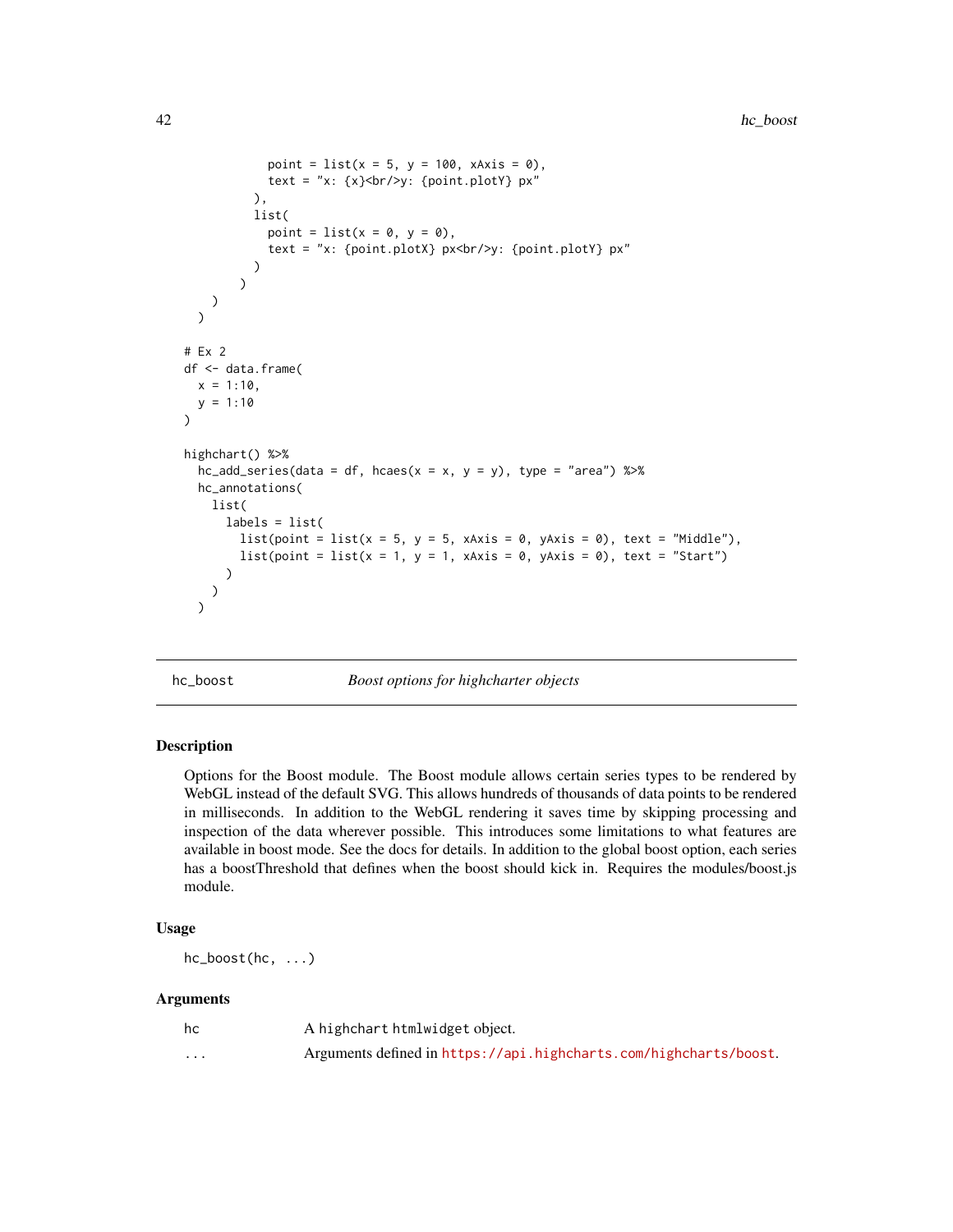```
            point = list(x = 5, y = 100, xAxis = 0),
            text = "x: {x}<br/>y: {point.plotY} px"
          ),
          list(
            point = list(x = 0, y = 0),
            text = "x: {point.plotX} px<br/>y: {point.plotY} px"
          )
        )
    )
  )

# Ex 2
df <- data.frame(
  x = 1:10,
  y = 1:10
)

highchart() %>%
  hc_add_series(data = df, hcaes(x = x, y = y), type = "area") %>%
  hc_annotations(
    list(
      labels = list(
        list(point = list(x = 5, y = 5, xAxis = 0, yAxis = 0), text = "Middle"),
        list(point = list(x = 1, y = 1, xAxis = 0, yAxis = 0), text = "Start")
      )
    )
  )
```

## hc_boost *Boost options for highcharter objects*

### Description

Options for the Boost module. The Boost module allows certain series types to be rendered by WebGL instead of the default SVG. This allows hundreds of thousands of data points to be rendered in milliseconds. In addition to the WebGL rendering it saves time by skipping processing and inspection of the data wherever possible. This introduces some limitations to what features are available in boost mode. See the docs for details. In addition to the global boost option, each series has a boostThreshold that defines when the boost should kick in. Requires the modules/boost.js module.

### Usage

```
hc_boost(hc, ...)
```

### Arguments

| | |
|---|---|
| hc | A highchart htmlwidget object. |
| ... | Arguments defined in https://api.highcharts.com/highcharts/boost. |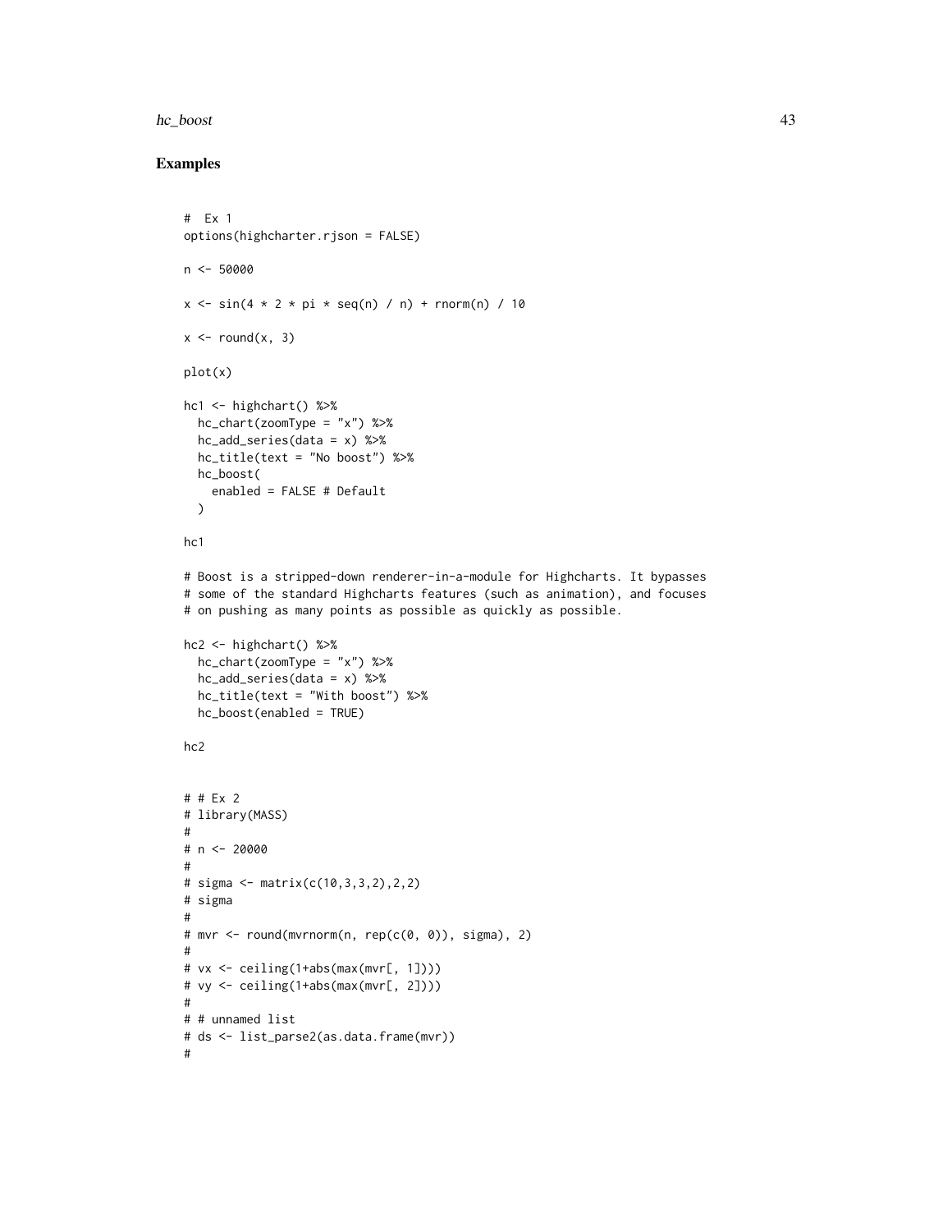## Examples

```
#  Ex 1
options(highcharter.rjson = FALSE)

n <- 50000

x <- sin(4 * 2 * pi * seq(n) / n) + rnorm(n) / 10

x <- round(x, 3)

plot(x)

hc1 <- highchart() %>%
  hc_chart(zoomType = "x") %>%
  hc_add_series(data = x) %>%
  hc_title(text = "No boost") %>%
  hc_boost(
    enabled = FALSE # Default
  )

hc1

# Boost is a stripped-down renderer-in-a-module for Highcharts. It bypasses
# some of the standard Highcharts features (such as animation), and focuses
# on pushing as many points as possible as quickly as possible.

hc2 <- highchart() %>%
  hc_chart(zoomType = "x") %>%
  hc_add_series(data = x) %>%
  hc_title(text = "With boost") %>%
  hc_boost(enabled = TRUE)

hc2


# # Ex 2
# library(MASS)
#
# n <- 20000
#
# sigma <- matrix(c(10,3,3,2),2,2)
# sigma
#
# mvr <- round(mvrnorm(n, rep(c(0, 0)), sigma), 2)
#
# vx <- ceiling(1+abs(max(mvr[, 1])))
# vy <- ceiling(1+abs(max(mvr[, 2])))
#
# # unnamed list
# ds <- list_parse2(as.data.frame(mvr))
#
```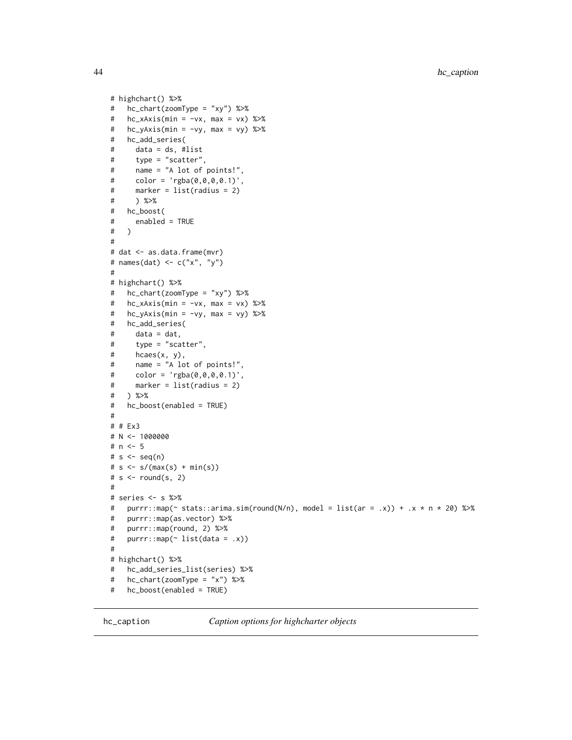```
# highchart() %>%
#   hc_chart(zoomType = "xy") %>%
#   hc_xAxis(min = -vx, max = vx) %>%
#   hc_yAxis(min = -vy, max = vy) %>%
#   hc_add_series(
#     data = ds, #list
#     type = "scatter",
#     name = "A lot of points!",
#     color = 'rgba(0,0,0,0.1)',
#     marker = list(radius = 2)
#     ) %>%
#   hc_boost(
#     enabled = TRUE
#   )
#
# dat <- as.data.frame(mvr)
# names(dat) <- c("x", "y")
#
# highchart() %>%
#   hc_chart(zoomType = "xy") %>%
#   hc_xAxis(min = -vx, max = vx) %>%
#   hc_yAxis(min = -vy, max = vy) %>%
#   hc_add_series(
#     data = dat,
#     type = "scatter",
#     hcaes(x, y),
#     name = "A lot of points!",
#     color = 'rgba(0,0,0,0.1)',
#     marker = list(radius = 2)
#   ) %>%
#   hc_boost(enabled = TRUE)
#
# # Ex3
# N <- 1000000
# n <- 5
# s <- seq(n)
# s <- s/(max(s) + min(s))
# s <- round(s, 2)
#
# series <- s %>%
#   purrr::map(~ stats::arima.sim(round(N/n), model = list(ar = .x)) + .x * n * 20) %>%
#   purrr::map(as.vector) %>%
#   purrr::map(round, 2) %>%
#   purrr::map(~ list(data = .x))
#
# highchart() %>%
#   hc_add_series_list(series) %>%
#   hc_chart(zoomType = "x") %>%
#   hc_boost(enabled = TRUE)
```

## hc_caption — *Caption options for highcharter objects*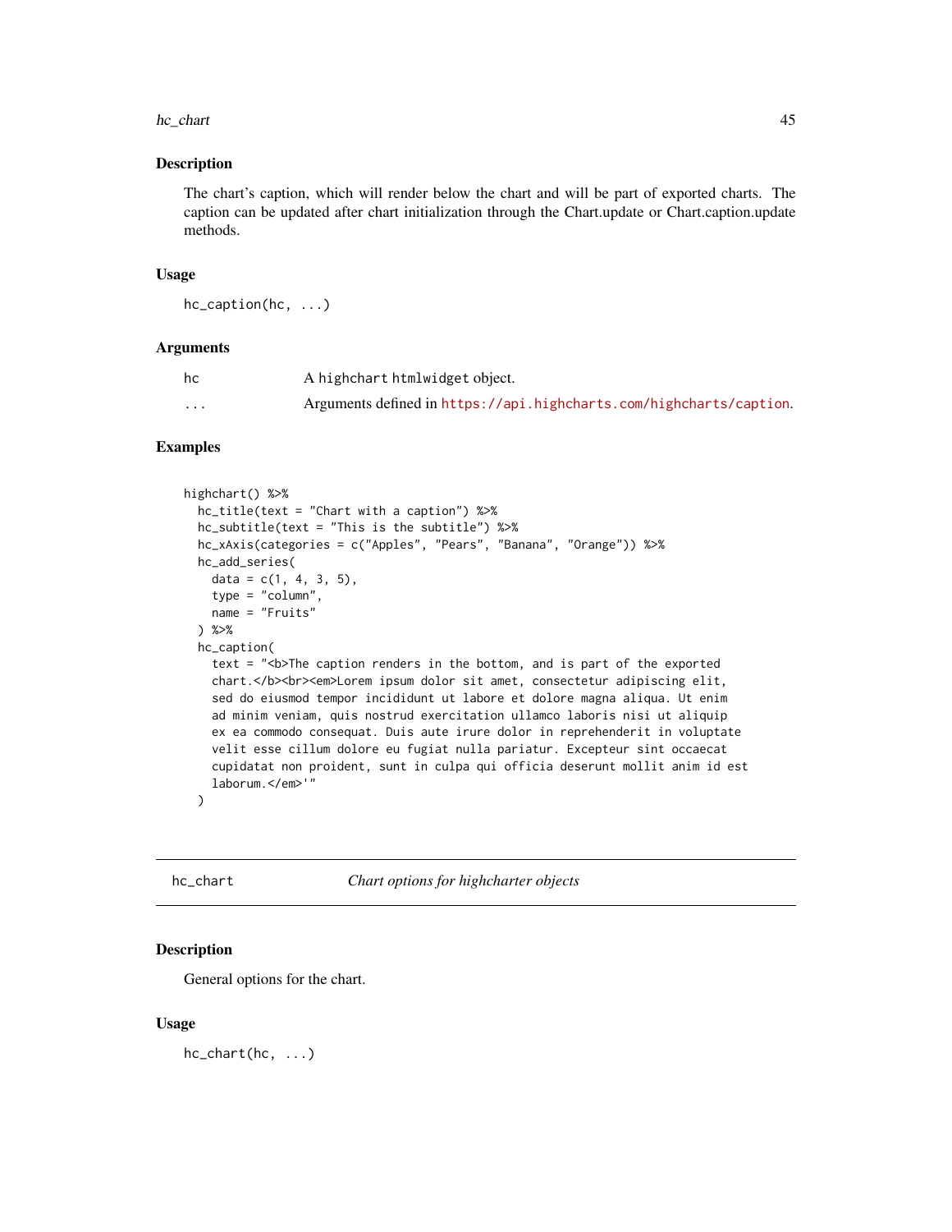## Description

The chart's caption, which will render below the chart and will be part of exported charts. The caption can be updated after chart initialization through the Chart.update or Chart.caption.update methods.

## Usage

```
hc_caption(hc, ...)
```

## Arguments

| | |
|---|---|
| hc | A highchart htmlwidget object. |
| ... | Arguments defined in https://api.highcharts.com/highcharts/caption. |

## Examples

```
highchart() %>%
  hc_title(text = "Chart with a caption") %>%
  hc_subtitle(text = "This is the subtitle") %>%
  hc_xAxis(categories = c("Apples", "Pears", "Banana", "Orange")) %>%
  hc_add_series(
    data = c(1, 4, 3, 5),
    type = "column",
    name = "Fruits"
  ) %>%
  hc_caption(
    text = "<b>The caption renders in the bottom, and is part of the exported
    chart.</b><br><em>Lorem ipsum dolor sit amet, consectetur adipiscing elit,
    sed do eiusmod tempor incididunt ut labore et dolore magna aliqua. Ut enim
    ad minim veniam, quis nostrud exercitation ullamco laboris nisi ut aliquip
    ex ea commodo consequat. Duis aute irure dolor in reprehenderit in voluptate
    velit esse cillum dolore eu fugiat nulla pariatur. Excepteur sint occaecat
    cupidatat non proident, sunt in culpa qui officia deserunt mollit anim id est
    laborum.</em>'"
  )
```

---

# hc_chart — *Chart options for highcharter objects*

## Description

General options for the chart.

## Usage

```
hc_chart(hc, ...)
```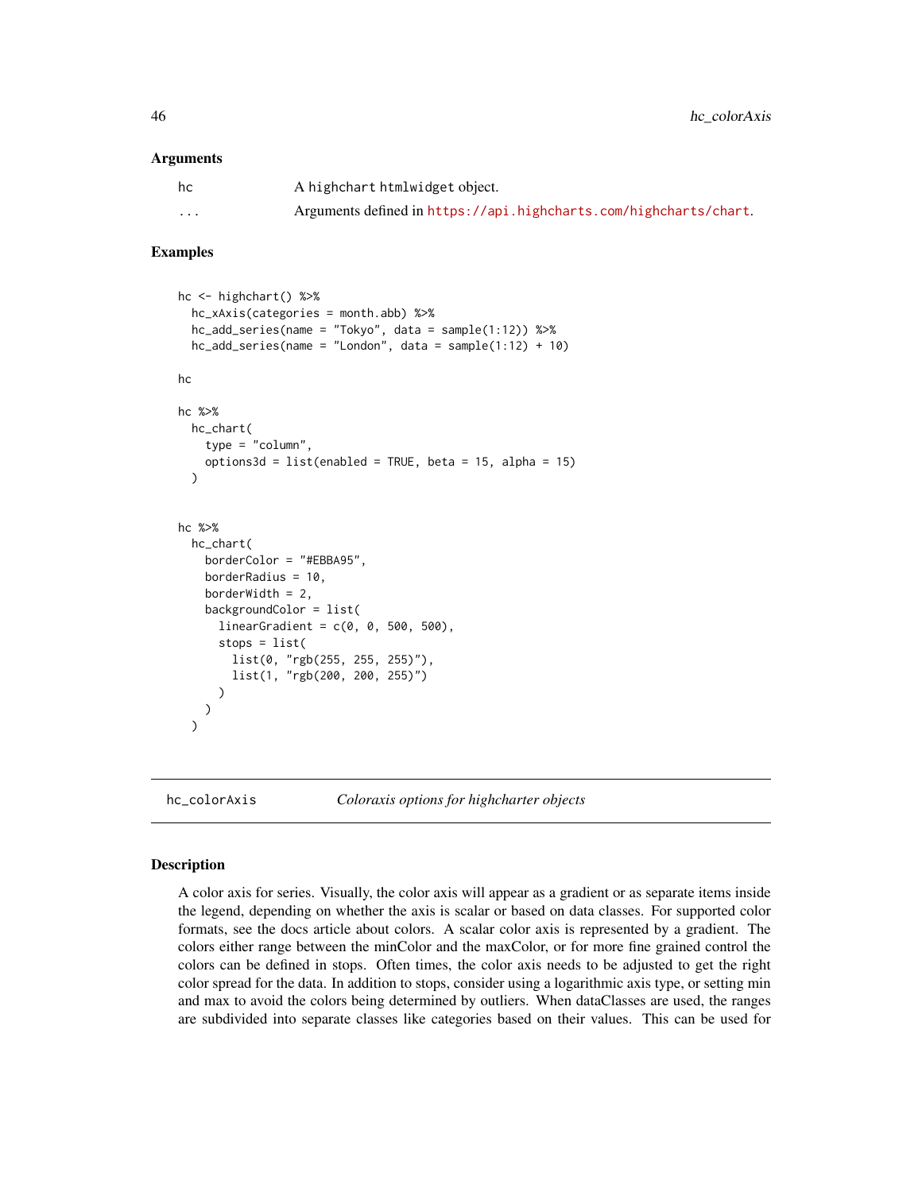### Arguments

| | |
|---|---|
| hc | A highchart htmlwidget object. |
| ... | Arguments defined in https://api.highcharts.com/highcharts/chart. |

### Examples

```
hc <- highchart() %>%
  hc_xAxis(categories = month.abb) %>%
  hc_add_series(name = "Tokyo", data = sample(1:12)) %>%
  hc_add_series(name = "London", data = sample(1:12) + 10)

hc

hc %>%
  hc_chart(
    type = "column",
    options3d = list(enabled = TRUE, beta = 15, alpha = 15)
  )


hc %>%
  hc_chart(
    borderColor = "#EBBA95",
    borderRadius = 10,
    borderWidth = 2,
    backgroundColor = list(
      linearGradient = c(0, 0, 500, 500),
      stops = list(
        list(0, "rgb(255, 255, 255)"),
        list(1, "rgb(200, 200, 255)")
      )
    )
  )
```

---

## hc_colorAxis — *Coloraxis options for highcharter objects*

---

### Description

A color axis for series. Visually, the color axis will appear as a gradient or as separate items inside the legend, depending on whether the axis is scalar or based on data classes. For supported color formats, see the docs article about colors. A scalar color axis is represented by a gradient. The colors either range between the minColor and the maxColor, or for more fine grained control the colors can be defined in stops. Often times, the color axis needs to be adjusted to get the right color spread for the data. In addition to stops, consider using a logarithmic axis type, or setting min and max to avoid the colors being determined by outliers. When dataClasses are used, the ranges are subdivided into separate classes like categories based on their values. This can be used for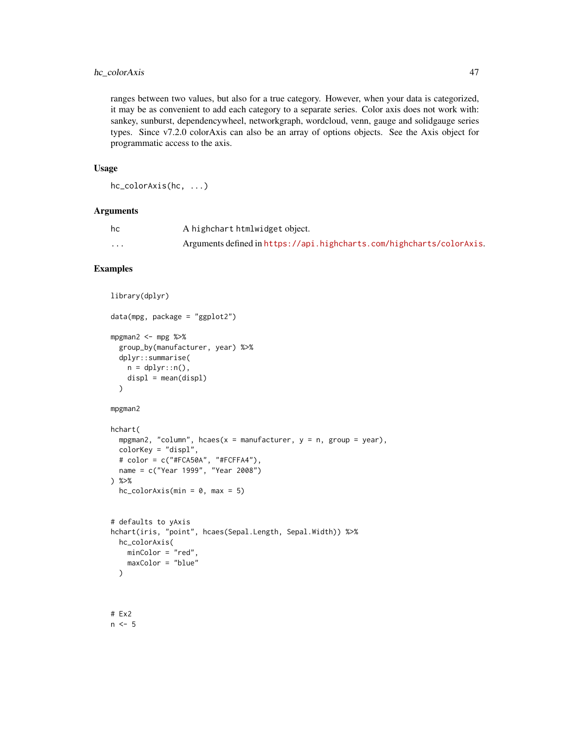ranges between two values, but also for a true category. However, when your data is categorized, it may be as convenient to add each category to a separate series. Color axis does not work with: sankey, sunburst, dependencywheel, networkgraph, wordcloud, venn, gauge and solidgauge series types. Since v7.2.0 colorAxis can also be an array of options objects. See the Axis object for programmatic access to the axis.

### Usage

```
hc_colorAxis(hc, ...)
```

### Arguments

| | |
|---|---|
| hc | A highchart htmlwidget object. |
| ... | Arguments defined in https://api.highcharts.com/highcharts/colorAxis. |

### Examples

```
library(dplyr)

data(mpg, package = "ggplot2")

mpgman2 <- mpg %>%
  group_by(manufacturer, year) %>%
  dplyr::summarise(
    n = dplyr::n(),
    displ = mean(displ)
  )

mpgman2

hchart(
  mpgman2, "column", hcaes(x = manufacturer, y = n, group = year),
  colorKey = "displ",
  # color = c("#FCA50A", "#FCFFA4"),
  name = c("Year 1999", "Year 2008")
) %>%
  hc_colorAxis(min = 0, max = 5)


# defaults to yAxis
hchart(iris, "point", hcaes(Sepal.Length, Sepal.Width)) %>%
  hc_colorAxis(
    minColor = "red",
    maxColor = "blue"
  )



# Ex2
n <- 5
```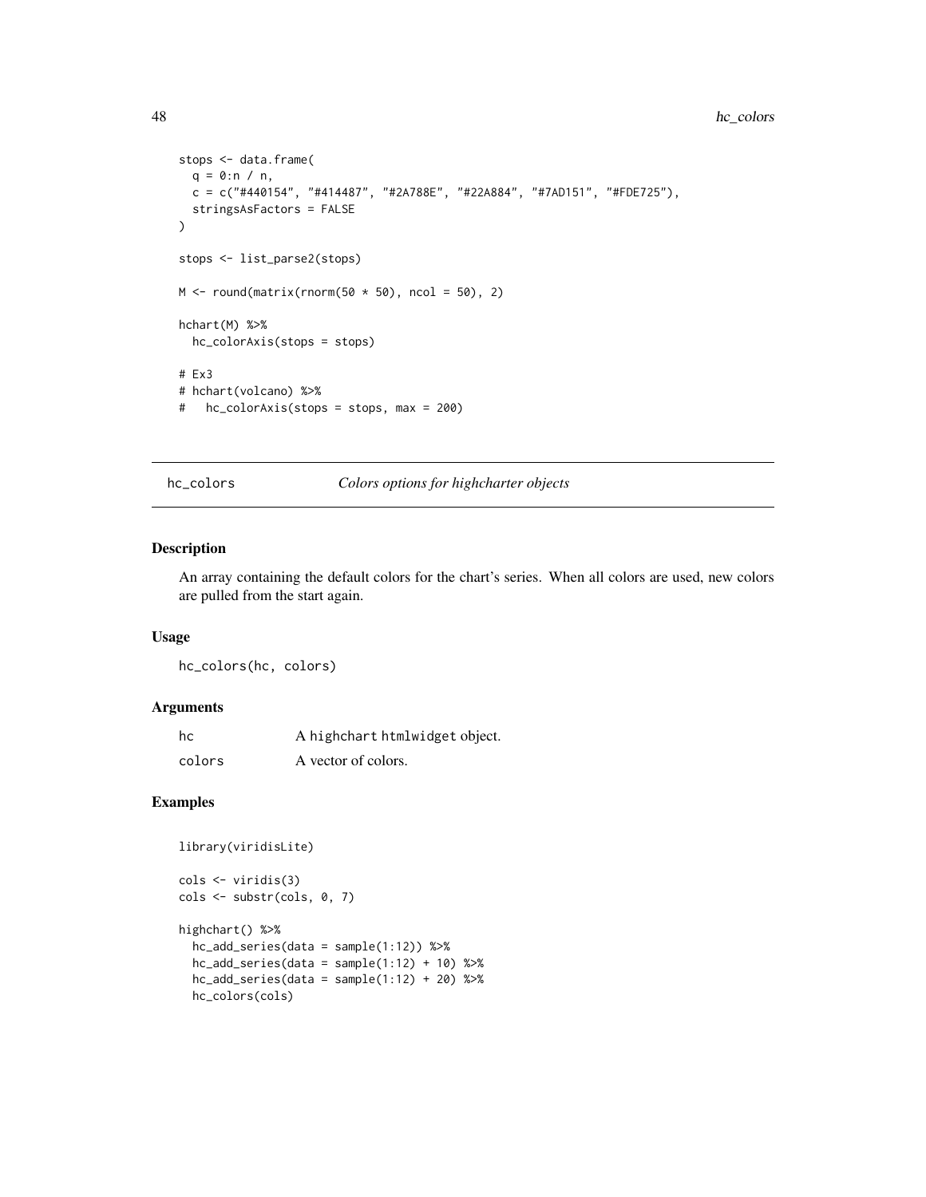```
stops <- data.frame(
  q = 0:n / n,
  c = c("#440154", "#414487", "#2A788E", "#22A884", "#7AD151", "#FDE725"),
  stringsAsFactors = FALSE
)

stops <- list_parse2(stops)

M <- round(matrix(rnorm(50 * 50), ncol = 50), 2)

hchart(M) %>%
  hc_colorAxis(stops = stops)

# Ex3
# hchart(volcano) %>%
#   hc_colorAxis(stops = stops, max = 200)
```

## hc_colors — *Colors options for highcharter objects*

### Description

An array containing the default colors for the chart's series. When all colors are used, new colors are pulled from the start again.

### Usage

```
hc_colors(hc, colors)
```

### Arguments

| | |
|---|---|
| hc | A `highchart` `htmlwidget` object. |
| colors | A vector of colors. |

### Examples

```
library(viridisLite)

cols <- viridis(3)
cols <- substr(cols, 0, 7)

highchart() %>%
  hc_add_series(data = sample(1:12)) %>%
  hc_add_series(data = sample(1:12) + 10) %>%
  hc_add_series(data = sample(1:12) + 20) %>%
  hc_colors(cols)
```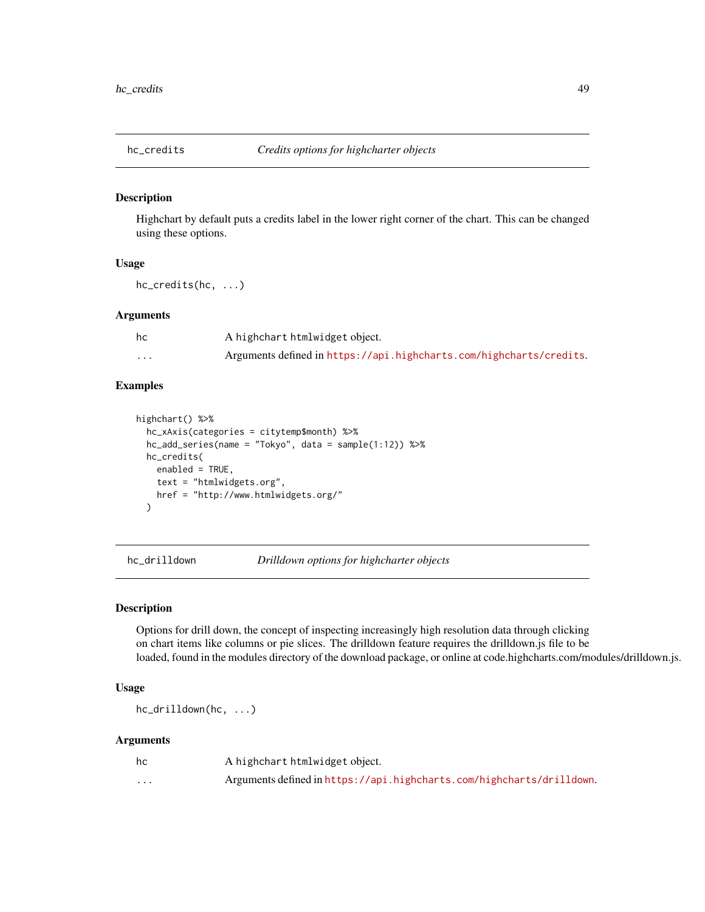## hc_credits — *Credits options for highcharter objects*

### Description

Highchart by default puts a credits label in the lower right corner of the chart. This can be changed using these options.

### Usage

```
hc_credits(hc, ...)
```

### Arguments

| | |
|---|---|
| hc | A highchart htmlwidget object. |
| ... | Arguments defined in https://api.highcharts.com/highcharts/credits. |

### Examples

```
highchart() %>%
  hc_xAxis(categories = citytemp$month) %>%
  hc_add_series(name = "Tokyo", data = sample(1:12)) %>%
  hc_credits(
    enabled = TRUE,
    text = "htmlwidgets.org",
    href = "http://www.htmlwidgets.org/"
  )
```

## hc_drilldown — *Drilldown options for highcharter objects*

### Description

Options for drill down, the concept of inspecting increasingly high resolution data through clicking on chart items like columns or pie slices. The drilldown feature requires the drilldown.js file to be loaded, found in the modules directory of the download package, or online at code.highcharts.com/modules/drilldown.js.

### Usage

```
hc_drilldown(hc, ...)
```

### Arguments

| | |
|---|---|
| hc | A highchart htmlwidget object. |
| ... | Arguments defined in https://api.highcharts.com/highcharts/drilldown. |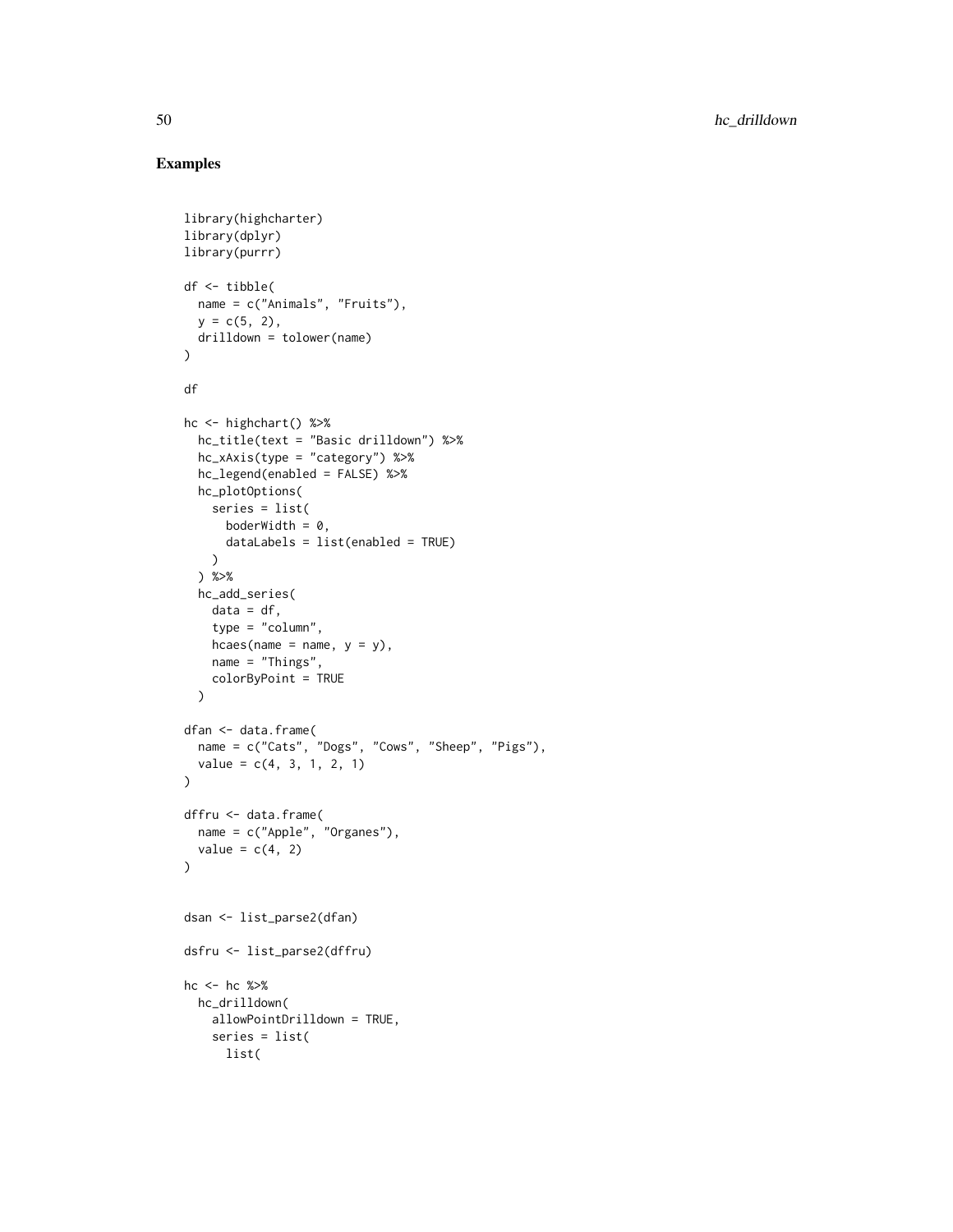## Examples

```
library(highcharter)
library(dplyr)
library(purrr)

df <- tibble(
  name = c("Animals", "Fruits"),
  y = c(5, 2),
  drilldown = tolower(name)
)

df

hc <- highchart() %>%
  hc_title(text = "Basic drilldown") %>%
  hc_xAxis(type = "category") %>%
  hc_legend(enabled = FALSE) %>%
  hc_plotOptions(
    series = list(
      boderWidth = 0,
      dataLabels = list(enabled = TRUE)
    )
  ) %>%
  hc_add_series(
    data = df,
    type = "column",
    hcaes(name = name, y = y),
    name = "Things",
    colorByPoint = TRUE
  )

dfan <- data.frame(
  name = c("Cats", "Dogs", "Cows", "Sheep", "Pigs"),
  value = c(4, 3, 1, 2, 1)
)

dffru <- data.frame(
  name = c("Apple", "Organes"),
  value = c(4, 2)
)


dsan <- list_parse2(dfan)

dsfru <- list_parse2(dffru)

hc <- hc %>%
  hc_drilldown(
    allowPointDrilldown = TRUE,
    series = list(
      list(
```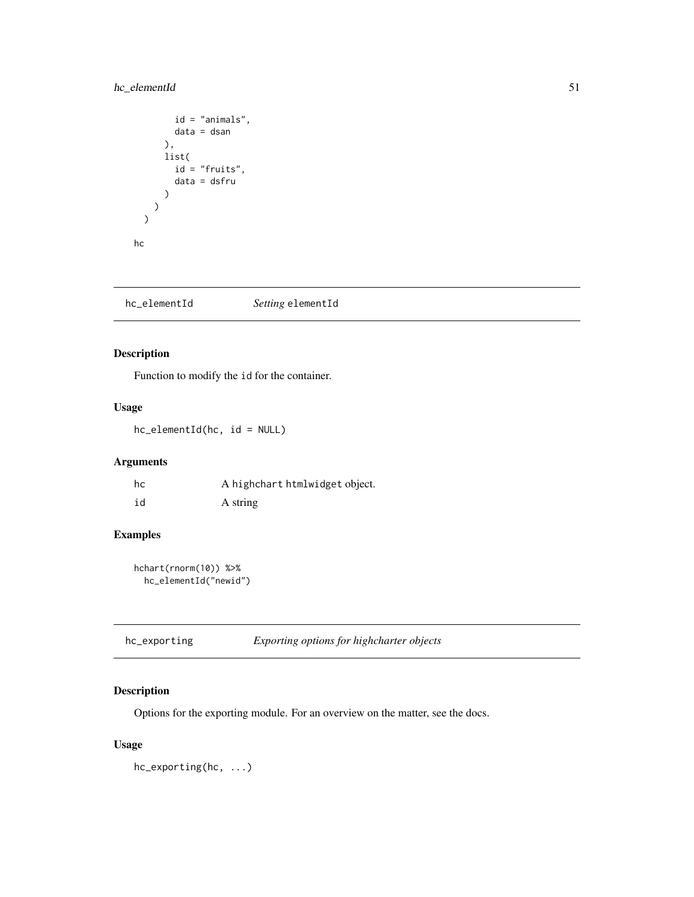```
        id = "animals",
        data = dsan
      ),
      list(
        id = "fruits",
        data = dsfru
      )
    )
  )

hc
```

## hc_elementId    *Setting* elementId

### Description

Function to modify the id for the container.

### Usage

```
hc_elementId(hc, id = NULL)
```

### Arguments

| | |
|---|---|
| hc | A highchart htmlwidget object. |
| id | A string |

### Examples

```
hchart(rnorm(10)) %>%
  hc_elementId("newid")
```

## hc_exporting    *Exporting options for highcharter objects*

### Description

Options for the exporting module. For an overview on the matter, see the docs.

### Usage

```
hc_exporting(hc, ...)
```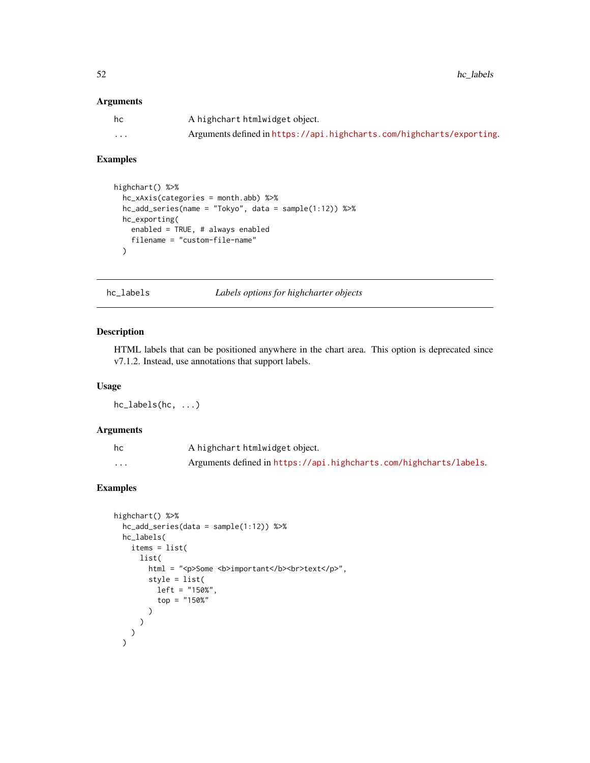### Arguments

| | |
|---|---|
| hc | A highchart htmlwidget object. |
| ... | Arguments defined in https://api.highcharts.com/highcharts/exporting. |

### Examples

```
highchart() %>%
  hc_xAxis(categories = month.abb) %>%
  hc_add_series(name = "Tokyo", data = sample(1:12)) %>%
  hc_exporting(
    enabled = TRUE, # always enabled
    filename = "custom-file-name"
  )
```

---

## hc_labels — *Labels options for highcharter objects*

### Description

HTML labels that can be positioned anywhere in the chart area. This option is deprecated since v7.1.2. Instead, use annotations that support labels.

### Usage

```
hc_labels(hc, ...)
```

### Arguments

| | |
|---|---|
| hc | A highchart htmlwidget object. |
| ... | Arguments defined in https://api.highcharts.com/highcharts/labels. |

### Examples

```
highchart() %>%
  hc_add_series(data = sample(1:12)) %>%
  hc_labels(
    items = list(
      list(
        html = "<p>Some <b>important</b><br>text</p>",
        style = list(
          left = "150%",
          top = "150%"
        )
      )
    )
  )
```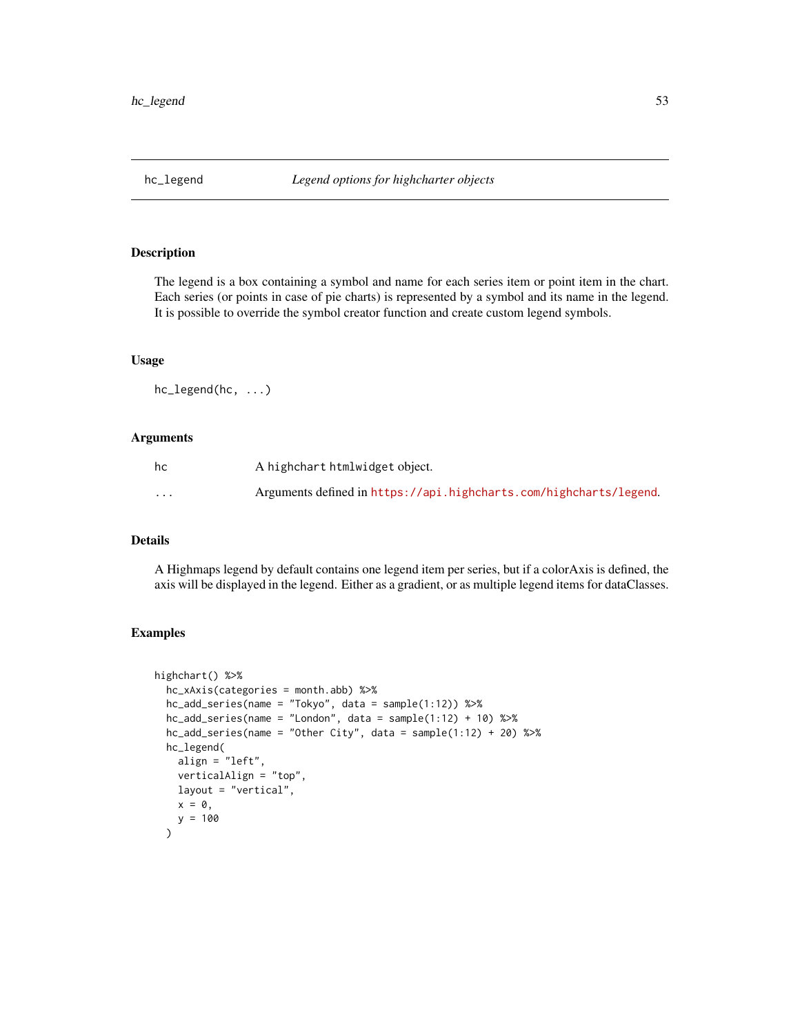## hc_legend — *Legend options for highcharter objects*

### Description

The legend is a box containing a symbol and name for each series item or point item in the chart. Each series (or points in case of pie charts) is represented by a symbol and its name in the legend. It is possible to override the symbol creator function and create custom legend symbols.

### Usage

```
hc_legend(hc, ...)
```

### Arguments

| | |
|---|---|
| hc | A highchart htmlwidget object. |
| ... | Arguments defined in https://api.highcharts.com/highcharts/legend. |

### Details

A Highmaps legend by default contains one legend item per series, but if a colorAxis is defined, the axis will be displayed in the legend. Either as a gradient, or as multiple legend items for dataClasses.

### Examples

```
highchart() %>%
  hc_xAxis(categories = month.abb) %>%
  hc_add_series(name = "Tokyo", data = sample(1:12)) %>%
  hc_add_series(name = "London", data = sample(1:12) + 10) %>%
  hc_add_series(name = "Other City", data = sample(1:12) + 20) %>%
  hc_legend(
    align = "left",
    verticalAlign = "top",
    layout = "vertical",
    x = 0,
    y = 100
  )
```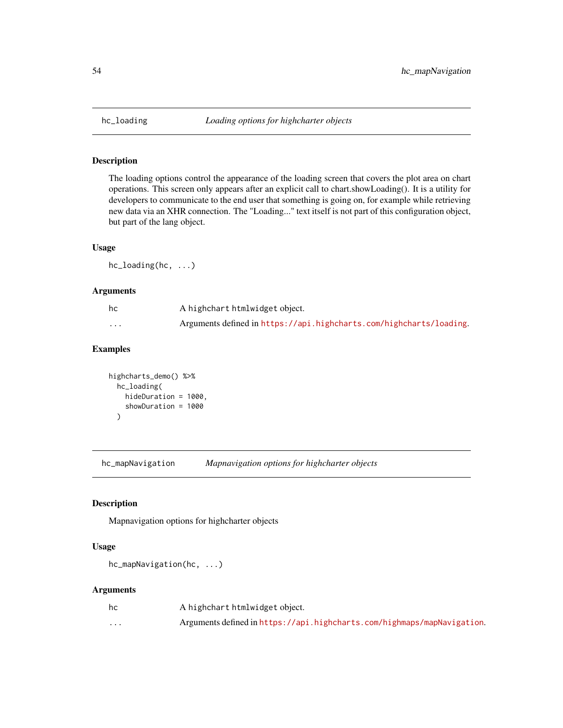## hc_loading — *Loading options for highcharter objects*

### Description

The loading options control the appearance of the loading screen that covers the plot area on chart operations. This screen only appears after an explicit call to chart.showLoading(). It is a utility for developers to communicate to the end user that something is going on, for example while retrieving new data via an XHR connection. The "Loading..." text itself is not part of this configuration object, but part of the lang object.

### Usage

```
hc_loading(hc, ...)
```

### Arguments

| | |
|---|---|
| hc | A highchart htmlwidget object. |
| ... | Arguments defined in https://api.highcharts.com/highcharts/loading. |

### Examples

```
highcharts_demo() %>%
  hc_loading(
    hideDuration = 1000,
    showDuration = 1000
  )
```

## hc_mapNavigation — *Mapnavigation options for highcharter objects*

### Description

Mapnavigation options for highcharter objects

### Usage

```
hc_mapNavigation(hc, ...)
```

### Arguments

| | |
|---|---|
| hc | A highchart htmlwidget object. |
| ... | Arguments defined in https://api.highcharts.com/highmaps/mapNavigation. |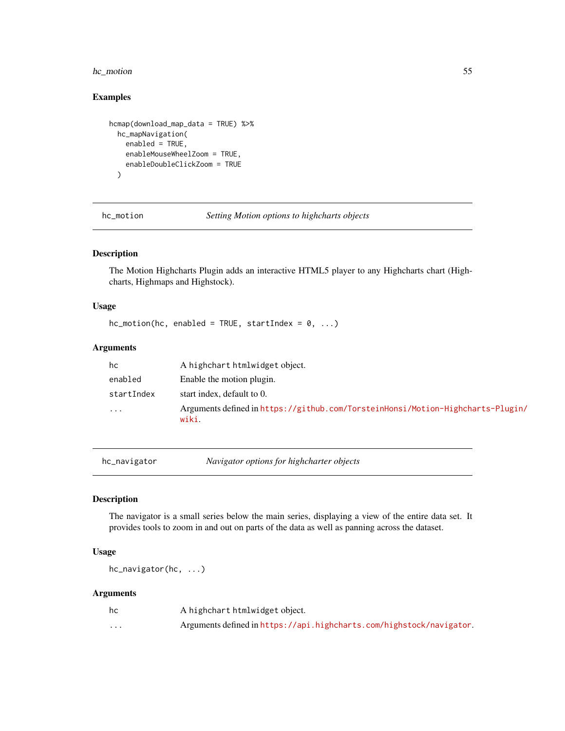### Examples

```
hcmap(download_map_data = TRUE) %>%
  hc_mapNavigation(
    enabled = TRUE,
    enableMouseWheelZoom = TRUE,
    enableDoubleClickZoom = TRUE
  )
```

---

## hc_motion — *Setting Motion options to highcharts objects*

### Description

The Motion Highcharts Plugin adds an interactive HTML5 player to any Highcharts chart (Highcharts, Highmaps and Highstock).

### Usage

```
hc_motion(hc, enabled = TRUE, startIndex = 0, ...)
```

### Arguments

| | |
|---|---|
| hc | A highchart htmlwidget object. |
| enabled | Enable the motion plugin. |
| startIndex | start index, default to 0. |
| ... | Arguments defined in https://github.com/TorsteinHonsi/Motion-Highcharts-Plugin/wiki. |

---

## hc_navigator — *Navigator options for highcharter objects*

### Description

The navigator is a small series below the main series, displaying a view of the entire data set. It provides tools to zoom in and out on parts of the data as well as panning across the dataset.

### Usage

```
hc_navigator(hc, ...)
```

### Arguments

| | |
|---|---|
| hc | A highchart htmlwidget object. |
| ... | Arguments defined in https://api.highcharts.com/highstock/navigator. |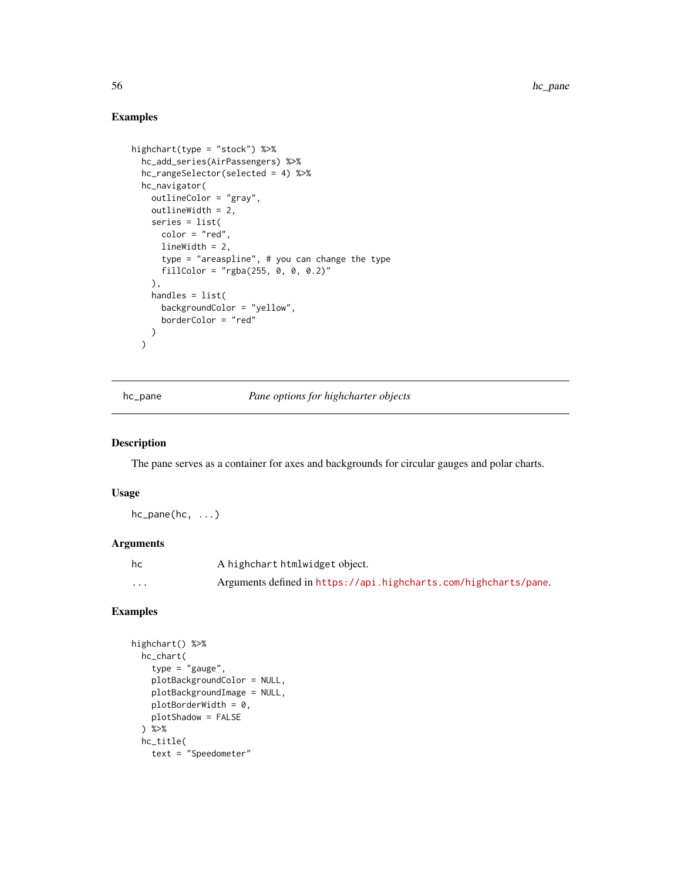## Examples

```
highchart(type = "stock") %>%
  hc_add_series(AirPassengers) %>%
  hc_rangeSelector(selected = 4) %>%
  hc_navigator(
    outlineColor = "gray",
    outlineWidth = 2,
    series = list(
      color = "red",
      lineWidth = 2,
      type = "areaspline", # you can change the type
      fillColor = "rgba(255, 0, 0, 0.2)"
    ),
    handles = list(
      backgroundColor = "yellow",
      borderColor = "red"
    )
  )
```

---

# hc_pane &nbsp;&nbsp;&nbsp;&nbsp; *Pane options for highcharter objects*

## Description

The pane serves as a container for axes and backgrounds for circular gauges and polar charts.

## Usage

```
hc_pane(hc, ...)
```

## Arguments

| | |
|---|---|
| hc | A highchart htmlwidget object. |
| ... | Arguments defined in https://api.highcharts.com/highcharts/pane. |

## Examples

```
highchart() %>%
  hc_chart(
    type = "gauge",
    plotBackgroundColor = NULL,
    plotBackgroundImage = NULL,
    plotBorderWidth = 0,
    plotShadow = FALSE
  ) %>%
  hc_title(
    text = "Speedometer"
```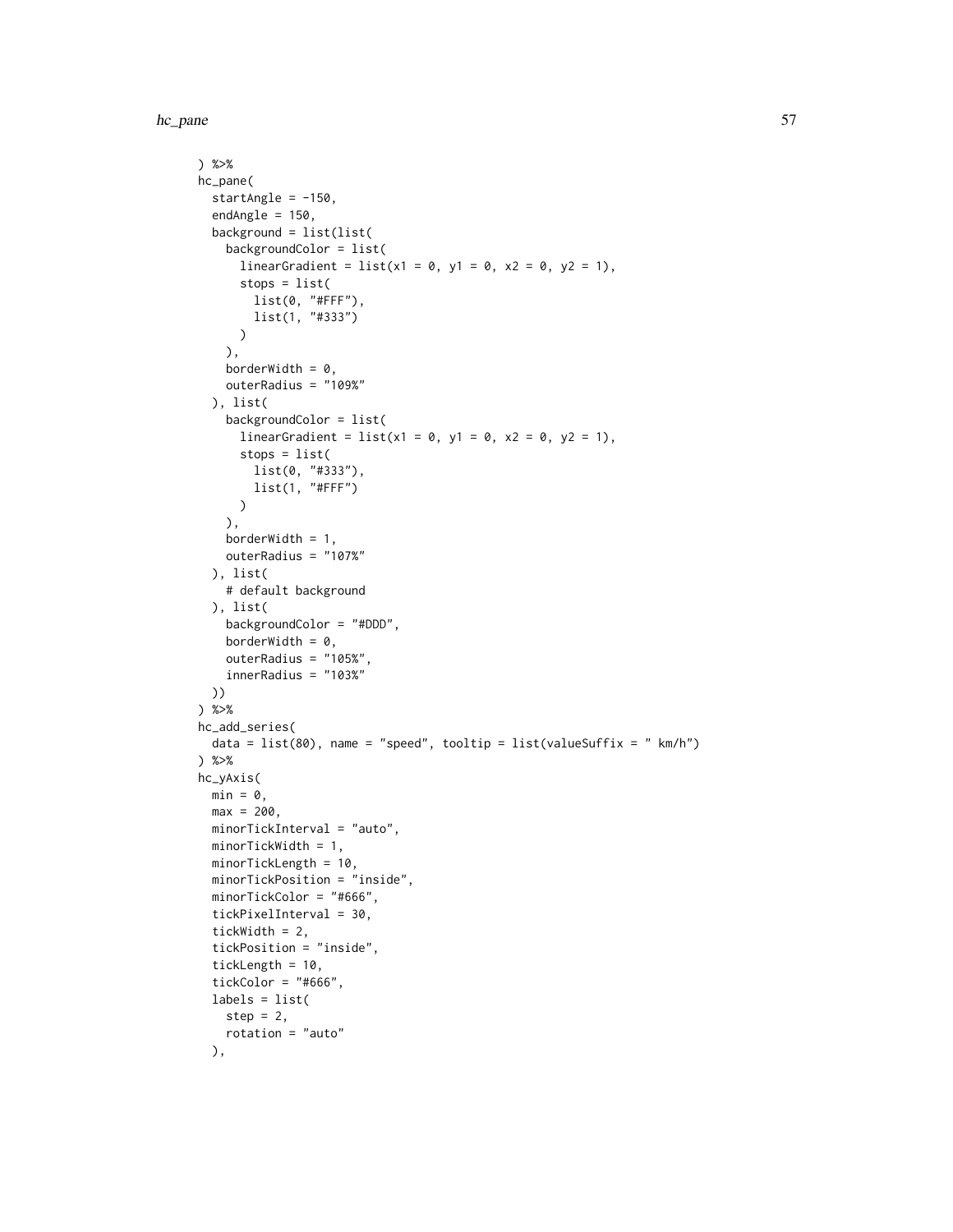```
) %>%
hc_pane(
  startAngle = -150,
  endAngle = 150,
  background = list(list(
    backgroundColor = list(
      linearGradient = list(x1 = 0, y1 = 0, x2 = 0, y2 = 1),
      stops = list(
        list(0, "#FFF"),
        list(1, "#333")
      )
    ),
    borderWidth = 0,
    outerRadius = "109%"
  ), list(
    backgroundColor = list(
      linearGradient = list(x1 = 0, y1 = 0, x2 = 0, y2 = 1),
      stops = list(
        list(0, "#333"),
        list(1, "#FFF")
      )
    ),
    borderWidth = 1,
    outerRadius = "107%"
  ), list(
    # default background
  ), list(
    backgroundColor = "#DDD",
    borderWidth = 0,
    outerRadius = "105%",
    innerRadius = "103%"
  ))
) %>%
hc_add_series(
  data = list(80), name = "speed", tooltip = list(valueSuffix = " km/h")
) %>%
hc_yAxis(
  min = 0,
  max = 200,
  minorTickInterval = "auto",
  minorTickWidth = 1,
  minorTickLength = 10,
  minorTickPosition = "inside",
  minorTickColor = "#666",
  tickPixelInterval = 30,
  tickWidth = 2,
  tickPosition = "inside",
  tickLength = 10,
  tickColor = "#666",
  labels = list(
    step = 2,
    rotation = "auto"
  ),
```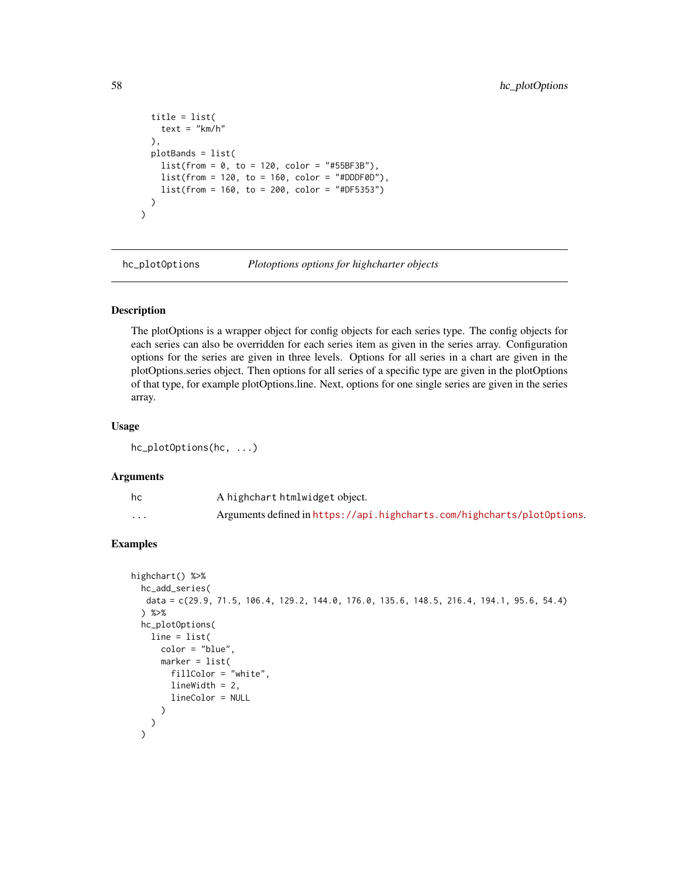```
    title = list(
      text = "km/h"
    ),
    plotBands = list(
      list(from = 0, to = 120, color = "#55BF3B"),
      list(from = 120, to = 160, color = "#DDDF0D"),
      list(from = 160, to = 200, color = "#DF5353")
    )
  )
```

## hc_plotOptions *Plotoptions options for highcharter objects*

### Description

The plotOptions is a wrapper object for config objects for each series type. The config objects for each series can also be overridden for each series item as given in the series array. Configuration options for the series are given in three levels. Options for all series in a chart are given in the plotOptions.series object. Then options for all series of a specific type are given in the plotOptions of that type, for example plotOptions.line. Next, options for one single series are given in the series array.

### Usage

```
hc_plotOptions(hc, ...)
```

### Arguments

| | |
|---|---|
| hc | A `highchart` `htmlwidget` object. |
| ... | Arguments defined in https://api.highcharts.com/highcharts/plotOptions. |

### Examples

```
highchart() %>%
  hc_add_series(
   data = c(29.9, 71.5, 106.4, 129.2, 144.0, 176.0, 135.6, 148.5, 216.4, 194.1, 95.6, 54.4)
  ) %>%
  hc_plotOptions(
    line = list(
      color = "blue",
      marker = list(
        fillColor = "white",
        lineWidth = 2,
        lineColor = NULL
      )
    )
  )
```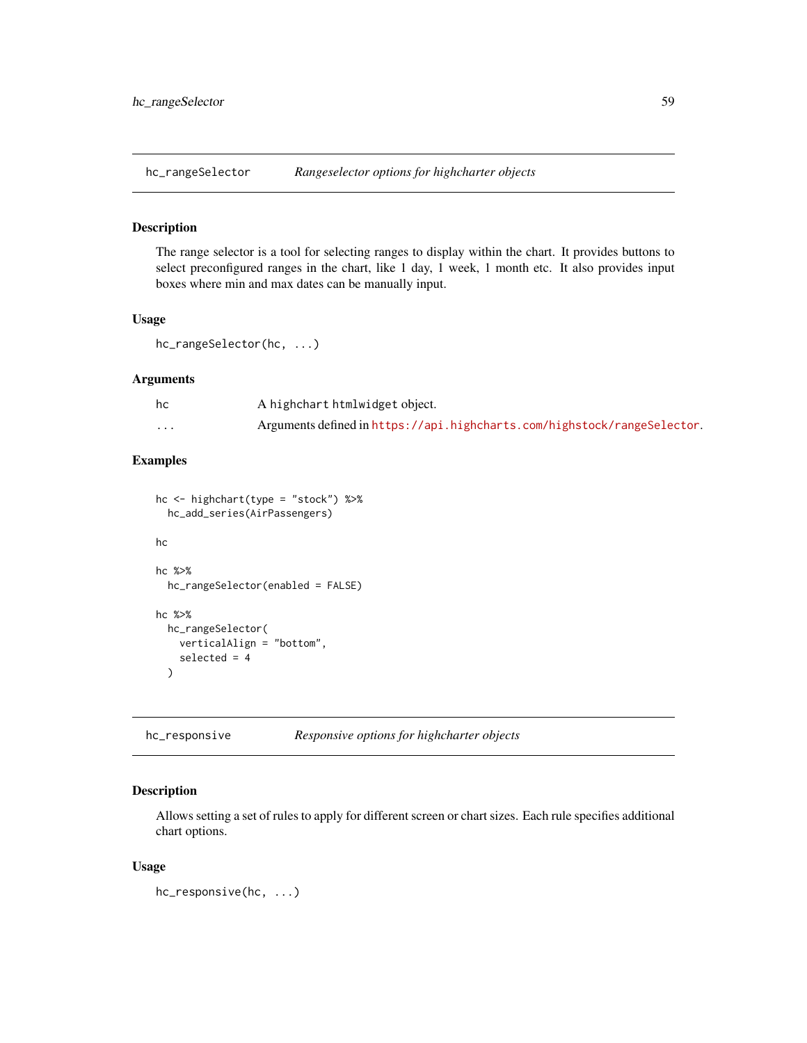## hc_rangeSelector    *Rangeselector options for highcharter objects*

### Description

The range selector is a tool for selecting ranges to display within the chart. It provides buttons to select preconfigured ranges in the chart, like 1 day, 1 week, 1 month etc. It also provides input boxes where min and max dates can be manually input.

### Usage

```
hc_rangeSelector(hc, ...)
```

### Arguments

| | |
|---|---|
| hc | A highchart htmlwidget object. |
| ... | Arguments defined in https://api.highcharts.com/highstock/rangeSelector. |

### Examples

```
hc <- highchart(type = "stock") %>%
  hc_add_series(AirPassengers)

hc

hc %>%
  hc_rangeSelector(enabled = FALSE)

hc %>%
  hc_rangeSelector(
    verticalAlign = "bottom",
    selected = 4
  )
```

## hc_responsive    *Responsive options for highcharter objects*

### Description

Allows setting a set of rules to apply for different screen or chart sizes. Each rule specifies additional chart options.

### Usage

```
hc_responsive(hc, ...)
```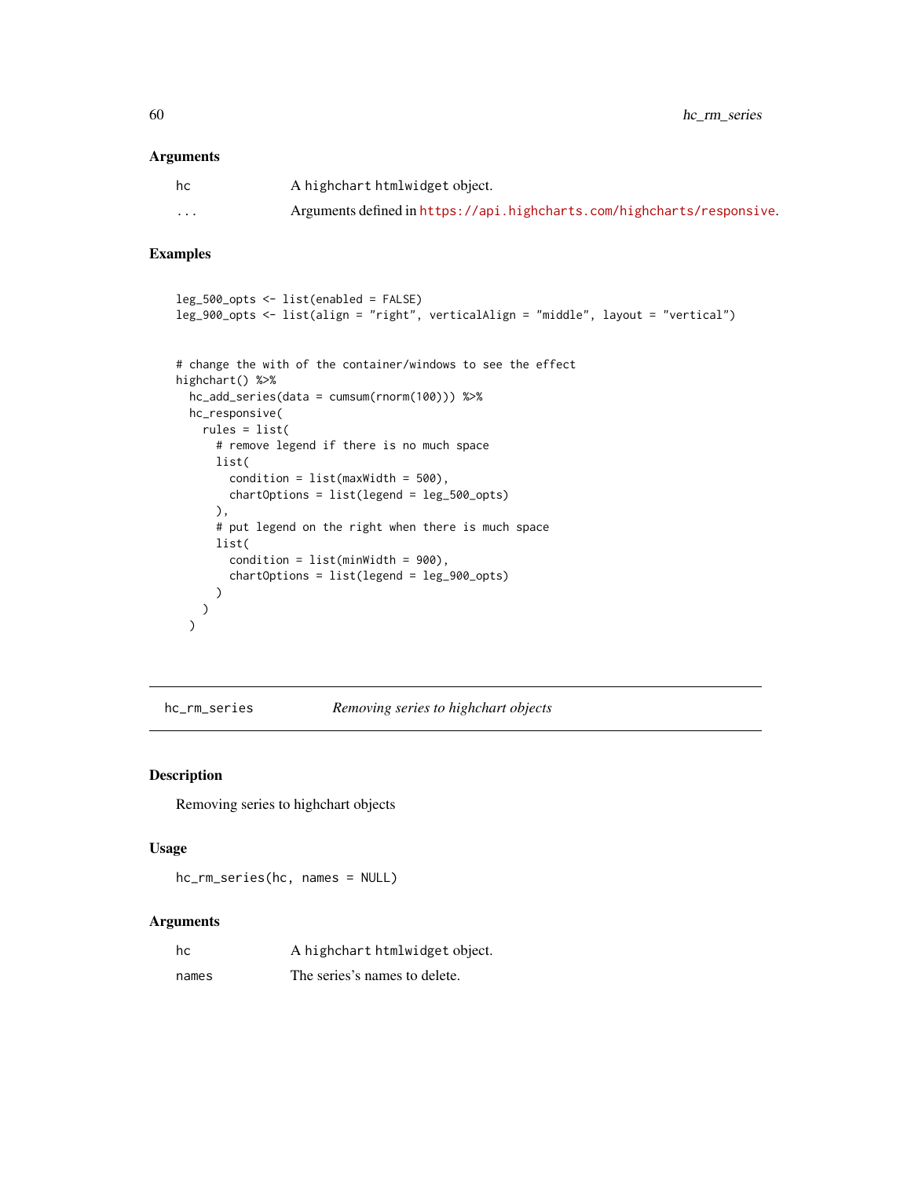### Arguments

| | |
|---|---|
| hc | A highchart htmlwidget object. |
| ... | Arguments defined in https://api.highcharts.com/highcharts/responsive. |

### Examples

```
leg_500_opts <- list(enabled = FALSE)
leg_900_opts <- list(align = "right", verticalAlign = "middle", layout = "vertical")


# change the with of the container/windows to see the effect
highchart() %>%
  hc_add_series(data = cumsum(rnorm(100))) %>%
  hc_responsive(
    rules = list(
      # remove legend if there is no much space
      list(
        condition = list(maxWidth = 500),
        chartOptions = list(legend = leg_500_opts)
      ),
      # put legend on the right when there is much space
      list(
        condition = list(minWidth = 900),
        chartOptions = list(legend = leg_900_opts)
      )
    )
  )
```

---

## hc_rm_series *Removing series to highchart objects*

### Description

Removing series to highchart objects

### Usage

```
hc_rm_series(hc, names = NULL)
```

### Arguments

| | |
|---|---|
| hc | A highchart htmlwidget object. |
| names | The series's names to delete. |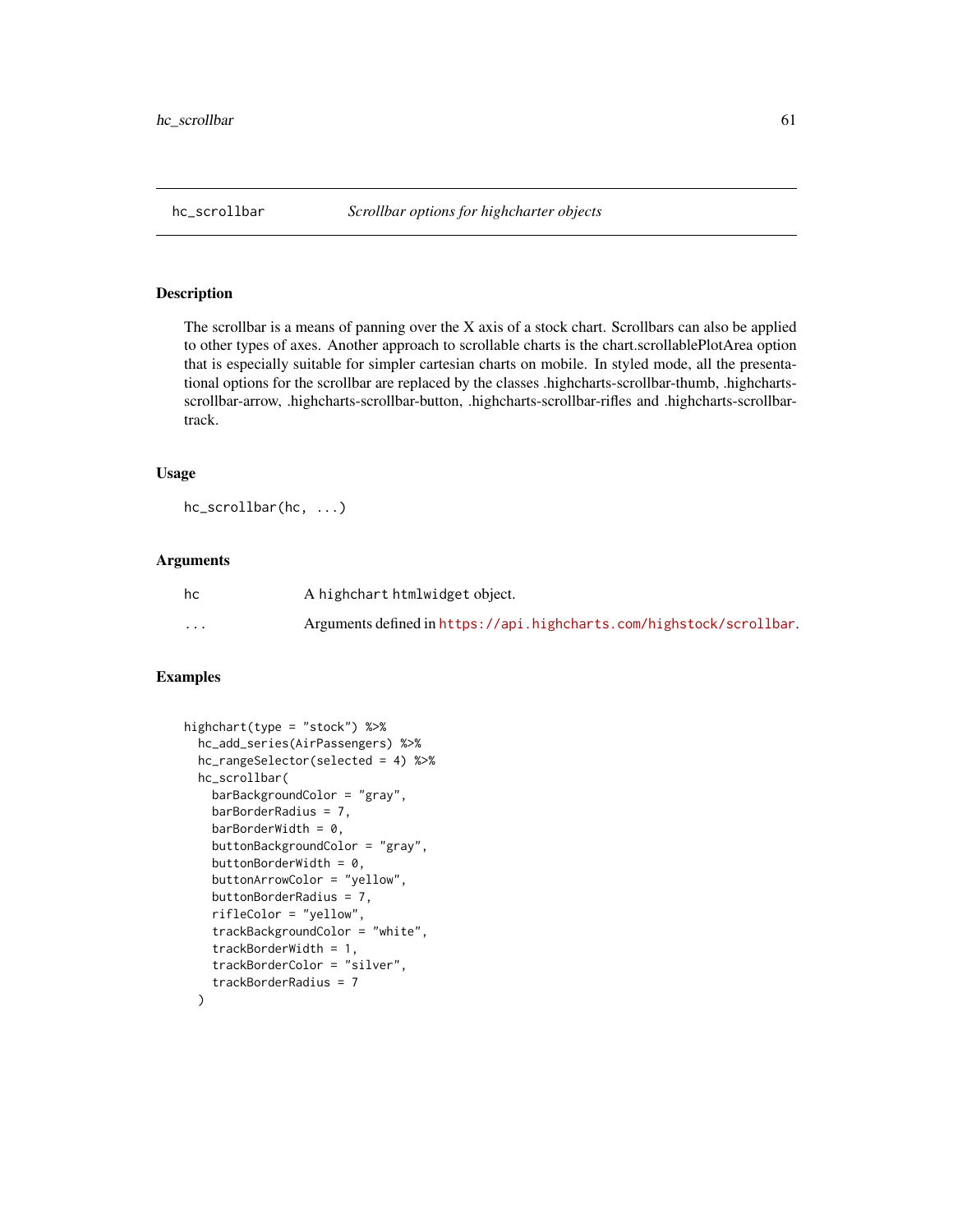## hc_scrollbar — *Scrollbar options for highcharter objects*

### Description

The scrollbar is a means of panning over the X axis of a stock chart. Scrollbars can also be applied to other types of axes. Another approach to scrollable charts is the chart.scrollablePlotArea option that is especially suitable for simpler cartesian charts on mobile. In styled mode, all the presentational options for the scrollbar are replaced by the classes .highcharts-scrollbar-thumb, .highcharts-scrollbar-arrow, .highcharts-scrollbar-button, .highcharts-scrollbar-rifles and .highcharts-scrollbar-track.

### Usage

```
hc_scrollbar(hc, ...)
```

### Arguments

| | |
|---|---|
| hc | A `highchart` `htmlwidget` object. |
| ... | Arguments defined in https://api.highcharts.com/highstock/scrollbar. |

### Examples

```
highchart(type = "stock") %>%
  hc_add_series(AirPassengers) %>%
  hc_rangeSelector(selected = 4) %>%
  hc_scrollbar(
    barBackgroundColor = "gray",
    barBorderRadius = 7,
    barBorderWidth = 0,
    buttonBackgroundColor = "gray",
    buttonBorderWidth = 0,
    buttonArrowColor = "yellow",
    buttonBorderRadius = 7,
    rifleColor = "yellow",
    trackBackgroundColor = "white",
    trackBorderWidth = 1,
    trackBorderColor = "silver",
    trackBorderRadius = 7
  )
```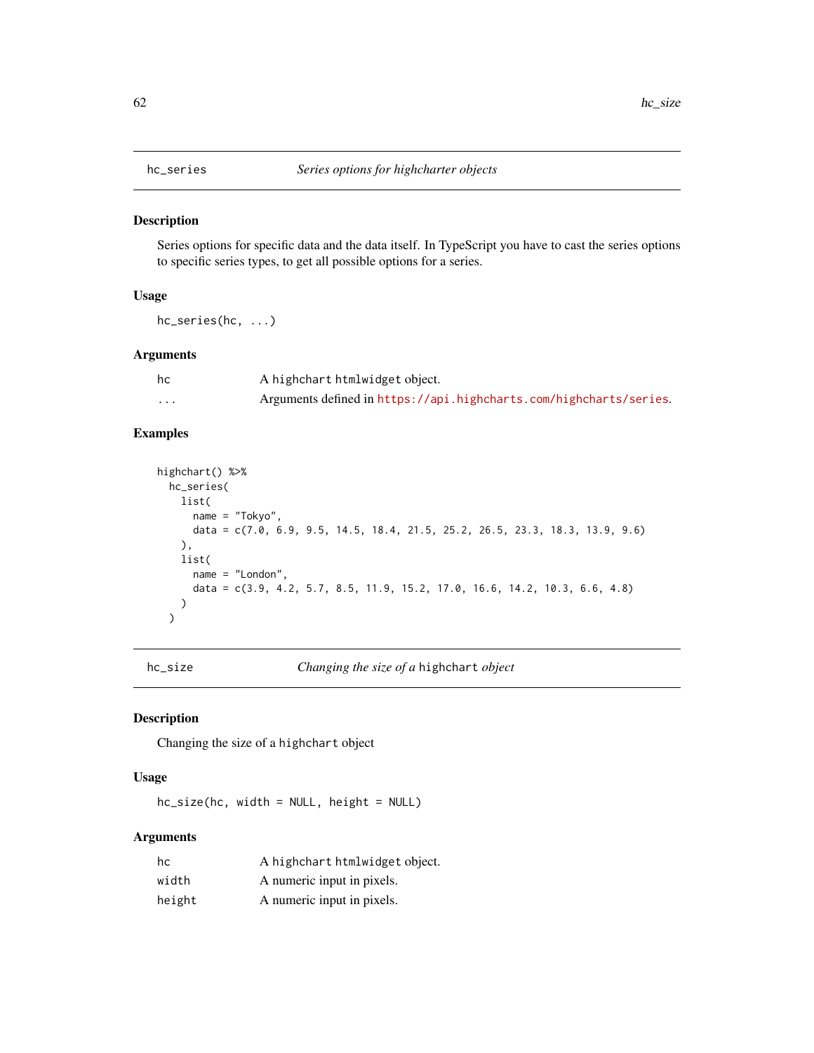## hc_series — *Series options for highcharter objects*

### Description

Series options for specific data and the data itself. In TypeScript you have to cast the series options to specific series types, to get all possible options for a series.

### Usage

```
hc_series(hc, ...)
```

### Arguments

| | |
|---|---|
| hc | A highchart htmlwidget object. |
| ... | Arguments defined in https://api.highcharts.com/highcharts/series. |

### Examples

```
highchart() %>%
  hc_series(
    list(
      name = "Tokyo",
      data = c(7.0, 6.9, 9.5, 14.5, 18.4, 21.5, 25.2, 26.5, 23.3, 18.3, 13.9, 9.6)
    ),
    list(
      name = "London",
      data = c(3.9, 4.2, 5.7, 8.5, 11.9, 15.2, 17.0, 16.6, 14.2, 10.3, 6.6, 4.8)
    )
  )
```

## hc_size — *Changing the size of a highchart object*

### Description

Changing the size of a highchart object

### Usage

```
hc_size(hc, width = NULL, height = NULL)
```

### Arguments

| | |
|---|---|
| hc | A highchart htmlwidget object. |
| width | A numeric input in pixels. |
| height | A numeric input in pixels. |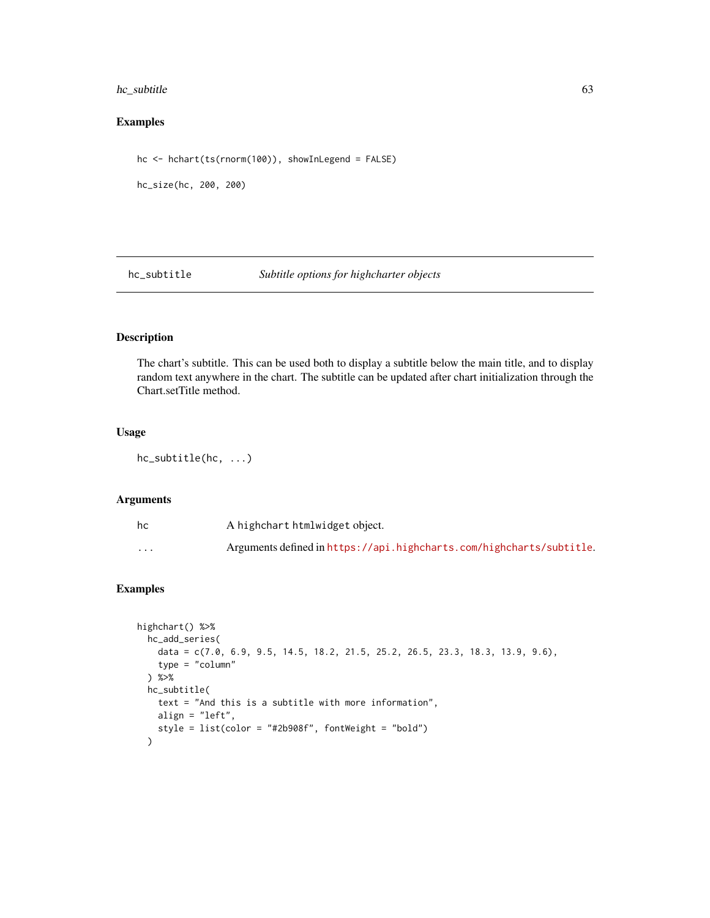### Examples

```
hc <- hchart(ts(rnorm(100)), showInLegend = FALSE)

hc_size(hc, 200, 200)
```

## hc_subtitle *Subtitle options for highcharter objects*

### Description

The chart's subtitle. This can be used both to display a subtitle below the main title, and to display random text anywhere in the chart. The subtitle can be updated after chart initialization through the Chart.setTitle method.

### Usage

```
hc_subtitle(hc, ...)
```

### Arguments

| | |
|---|---|
| hc | A highchart htmlwidget object. |
| ... | Arguments defined in https://api.highcharts.com/highcharts/subtitle. |

### Examples

```
highchart() %>%
  hc_add_series(
    data = c(7.0, 6.9, 9.5, 14.5, 18.2, 21.5, 25.2, 26.5, 23.3, 18.3, 13.9, 9.6),
    type = "column"
  ) %>%
  hc_subtitle(
    text = "And this is a subtitle with more information",
    align = "left",
    style = list(color = "#2b908f", fontWeight = "bold")
  )
```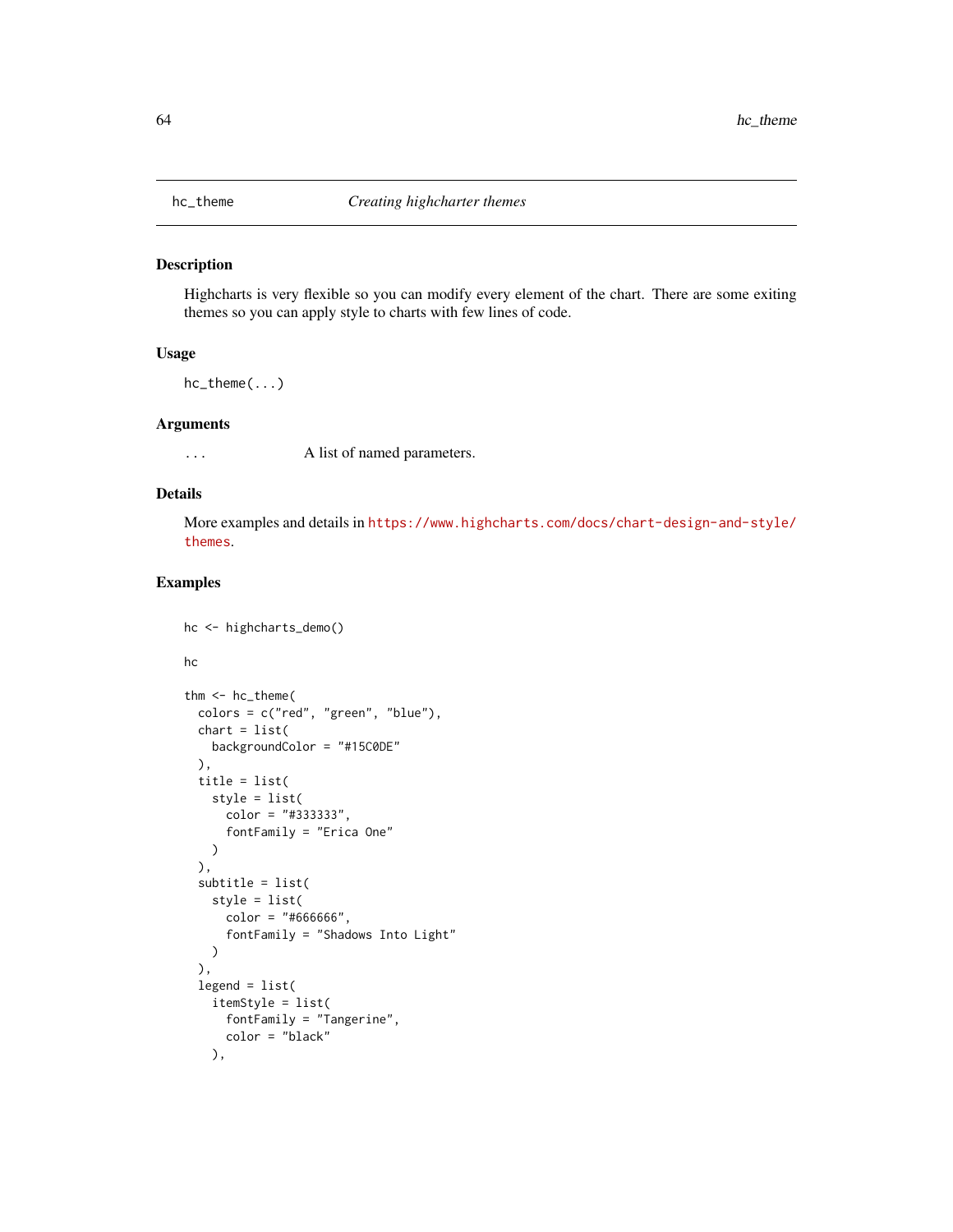hc_theme *Creating highcharter themes*

## Description

Highcharts is very flexible so you can modify every element of the chart. There are some exiting themes so you can apply style to charts with few lines of code.

## Usage

```
hc_theme(...)
```

## Arguments

| | |
|---|---|
| ... | A list of named parameters. |

## Details

More examples and details in https://www.highcharts.com/docs/chart-design-and-style/themes.

## Examples

```
hc <- highcharts_demo()

hc

thm <- hc_theme(
  colors = c("red", "green", "blue"),
  chart = list(
    backgroundColor = "#15C0DE"
  ),
  title = list(
    style = list(
      color = "#333333",
      fontFamily = "Erica One"
    )
  ),
  subtitle = list(
    style = list(
      color = "#666666",
      fontFamily = "Shadows Into Light"
    )
  ),
  legend = list(
    itemStyle = list(
      fontFamily = "Tangerine",
      color = "black"
    ),
```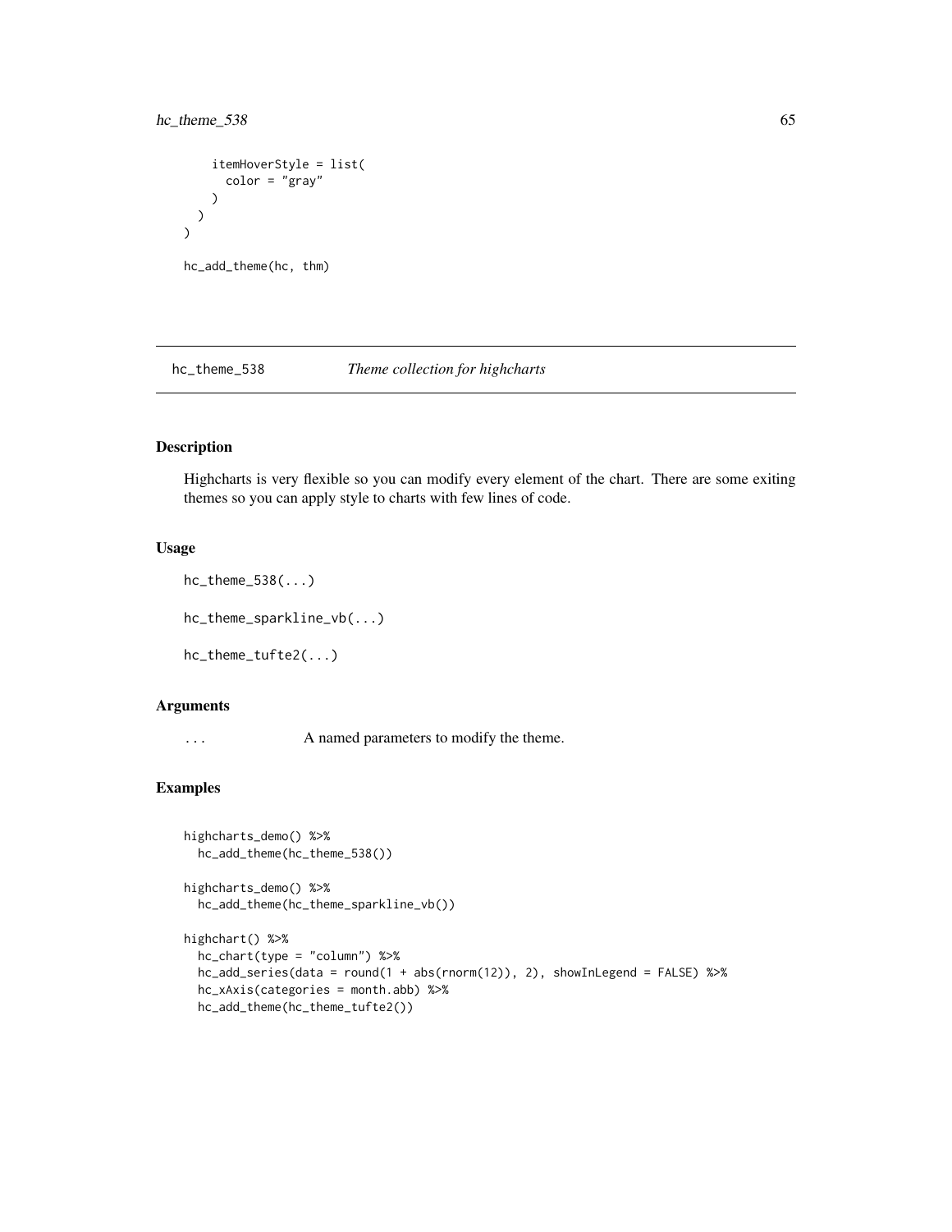```
      itemHoverStyle = list(
        color = "gray"
      )
    )
  )

hc_add_theme(hc, thm)
```

## hc_theme_538 *Theme collection for highcharts*

### Description

Highcharts is very flexible so you can modify every element of the chart. There are some exiting themes so you can apply style to charts with few lines of code.

### Usage

```
hc_theme_538(...)

hc_theme_sparkline_vb(...)

hc_theme_tufte2(...)
```

### Arguments

| | |
|---|---|
| ... | A named parameters to modify the theme. |

### Examples

```
highcharts_demo() %>%
  hc_add_theme(hc_theme_538())

highcharts_demo() %>%
  hc_add_theme(hc_theme_sparkline_vb())

highchart() %>%
  hc_chart(type = "column") %>%
  hc_add_series(data = round(1 + abs(rnorm(12)), 2), showInLegend = FALSE) %>%
  hc_xAxis(categories = month.abb) %>%
  hc_add_theme(hc_theme_tufte2())
```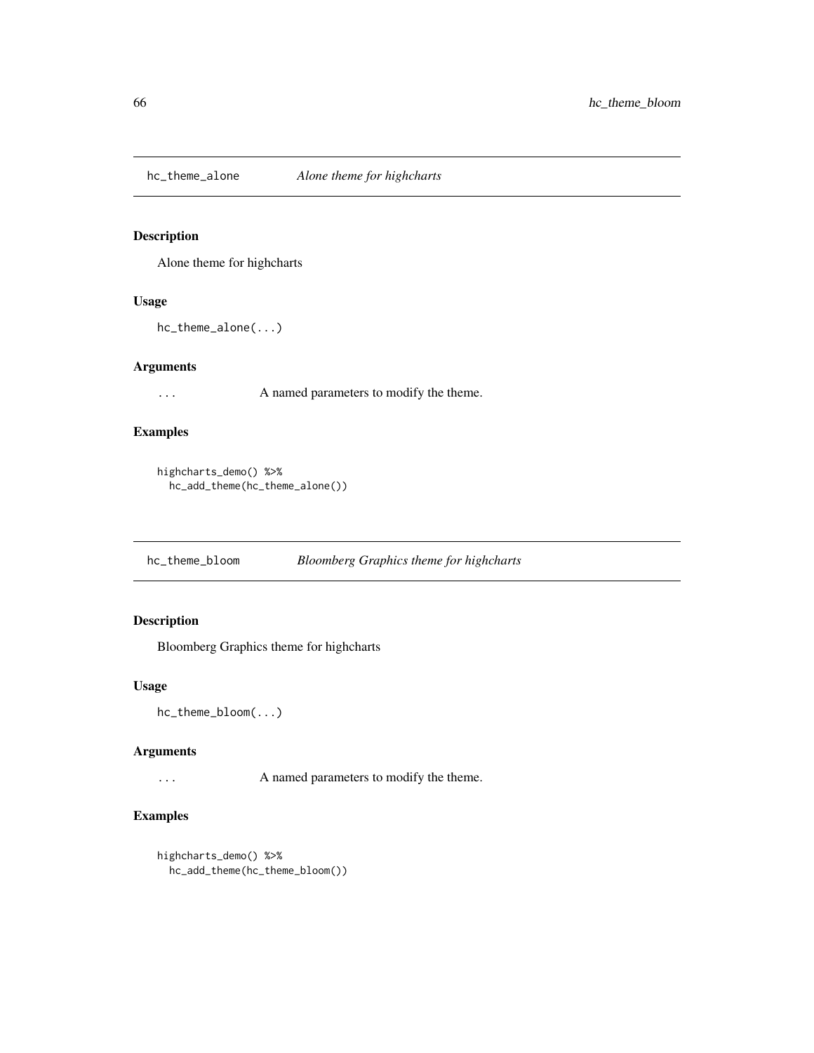## hc_theme_alone — *Alone theme for highcharts*

### Description

Alone theme for highcharts

### Usage

```
hc_theme_alone(...)
```

### Arguments

| | |
|---|---|
| ... | A named parameters to modify the theme. |

### Examples

```
highcharts_demo() %>%
  hc_add_theme(hc_theme_alone())
```

## hc_theme_bloom — *Bloomberg Graphics theme for highcharts*

### Description

Bloomberg Graphics theme for highcharts

### Usage

```
hc_theme_bloom(...)
```

### Arguments

| | |
|---|---|
| ... | A named parameters to modify the theme. |

### Examples

```
highcharts_demo() %>%
  hc_add_theme(hc_theme_bloom())
```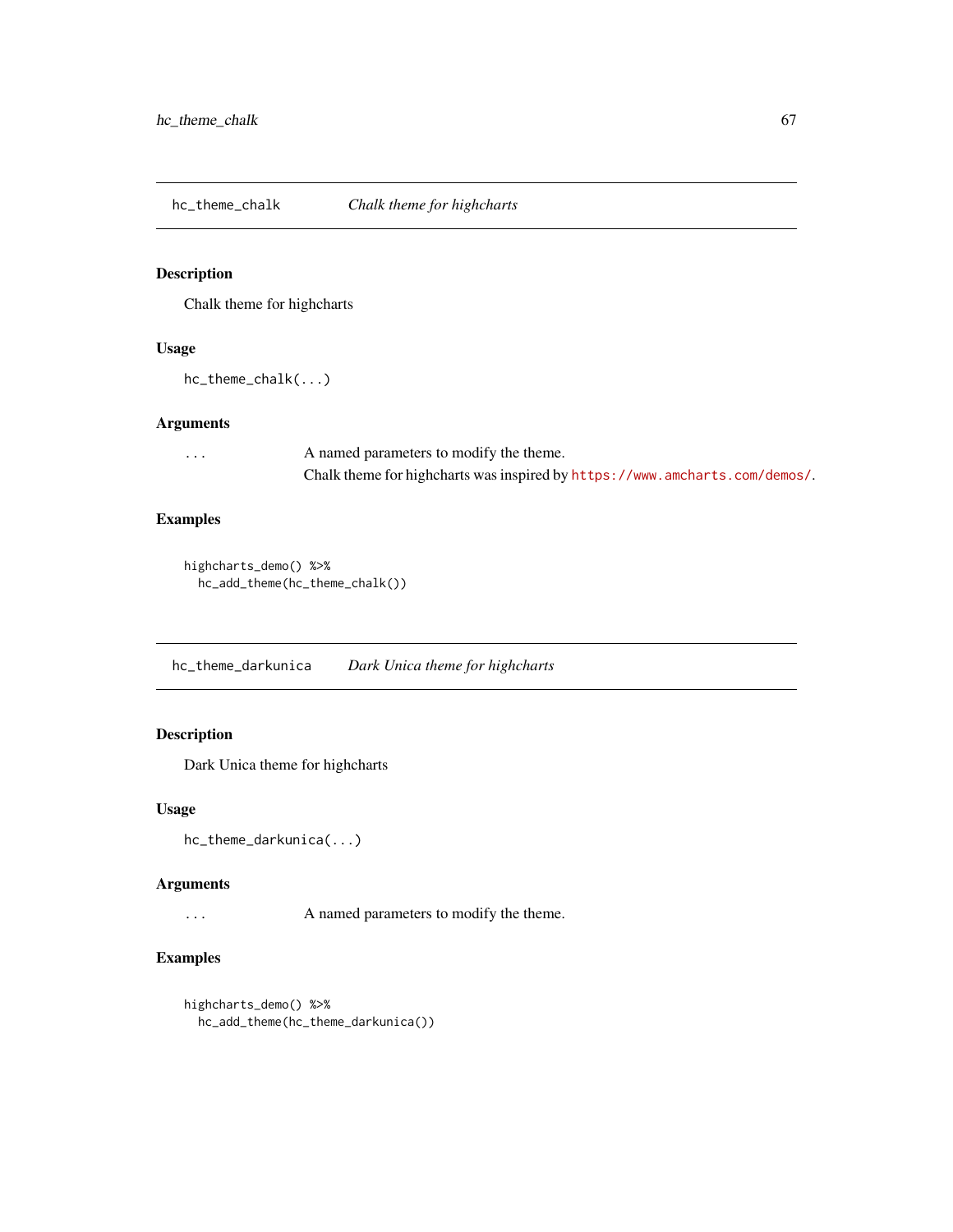## hc_theme_chalk — *Chalk theme for highcharts*

### Description

Chalk theme for highcharts

### Usage

```
hc_theme_chalk(...)
```

### Arguments

| | |
|---|---|
| ... | A named parameters to modify the theme. Chalk theme for highcharts was inspired by https://www.amcharts.com/demos/. |

### Examples

```
highcharts_demo() %>%
  hc_add_theme(hc_theme_chalk())
```

## hc_theme_darkunica — *Dark Unica theme for highcharts*

### Description

Dark Unica theme for highcharts

### Usage

```
hc_theme_darkunica(...)
```

### Arguments

| | |
|---|---|
| ... | A named parameters to modify the theme. |

### Examples

```
highcharts_demo() %>%
  hc_add_theme(hc_theme_darkunica())
```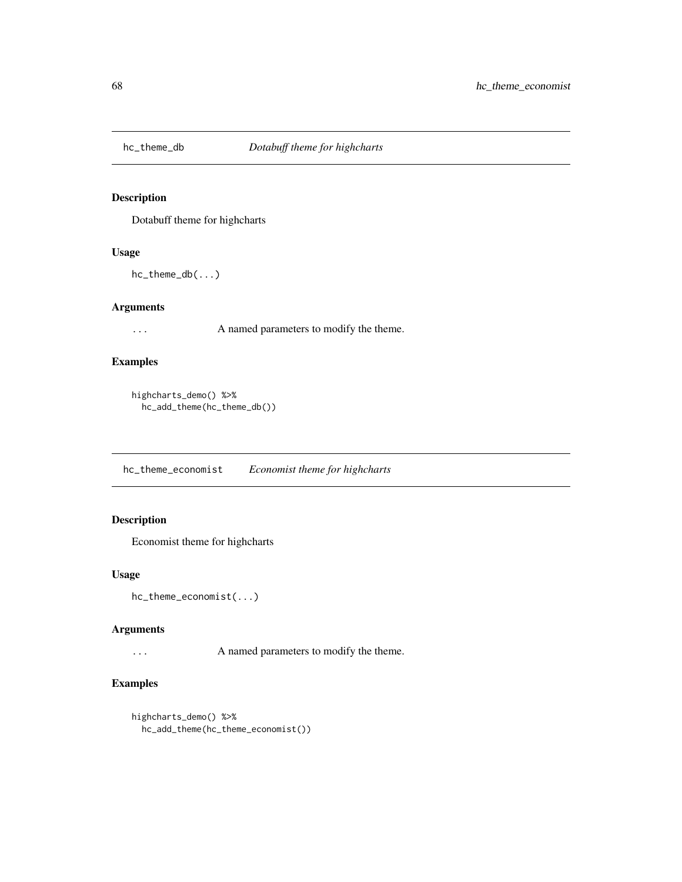## hc_theme_db — *Dotabuff theme for highcharts*

### Description

Dotabuff theme for highcharts

### Usage

```
hc_theme_db(...)
```

### Arguments

| | |
|---|---|
| ... | A named parameters to modify the theme. |

### Examples

```
highcharts_demo() %>%
  hc_add_theme(hc_theme_db())
```

## hc_theme_economist — *Economist theme for highcharts*

### Description

Economist theme for highcharts

### Usage

```
hc_theme_economist(...)
```

### Arguments

| | |
|---|---|
| ... | A named parameters to modify the theme. |

### Examples

```
highcharts_demo() %>%
  hc_add_theme(hc_theme_economist())
```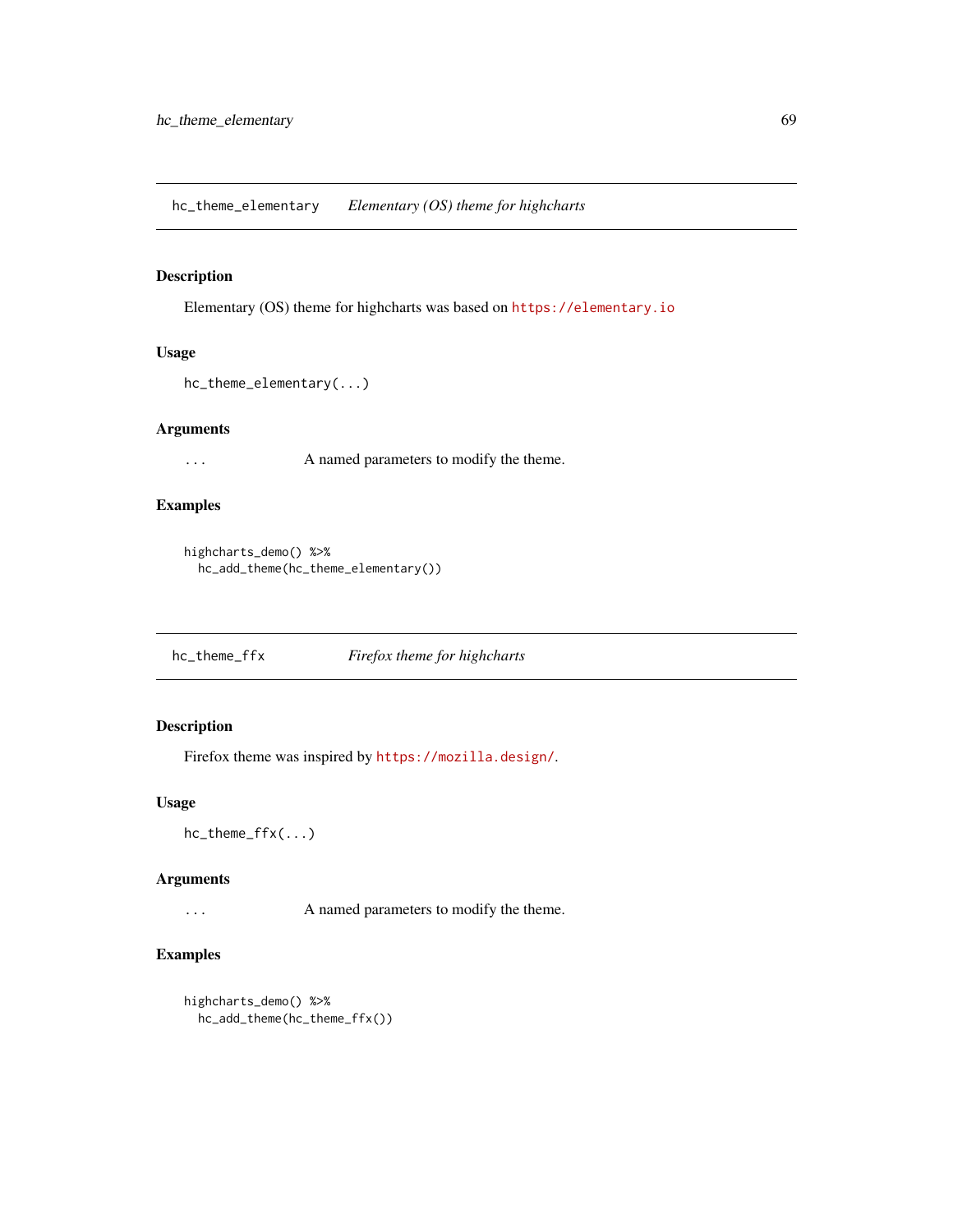## hc_theme_elementary — *Elementary (OS) theme for highcharts*

### Description

Elementary (OS) theme for highcharts was based on https://elementary.io

### Usage

```
hc_theme_elementary(...)
```

### Arguments

| | |
|---|---|
| ... | A named parameters to modify the theme. |

### Examples

```
highcharts_demo() %>%
  hc_add_theme(hc_theme_elementary())
```

## hc_theme_ffx — *Firefox theme for highcharts*

### Description

Firefox theme was inspired by https://mozilla.design/.

### Usage

```
hc_theme_ffx(...)
```

### Arguments

| | |
|---|---|
| ... | A named parameters to modify the theme. |

### Examples

```
highcharts_demo() %>%
  hc_add_theme(hc_theme_ffx())
```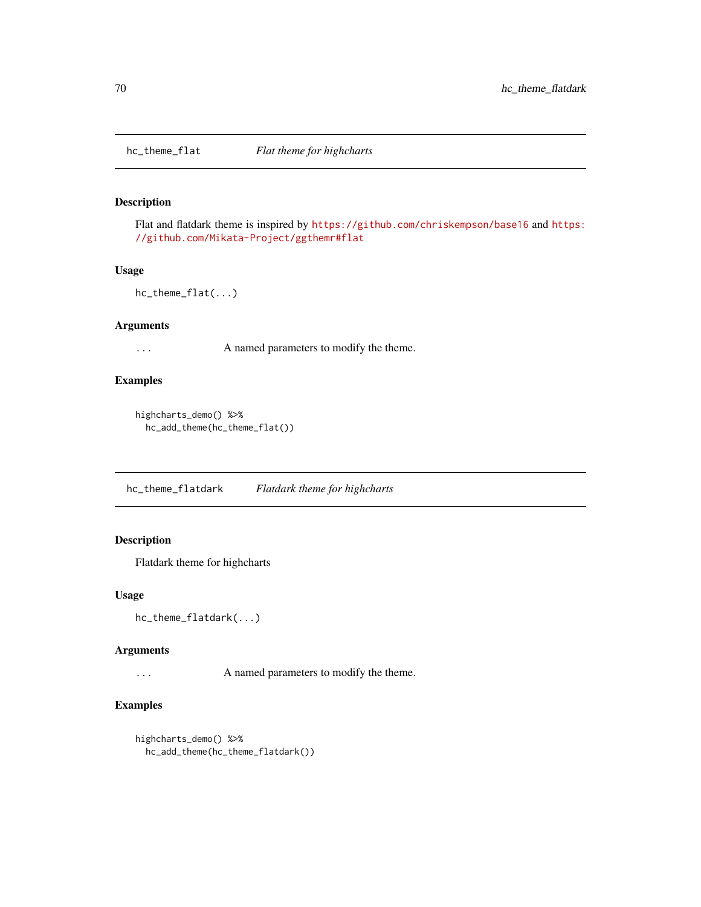## hc_theme_flat    *Flat theme for highcharts*

### Description

Flat and flatdark theme is inspired by https://github.com/chriskempson/base16 and https://github.com/Mikata-Project/ggthemr#flat

### Usage

```
hc_theme_flat(...)
```

### Arguments

`...`    A named parameters to modify the theme.

### Examples

```
highcharts_demo() %>%
  hc_add_theme(hc_theme_flat())
```

## hc_theme_flatdark    *Flatdark theme for highcharts*

### Description

Flatdark theme for highcharts

### Usage

```
hc_theme_flatdark(...)
```

### Arguments

`...`    A named parameters to modify the theme.

### Examples

```
highcharts_demo() %>%
  hc_add_theme(hc_theme_flatdark())
```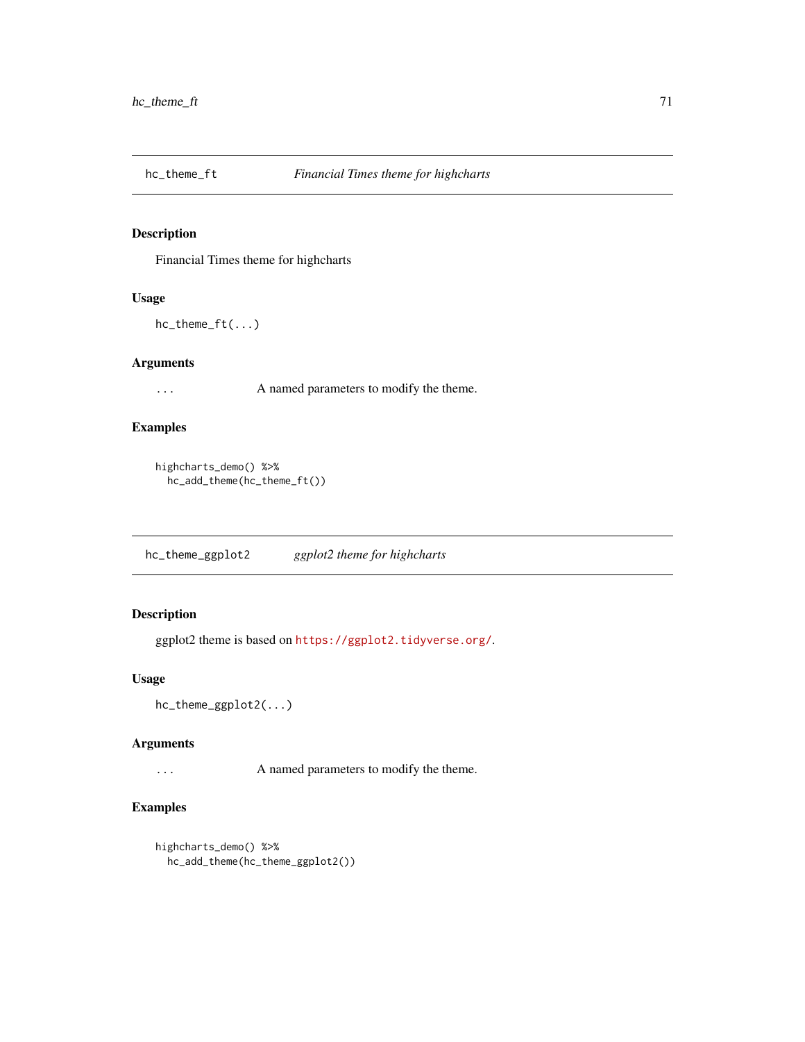## hc_theme_ft — *Financial Times theme for highcharts*

### Description

Financial Times theme for highcharts

### Usage

```
hc_theme_ft(...)
```

### Arguments

| | |
|---|---|
| ... | A named parameters to modify the theme. |

### Examples

```
highcharts_demo() %>%
  hc_add_theme(hc_theme_ft())
```

## hc_theme_ggplot2 — *ggplot2 theme for highcharts*

### Description

ggplot2 theme is based on https://ggplot2.tidyverse.org/.

### Usage

```
hc_theme_ggplot2(...)
```

### Arguments

| | |
|---|---|
| ... | A named parameters to modify the theme. |

### Examples

```
highcharts_demo() %>%
  hc_add_theme(hc_theme_ggplot2())
```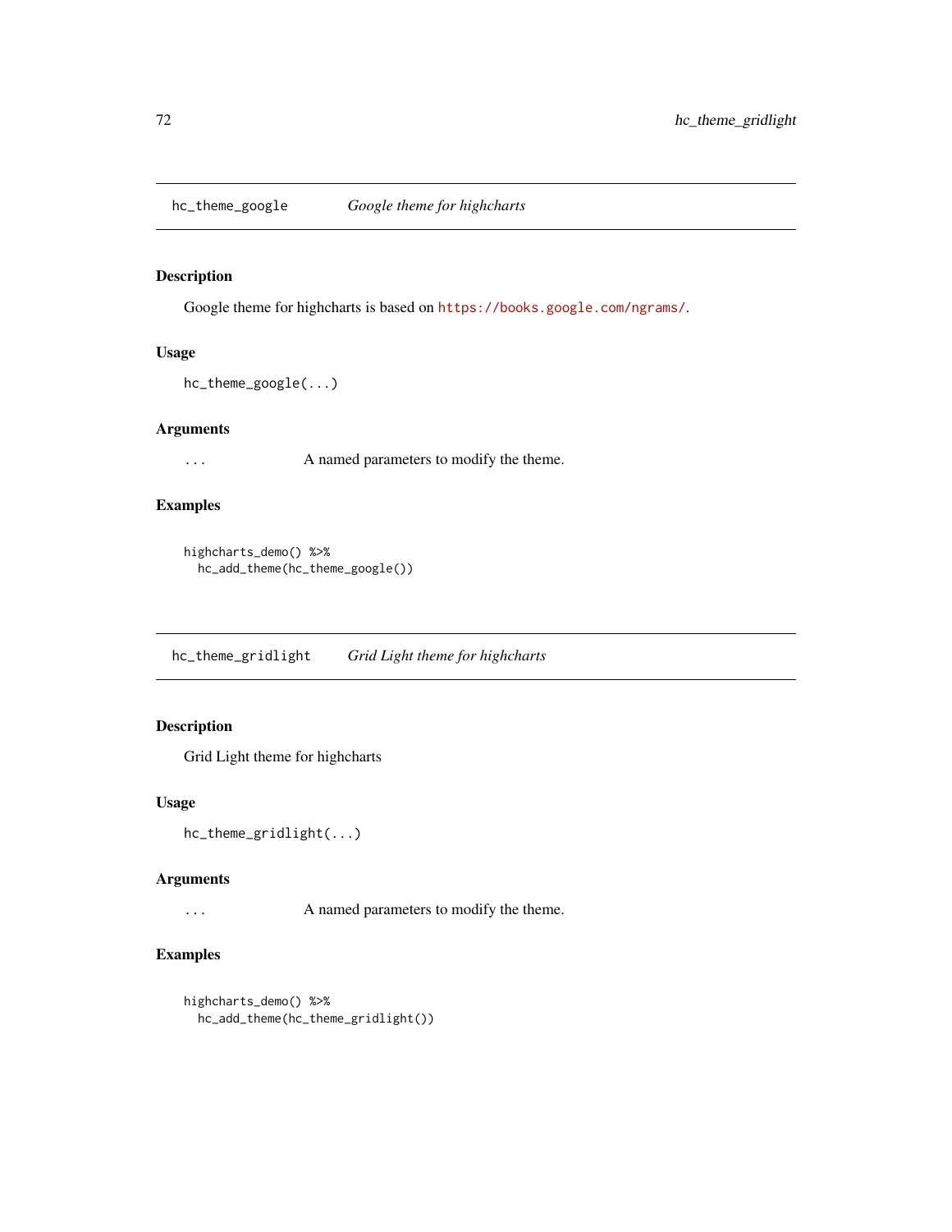## hc_theme_google — *Google theme for highcharts*

### Description

Google theme for highcharts is based on https://books.google.com/ngrams/.

### Usage

```
hc_theme_google(...)
```

### Arguments

| | |
|---|---|
| ... | A named parameters to modify the theme. |

### Examples

```
highcharts_demo() %>%
  hc_add_theme(hc_theme_google())
```

## hc_theme_gridlight — *Grid Light theme for highcharts*

### Description

Grid Light theme for highcharts

### Usage

```
hc_theme_gridlight(...)
```

### Arguments

| | |
|---|---|
| ... | A named parameters to modify the theme. |

### Examples

```
highcharts_demo() %>%
  hc_add_theme(hc_theme_gridlight())
```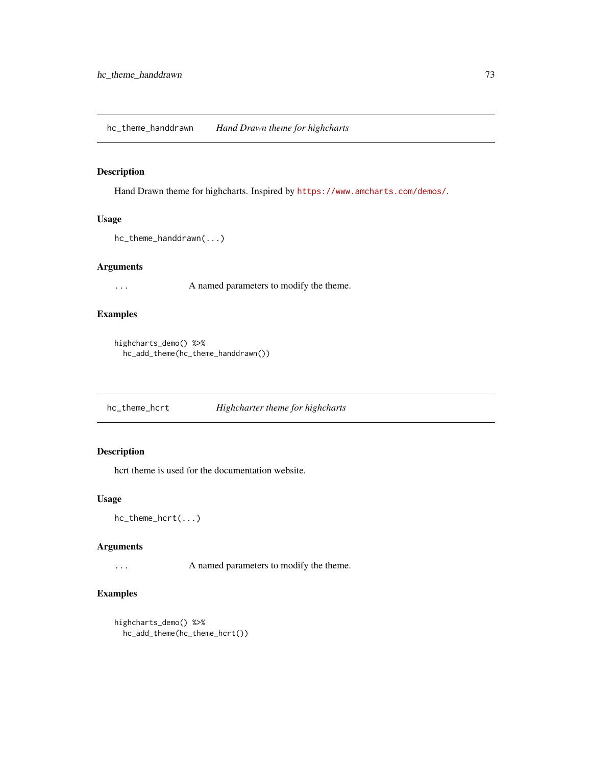## hc_theme_handdrawn — *Hand Drawn theme for highcharts*

### Description

Hand Drawn theme for highcharts. Inspired by https://www.amcharts.com/demos/.

### Usage

```
hc_theme_handdrawn(...)
```

### Arguments

| | |
|---|---|
| ... | A named parameters to modify the theme. |

### Examples

```
highcharts_demo() %>%
  hc_add_theme(hc_theme_handdrawn())
```

## hc_theme_hcrt — *Highcharter theme for highcharts*

### Description

hcrt theme is used for the documentation website.

### Usage

```
hc_theme_hcrt(...)
```

### Arguments

| | |
|---|---|
| ... | A named parameters to modify the theme. |

### Examples

```
highcharts_demo() %>%
  hc_add_theme(hc_theme_hcrt())
```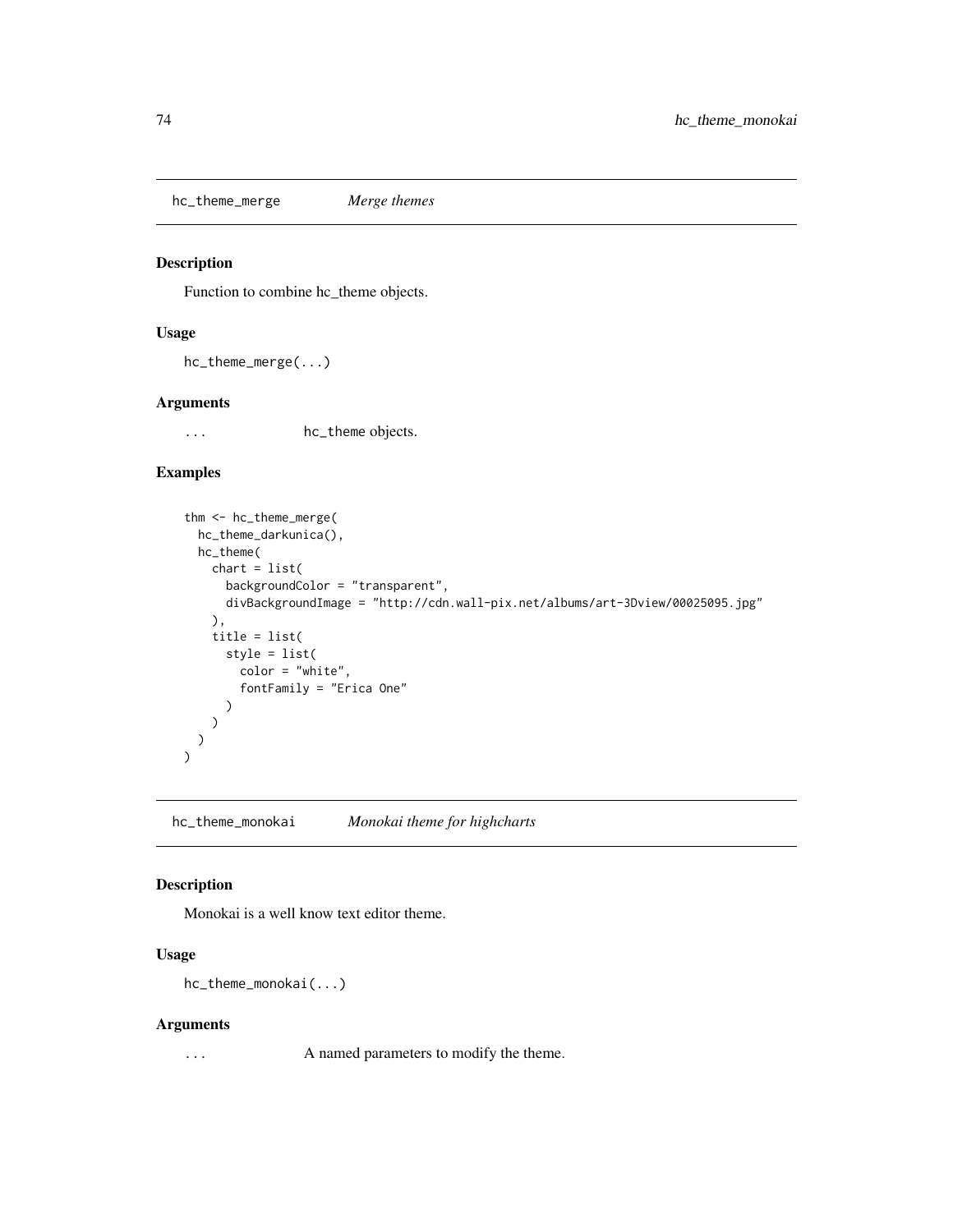## hc_theme_merge *Merge themes*

### Description

Function to combine hc_theme objects.

### Usage

```
hc_theme_merge(...)
```

### Arguments

... hc_theme objects.

### Examples

```
thm <- hc_theme_merge(
  hc_theme_darkunica(),
  hc_theme(
    chart = list(
      backgroundColor = "transparent",
      divBackgroundImage = "http://cdn.wall-pix.net/albums/art-3Dview/00025095.jpg"
    ),
    title = list(
      style = list(
        color = "white",
        fontFamily = "Erica One"
      )
    )
  )
)
```

## hc_theme_monokai *Monokai theme for highcharts*

### Description

Monokai is a well know text editor theme.

### Usage

```
hc_theme_monokai(...)
```

### Arguments

... A named parameters to modify the theme.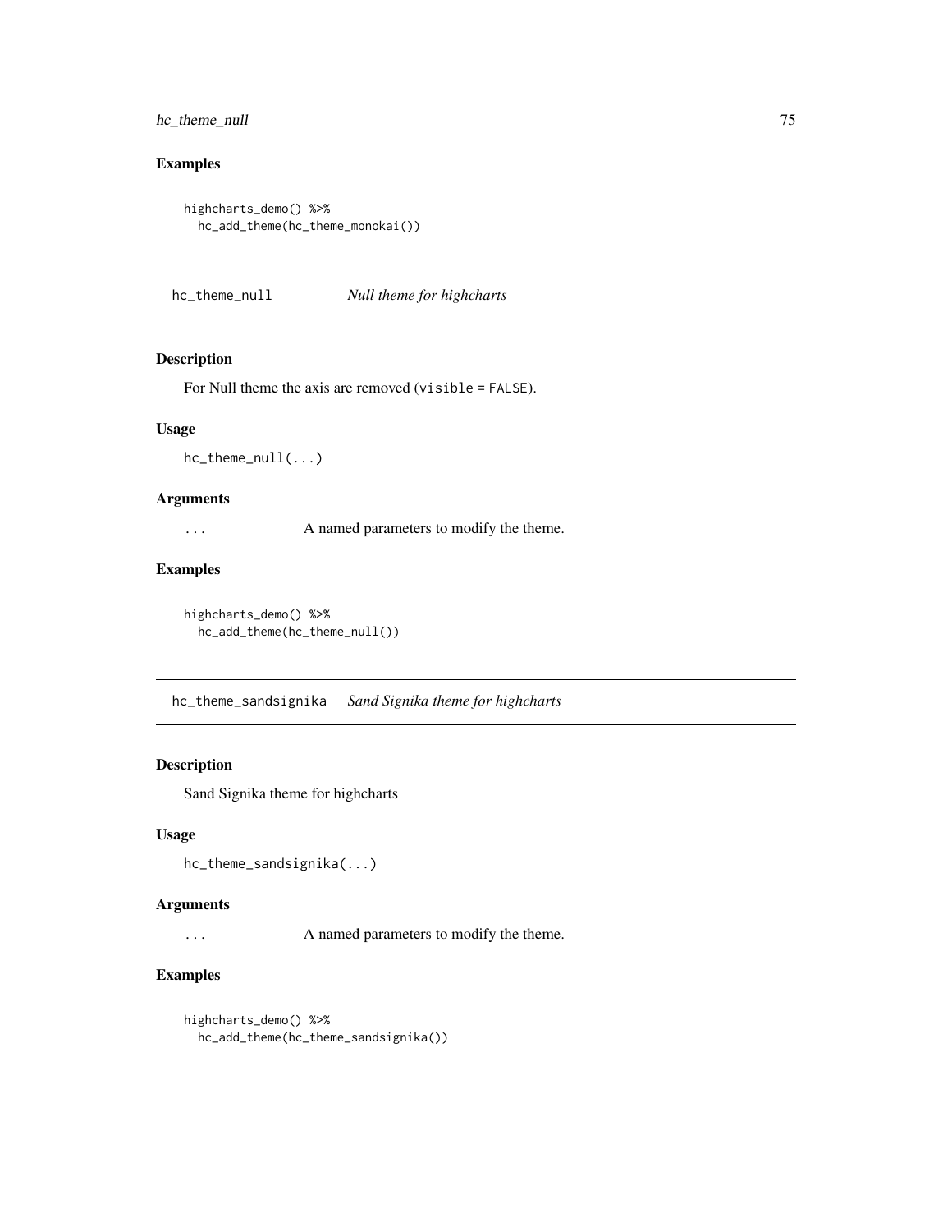### Examples

```
highcharts_demo() %>%
  hc_add_theme(hc_theme_monokai())
```

## hc_theme_null — *Null theme for highcharts*

### Description

For Null theme the axis are removed (`visible = FALSE`).

### Usage

```
hc_theme_null(...)
```

### Arguments

| | |
|---|---|
| `...` | A named parameters to modify the theme. |

### Examples

```
highcharts_demo() %>%
  hc_add_theme(hc_theme_null())
```

## hc_theme_sandsignika — *Sand Signika theme for highcharts*

### Description

Sand Signika theme for highcharts

### Usage

```
hc_theme_sandsignika(...)
```

### Arguments

| | |
|---|---|
| `...` | A named parameters to modify the theme. |

### Examples

```
highcharts_demo() %>%
  hc_add_theme(hc_theme_sandsignika())
```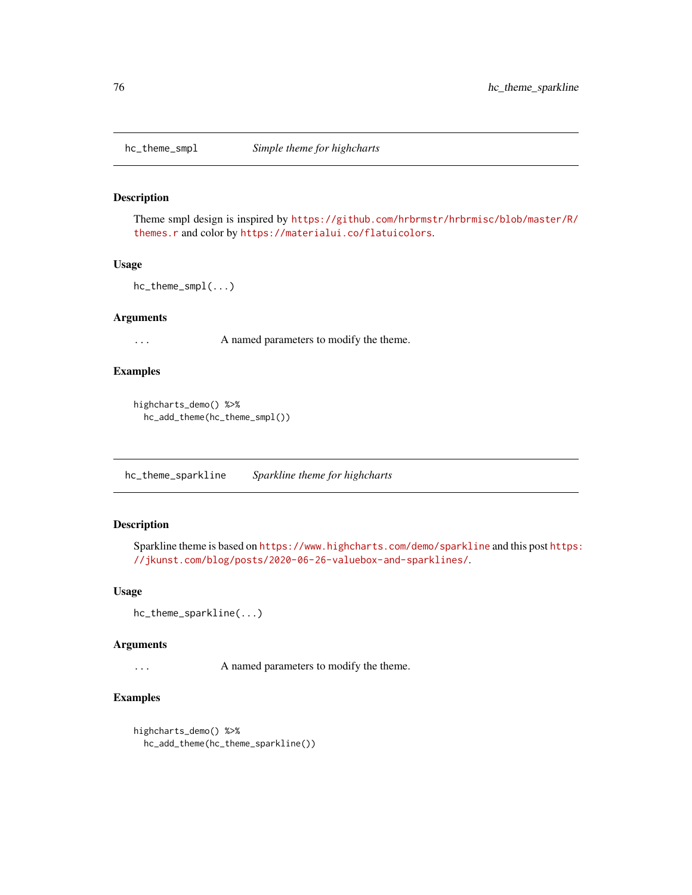## hc_theme_smpl — *Simple theme for highcharts*

### Description

Theme smpl design is inspired by https://github.com/hrbrmstr/hrbrmisc/blob/master/R/themes.r and color by https://materialui.co/flatuicolors.

### Usage

```
hc_theme_smpl(...)
```

### Arguments

`...` A named parameters to modify the theme.

### Examples

```
highcharts_demo() %>%
  hc_add_theme(hc_theme_smpl())
```

## hc_theme_sparkline — *Sparkline theme for highcharts*

### Description

Sparkline theme is based on https://www.highcharts.com/demo/sparkline and this post https://jkunst.com/blog/posts/2020-06-26-valuebox-and-sparklines/.

### Usage

```
hc_theme_sparkline(...)
```

### Arguments

`...` A named parameters to modify the theme.

### Examples

```
highcharts_demo() %>%
  hc_add_theme(hc_theme_sparkline())
```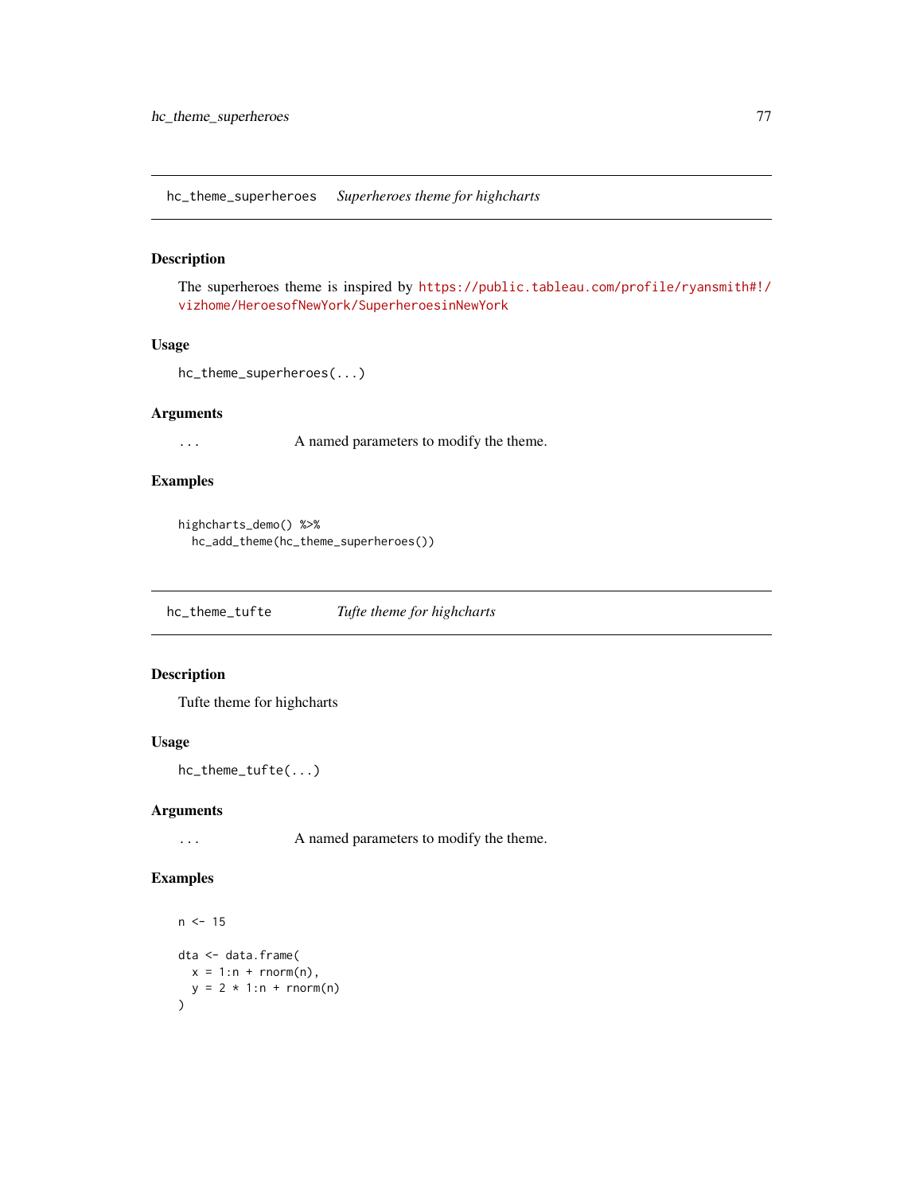## hc_theme_superheroes — *Superheroes theme for highcharts*

### Description

The superheroes theme is inspired by https://public.tableau.com/profile/ryansmith#!/vizhome/HeroesofNewYork/SuperheroesinNewYork

### Usage

```
hc_theme_superheroes(...)
```

### Arguments

| | |
|---|---|
| ... | A named parameters to modify the theme. |

### Examples

```
highcharts_demo() %>%
  hc_add_theme(hc_theme_superheroes())
```

## hc_theme_tufte — *Tufte theme for highcharts*

### Description

Tufte theme for highcharts

### Usage

```
hc_theme_tufte(...)
```

### Arguments

| | |
|---|---|
| ... | A named parameters to modify the theme. |

### Examples

```
n <- 15

dta <- data.frame(
  x = 1:n + rnorm(n),
  y = 2 * 1:n + rnorm(n)
)
```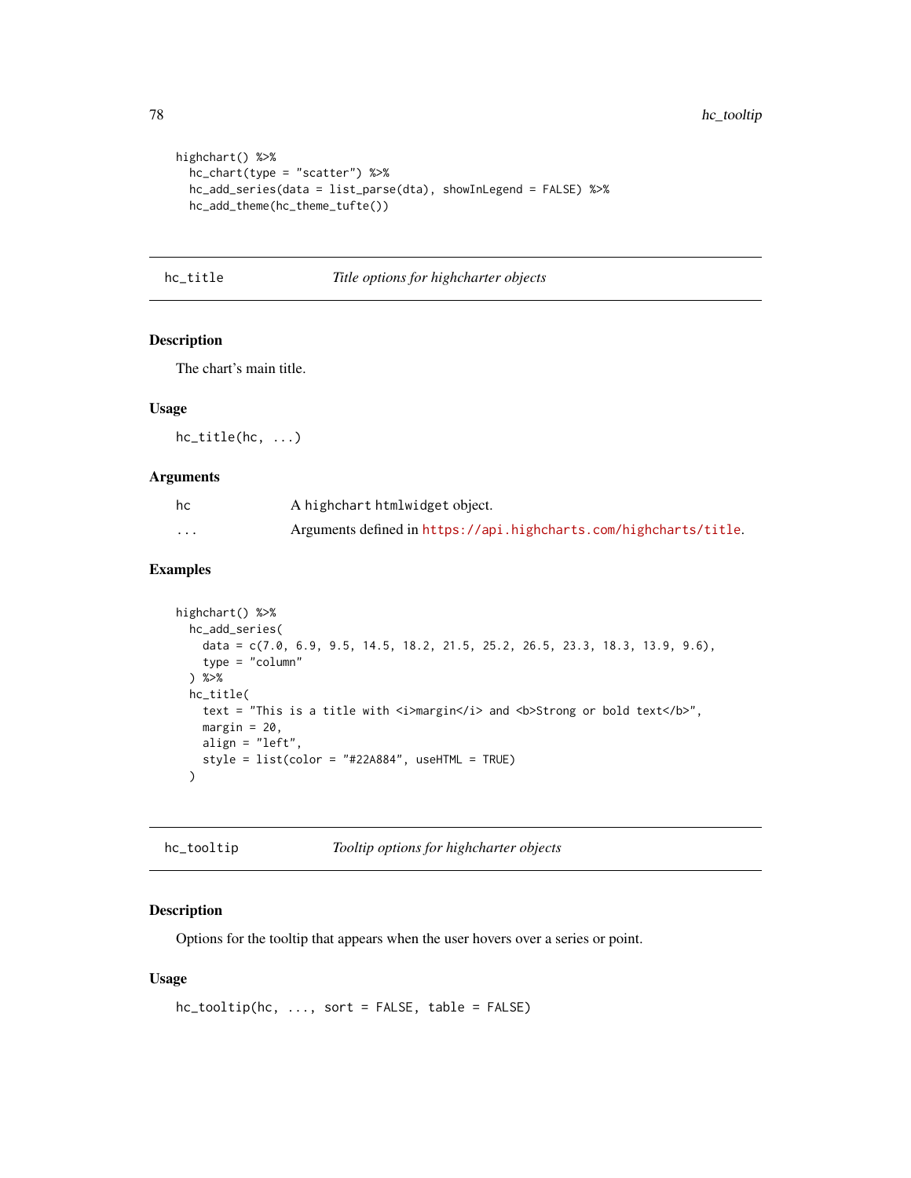```
highchart() %>%
  hc_chart(type = "scatter") %>%
  hc_add_series(data = list_parse(dta), showInLegend = FALSE) %>%
  hc_add_theme(hc_theme_tufte())
```

## hc_title — *Title options for highcharter objects*

### Description

The chart's main title.

### Usage

```
hc_title(hc, ...)
```

### Arguments

| | |
|---|---|
| hc | A highchart htmlwidget object. |
| ... | Arguments defined in https://api.highcharts.com/highcharts/title. |

### Examples

```
highchart() %>%
  hc_add_series(
    data = c(7.0, 6.9, 9.5, 14.5, 18.2, 21.5, 25.2, 26.5, 23.3, 18.3, 13.9, 9.6),
    type = "column"
  ) %>%
  hc_title(
    text = "This is a title with <i>margin</i> and <b>Strong or bold text</b>",
    margin = 20,
    align = "left",
    style = list(color = "#22A884", useHTML = TRUE)
  )
```

## hc_tooltip — *Tooltip options for highcharter objects*

### Description

Options for the tooltip that appears when the user hovers over a series or point.

### Usage

```
hc_tooltip(hc, ..., sort = FALSE, table = FALSE)
```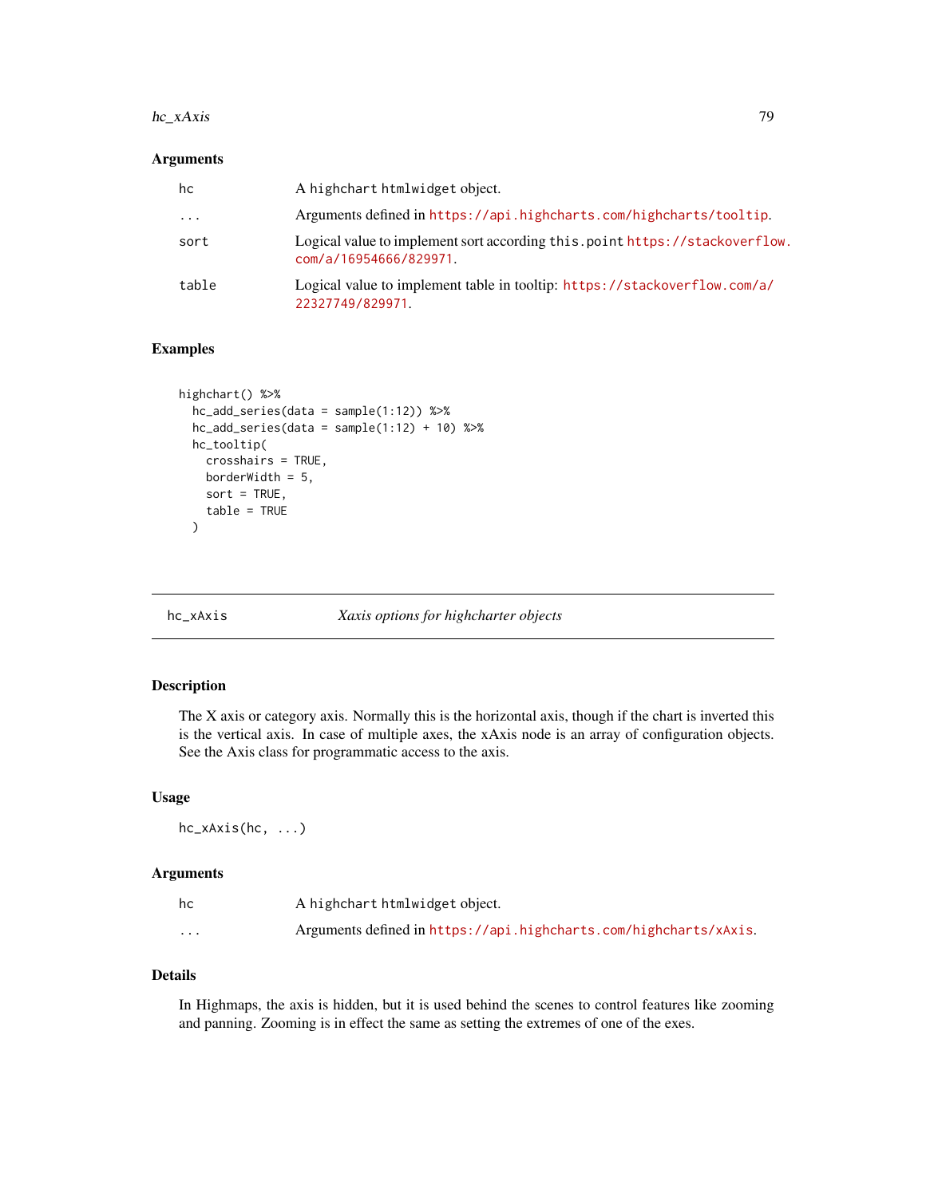### Arguments

| | |
|---|---|
| hc | A `highchart` `htmlwidget` object. |
| ... | Arguments defined in https://api.highcharts.com/highcharts/tooltip. |
| sort | Logical value to implement sort according `this.point` https://stackoverflow.com/a/16954666/829971. |
| table | Logical value to implement table in tooltip: https://stackoverflow.com/a/22327749/829971. |

### Examples

```
highchart() %>%
  hc_add_series(data = sample(1:12)) %>%
  hc_add_series(data = sample(1:12) + 10) %>%
  hc_tooltip(
    crosshairs = TRUE,
    borderWidth = 5,
    sort = TRUE,
    table = TRUE
  )
```

---

## hc_xAxis — *Xaxis options for highcharter objects*

---

### Description

The X axis or category axis. Normally this is the horizontal axis, though if the chart is inverted this is the vertical axis. In case of multiple axes, the xAxis node is an array of configuration objects. See the Axis class for programmatic access to the axis.

### Usage

```
hc_xAxis(hc, ...)
```

### Arguments

| | |
|---|---|
| hc | A `highchart` `htmlwidget` object. |
| ... | Arguments defined in https://api.highcharts.com/highcharts/xAxis. |

### Details

In Highmaps, the axis is hidden, but it is used behind the scenes to control features like zooming and panning. Zooming is in effect the same as setting the extremes of one of the exes.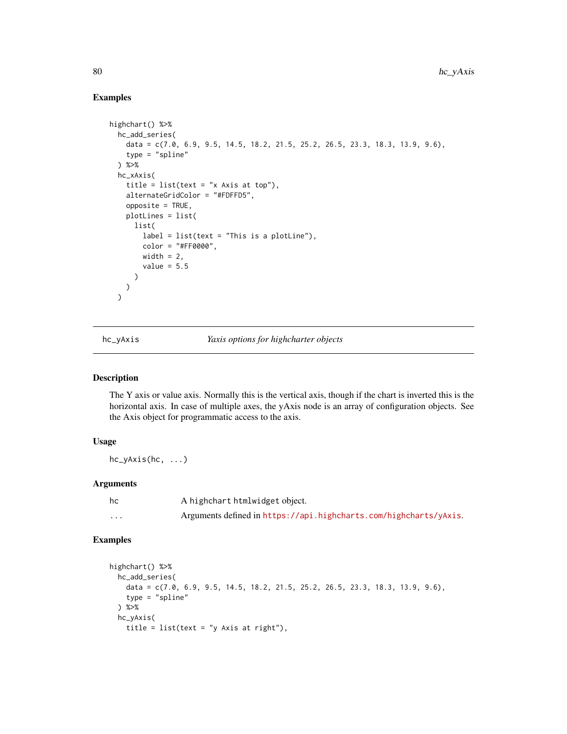## Examples

```
highchart() %>%
  hc_add_series(
    data = c(7.0, 6.9, 9.5, 14.5, 18.2, 21.5, 25.2, 26.5, 23.3, 18.3, 13.9, 9.6),
    type = "spline"
  ) %>%
  hc_xAxis(
    title = list(text = "x Axis at top"),
    alternateGridColor = "#FDFFD5",
    opposite = TRUE,
    plotLines = list(
      list(
        label = list(text = "This is a plotLine"),
        color = "#FF0000",
        width = 2,
        value = 5.5
      )
    )
  )
```

---

# hc_yAxis — *Yaxis options for highcharter objects*

## Description

The Y axis or value axis. Normally this is the vertical axis, though if the chart is inverted this is the horizontal axis. In case of multiple axes, the yAxis node is an array of configuration objects. See the Axis object for programmatic access to the axis.

## Usage

```
hc_yAxis(hc, ...)
```

## Arguments

| | |
|---|---|
| hc | A highchart htmlwidget object. |
| ... | Arguments defined in https://api.highcharts.com/highcharts/yAxis. |

## Examples

```
highchart() %>%
  hc_add_series(
    data = c(7.0, 6.9, 9.5, 14.5, 18.2, 21.5, 25.2, 26.5, 23.3, 18.3, 13.9, 9.6),
    type = "spline"
  ) %>%
  hc_yAxis(
    title = list(text = "y Axis at right"),
```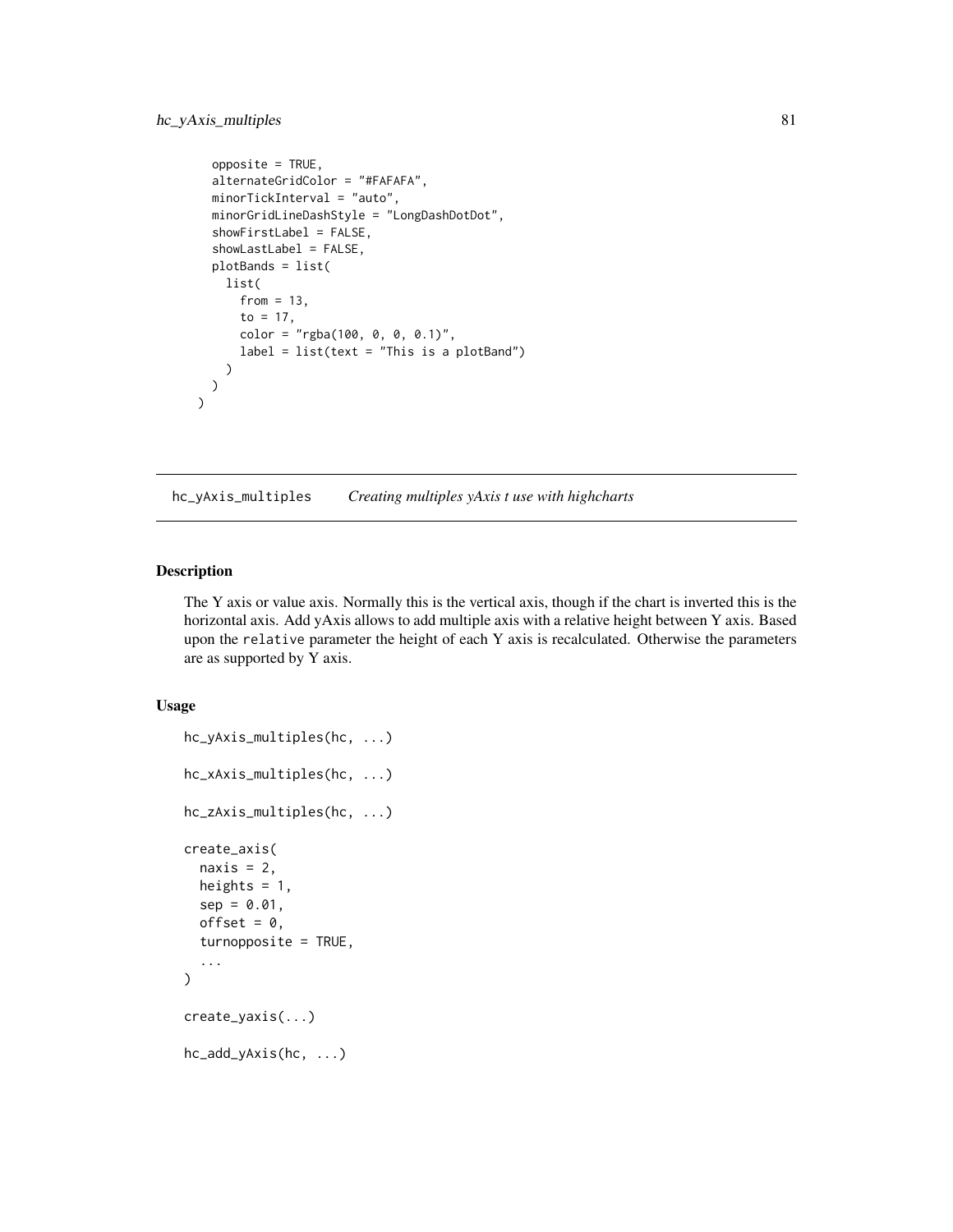```
    opposite = TRUE,
    alternateGridColor = "#FAFAFA",
    minorTickInterval = "auto",
    minorGridLineDashStyle = "LongDashDotDot",
    showFirstLabel = FALSE,
    showLastLabel = FALSE,
    plotBands = list(
      list(
        from = 13,
        to = 17,
        color = "rgba(100, 0, 0, 0.1)",
        label = list(text = "This is a plotBand")
      )
    )
  )
```

## hc_yAxis_multiples *Creating multiples yAxis t use with highcharts*

### Description

The Y axis or value axis. Normally this is the vertical axis, though if the chart is inverted this is the horizontal axis. Add yAxis allows to add multiple axis with a relative height between Y axis. Based upon the `relative` parameter the height of each Y axis is recalculated. Otherwise the parameters are as supported by Y axis.

### Usage

```
hc_yAxis_multiples(hc, ...)

hc_xAxis_multiples(hc, ...)

hc_zAxis_multiples(hc, ...)

create_axis(
  naxis = 2,
  heights = 1,
  sep = 0.01,
  offset = 0,
  turnopposite = TRUE,
  ...
)

create_yaxis(...)

hc_add_yAxis(hc, ...)
```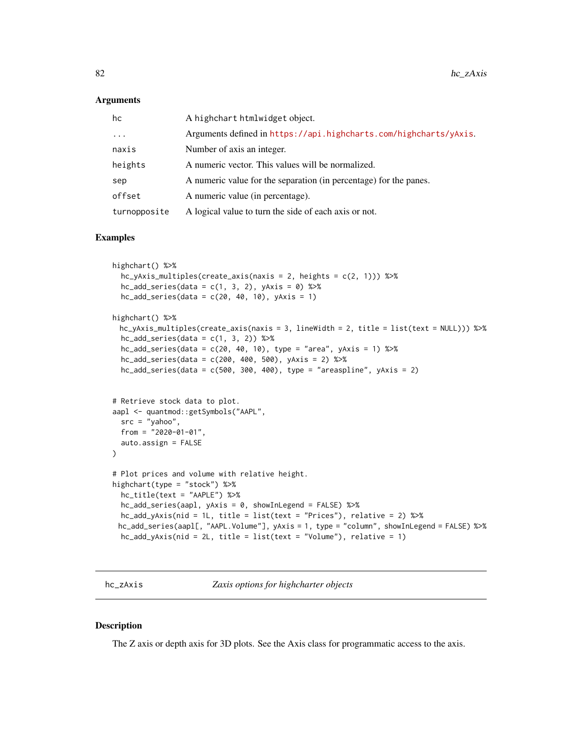### Arguments

| | |
|---|---|
| hc | A highchart htmlwidget object. |
| ... | Arguments defined in https://api.highcharts.com/highcharts/yAxis. |
| naxis | Number of axis an integer. |
| heights | A numeric vector. This values will be normalized. |
| sep | A numeric value for the separation (in percentage) for the panes. |
| offset | A numeric value (in percentage). |
| turnopposite | A logical value to turn the side of each axis or not. |

### Examples

```
highchart() %>%
  hc_yAxis_multiples(create_axis(naxis = 2, heights = c(2, 1))) %>%
  hc_add_series(data = c(1, 3, 2), yAxis = 0) %>%
  hc_add_series(data = c(20, 40, 10), yAxis = 1)

highchart() %>%
 hc_yAxis_multiples(create_axis(naxis = 3, lineWidth = 2, title = list(text = NULL))) %>%
  hc_add_series(data = c(1, 3, 2)) %>%
  hc_add_series(data = c(20, 40, 10), type = "area", yAxis = 1) %>%
  hc_add_series(data = c(200, 400, 500), yAxis = 2) %>%
  hc_add_series(data = c(500, 300, 400), type = "areaspline", yAxis = 2)


# Retrieve stock data to plot.
aapl <- quantmod::getSymbols("AAPL",
  src = "yahoo",
  from = "2020-01-01",
  auto.assign = FALSE
)

# Plot prices and volume with relative height.
highchart(type = "stock") %>%
  hc_title(text = "AAPLE") %>%
  hc_add_series(aapl, yAxis = 0, showInLegend = FALSE) %>%
  hc_add_yAxis(nid = 1L, title = list(text = "Prices"), relative = 2) %>%
 hc_add_series(aapl[, "AAPL.Volume"], yAxis = 1, type = "column", showInLegend = FALSE) %>%
  hc_add_yAxis(nid = 2L, title = list(text = "Volume"), relative = 1)
```

## hc_zAxis *Zaxis options for highcharter objects*

### Description

The Z axis or depth axis for 3D plots. See the Axis class for programmatic access to the axis.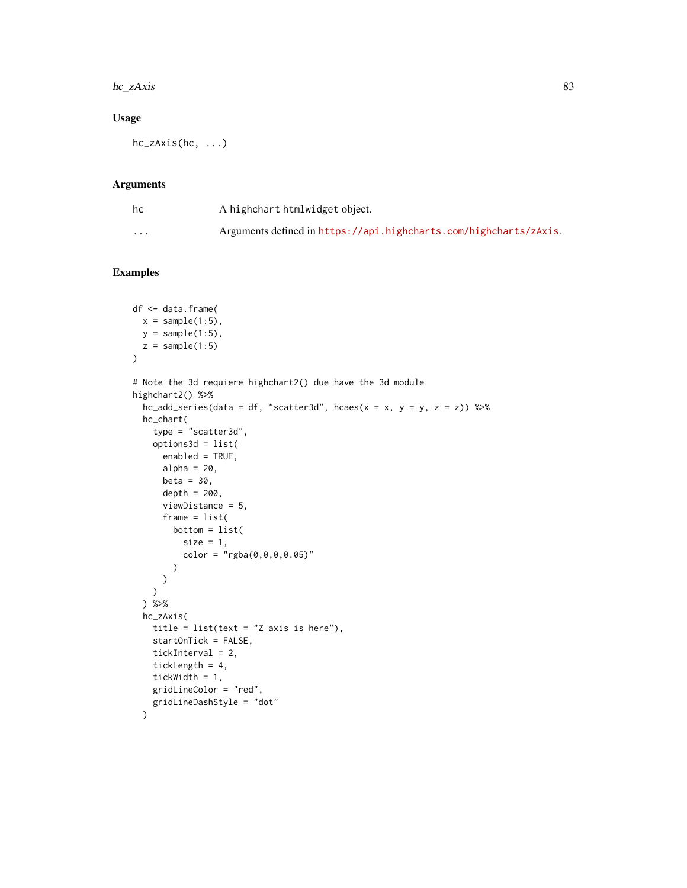## Usage

```
hc_zAxis(hc, ...)
```

## Arguments

| | |
|---|---|
| hc | A highchart htmlwidget object. |
| ... | Arguments defined in https://api.highcharts.com/highcharts/zAxis. |

## Examples

```
df <- data.frame(
  x = sample(1:5),
  y = sample(1:5),
  z = sample(1:5)
)

# Note the 3d requiere highchart2() due have the 3d module
highchart2() %>%
  hc_add_series(data = df, "scatter3d", hcaes(x = x, y = y, z = z)) %>%
  hc_chart(
    type = "scatter3d",
    options3d = list(
      enabled = TRUE,
      alpha = 20,
      beta = 30,
      depth = 200,
      viewDistance = 5,
      frame = list(
        bottom = list(
          size = 1,
          color = "rgba(0,0,0,0.05)"
        )
      )
    )
  ) %>%
  hc_zAxis(
    title = list(text = "Z axis is here"),
    startOnTick = FALSE,
    tickInterval = 2,
    tickLength = 4,
    tickWidth = 1,
    gridLineColor = "red",
    gridLineDashStyle = "dot"
  )
```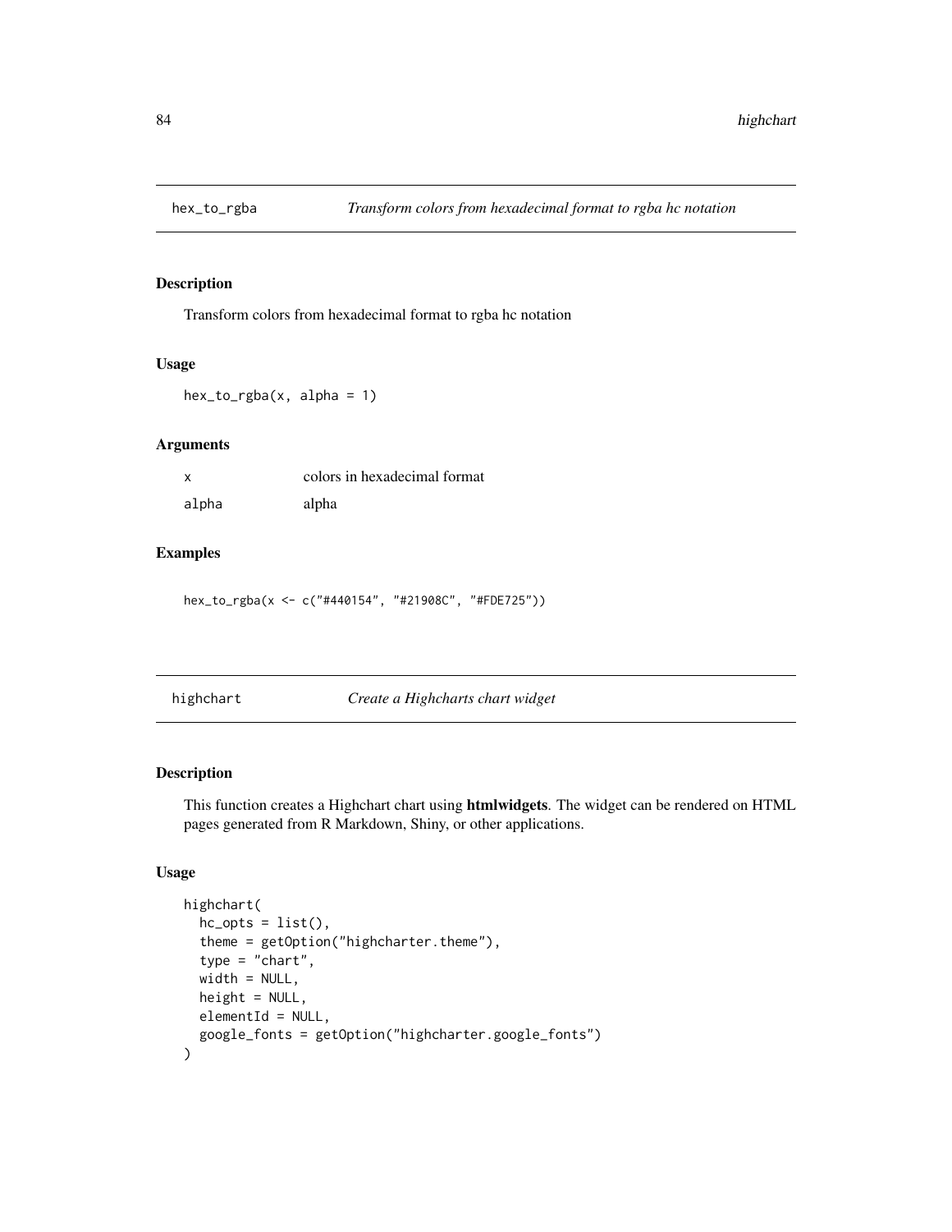## hex_to_rgba — *Transform colors from hexadecimal format to rgba hc notation*

### Description

Transform colors from hexadecimal format to rgba hc notation

### Usage

```
hex_to_rgba(x, alpha = 1)
```

### Arguments

| | |
|---|---|
| x | colors in hexadecimal format |
| alpha | alpha |

### Examples

```
hex_to_rgba(x <- c("#440154", "#21908C", "#FDE725"))
```

## highchart — *Create a Highcharts chart widget*

### Description

This function creates a Highchart chart using **htmlwidgets**. The widget can be rendered on HTML pages generated from R Markdown, Shiny, or other applications.

### Usage

```
highchart(
  hc_opts = list(),
  theme = getOption("highcharter.theme"),
  type = "chart",
  width = NULL,
  height = NULL,
  elementId = NULL,
  google_fonts = getOption("highcharter.google_fonts")
)
```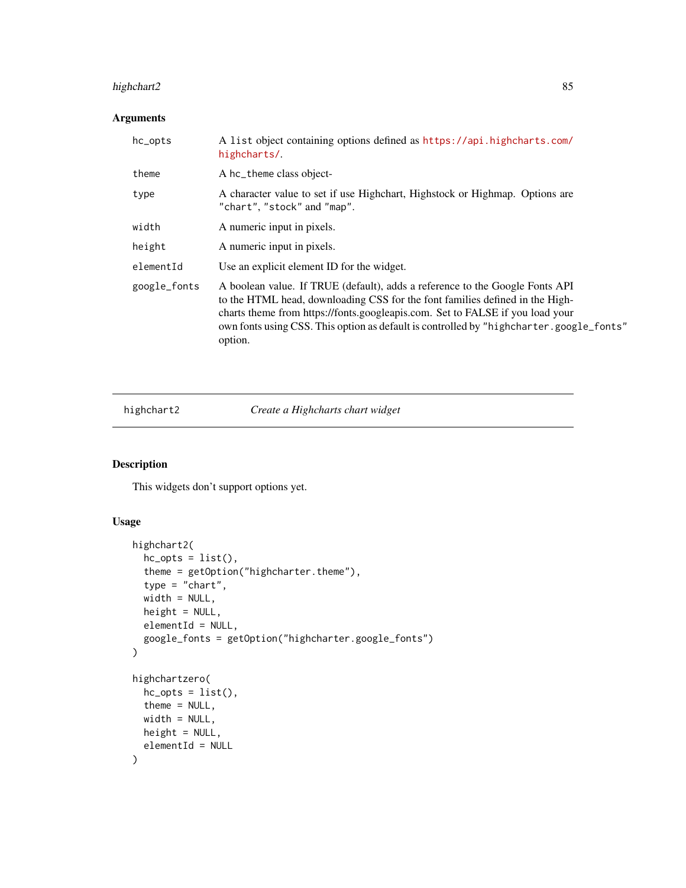## Arguments

| | |
|---|---|
| hc_opts | A list object containing options defined as https://api.highcharts.com/highcharts/. |
| theme | A hc_theme class object- |
| type | A character value to set if use Highchart, Highstock or Highmap. Options are "chart", "stock" and "map". |
| width | A numeric input in pixels. |
| height | A numeric input in pixels. |
| elementId | Use an explicit element ID for the widget. |
| google_fonts | A boolean value. If TRUE (default), adds a reference to the Google Fonts API to the HTML head, downloading CSS for the font families defined in the Highcharts theme from https://fonts.googleapis.com. Set to FALSE if you load your own fonts using CSS. This option as default is controlled by "highcharter.google_fonts" option. |

---

highchart2 *Create a Highcharts chart widget*

---

## Description

This widgets don't support options yet.

## Usage

```
highchart2(
  hc_opts = list(),
  theme = getOption("highcharter.theme"),
  type = "chart",
  width = NULL,
  height = NULL,
  elementId = NULL,
  google_fonts = getOption("highcharter.google_fonts")
)

highchartzero(
  hc_opts = list(),
  theme = NULL,
  width = NULL,
  height = NULL,
  elementId = NULL
)
```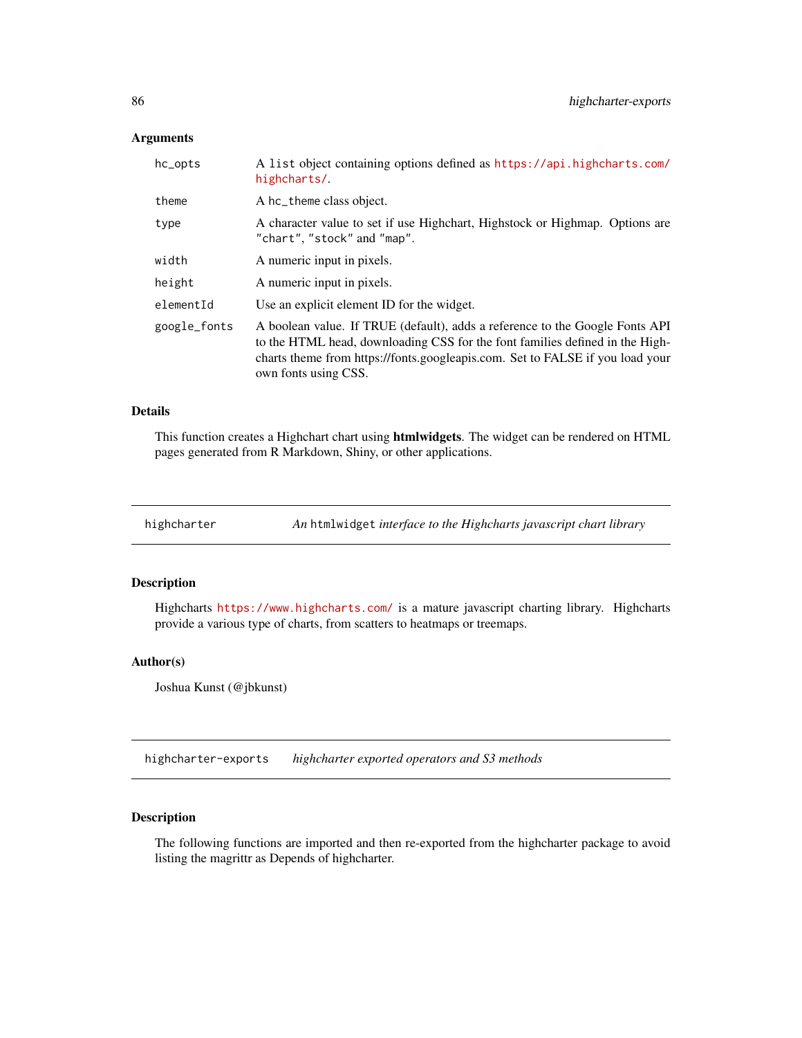### Arguments

| | |
|---|---|
| `hc_opts` | A `list` object containing options defined as https://api.highcharts.com/highcharts/. |
| `theme` | A `hc_theme` class object. |
| `type` | A character value to set if use Highchart, Highstock or Highmap. Options are `"chart"`, `"stock"` and `"map"`. |
| `width` | A numeric input in pixels. |
| `height` | A numeric input in pixels. |
| `elementId` | Use an explicit element ID for the widget. |
| `google_fonts` | A boolean value. If TRUE (default), adds a reference to the Google Fonts API to the HTML head, downloading CSS for the font families defined in the Highcharts theme from https://fonts.googleapis.com. Set to FALSE if you load your own fonts using CSS. |

### Details

This function creates a Highchart chart using **htmlwidgets**. The widget can be rendered on HTML pages generated from R Markdown, Shiny, or other applications.

---

## `highcharter` *An `htmlwidget` interface to the Highcharts javascript chart library*

---

### Description

Highcharts https://www.highcharts.com/ is a mature javascript charting library. Highcharts provide a various type of charts, from scatters to heatmaps or treemaps.

### Author(s)

Joshua Kunst (@jbkunst)

---

## `highcharter-exports` *highcharter exported operators and S3 methods*

---

### Description

The following functions are imported and then re-exported from the highcharter package to avoid listing the magrittr as Depends of highcharter.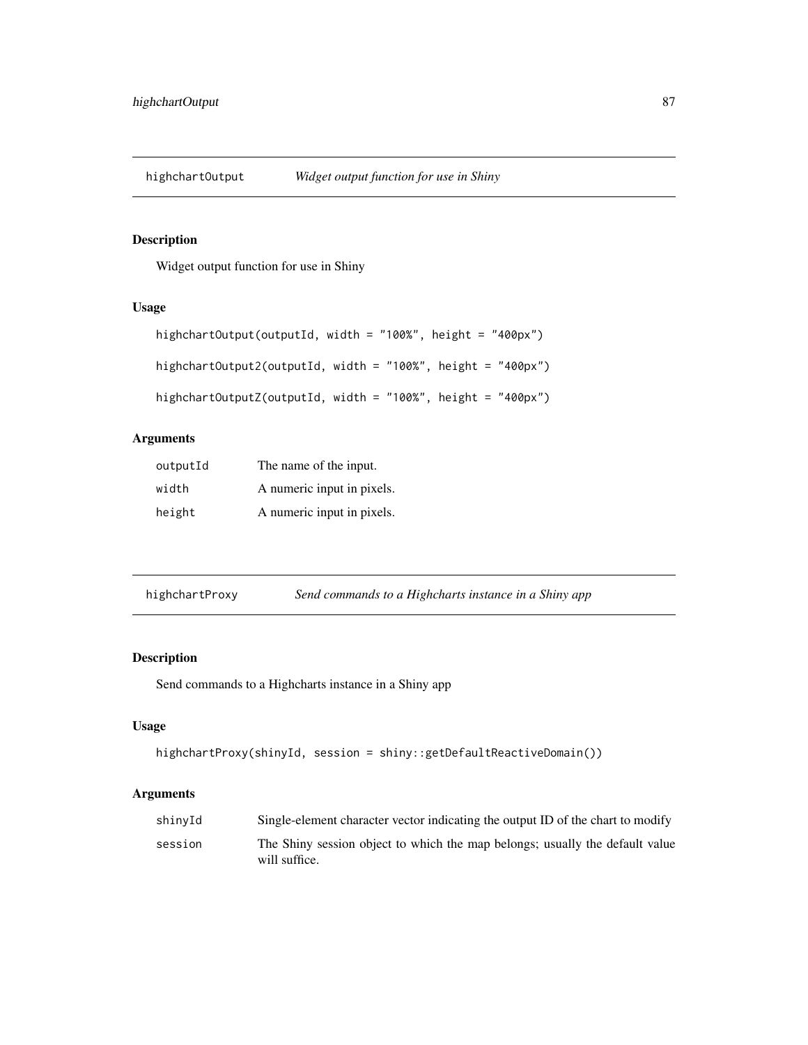## highchartOutput — *Widget output function for use in Shiny*

### Description

Widget output function for use in Shiny

### Usage

```
highchartOutput(outputId, width = "100%", height = "400px")

highchartOutput2(outputId, width = "100%", height = "400px")

highchartOutputZ(outputId, width = "100%", height = "400px")
```

### Arguments

| | |
|---|---|
| outputId | The name of the input. |
| width | A numeric input in pixels. |
| height | A numeric input in pixels. |

## highchartProxy — *Send commands to a Highcharts instance in a Shiny app*

### Description

Send commands to a Highcharts instance in a Shiny app

### Usage

```
highchartProxy(shinyId, session = shiny::getDefaultReactiveDomain())
```

### Arguments

| | |
|---|---|
| shinyId | Single-element character vector indicating the output ID of the chart to modify |
| session | The Shiny session object to which the map belongs; usually the default value will suffice. |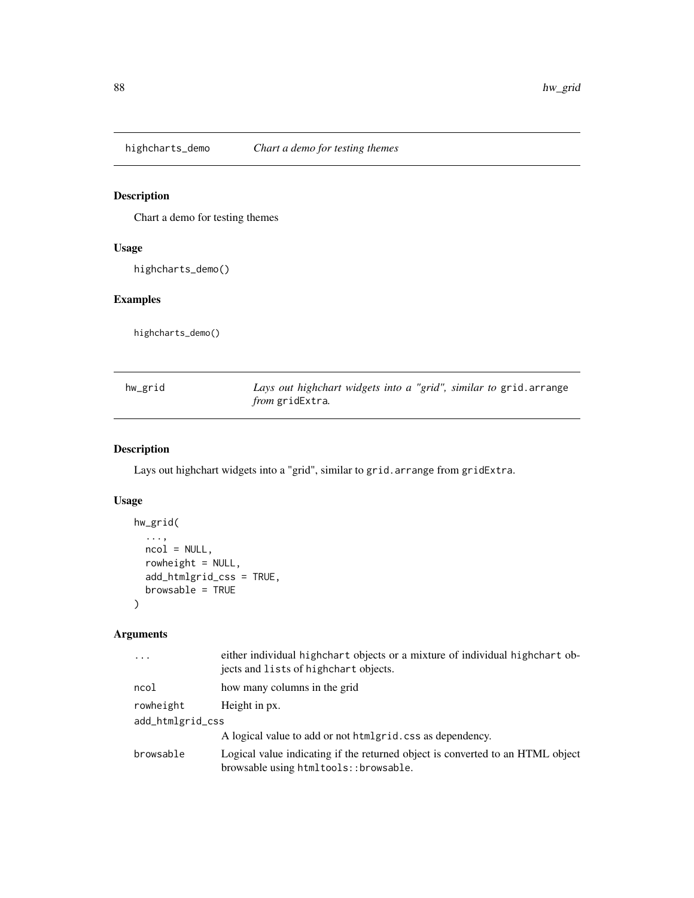## highcharts_demo — *Chart a demo for testing themes*

### Description

Chart a demo for testing themes

### Usage

```
highcharts_demo()
```

### Examples

```
highcharts_demo()
```

## hw_grid — *Lays out highchart widgets into a "grid", similar to `grid.arrange` from `gridExtra`.*

### Description

Lays out highchart widgets into a "grid", similar to `grid.arrange` from `gridExtra`.

### Usage

```
hw_grid(
  ...,
  ncol = NULL,
  rowheight = NULL,
  add_htmlgrid_css = TRUE,
  browsable = TRUE
)
```

### Arguments

| | |
|---|---|
| `...` | either individual `highchart` objects or a mixture of individual `highchart` objects and `list`s of `highchart` objects. |
| `ncol` | how many columns in the grid |
| `rowheight` | Height in px. |
| `add_htmlgrid_css` | A logical value to add or not `htmlgrid.css` as dependency. |
| `browsable` | Logical value indicating if the returned object is converted to an HTML object browsable using `htmltools::browsable`. |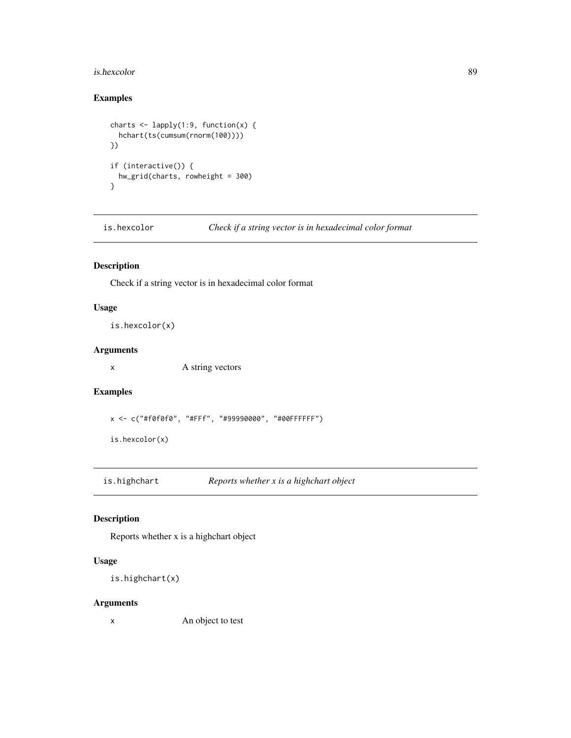## Examples

```
charts <- lapply(1:9, function(x) {
  hchart(ts(cumsum(rnorm(100))))
})

if (interactive()) {
  hw_grid(charts, rowheight = 300)
}
```

---

# is.hexcolor    *Check if a string vector is in hexadecimal color format*

---

## Description

Check if a string vector is in hexadecimal color format

## Usage

```
is.hexcolor(x)
```

## Arguments

`x`    A string vectors

## Examples

```
x <- c("#f0f0f0", "#FFf", "#99990000", "#00FFFFFF")

is.hexcolor(x)
```

---

# is.highchart    *Reports whether x is a highchart object*

---

## Description

Reports whether x is a highchart object

## Usage

```
is.highchart(x)
```

## Arguments

`x`    An object to test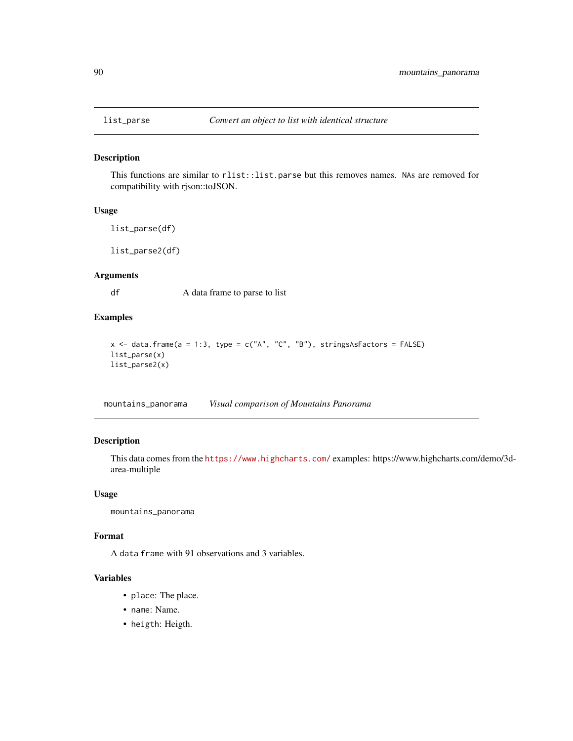## list_parse *Convert an object to list with identical structure*

### Description

This functions are similar to `rlist::list.parse` but this removes names. `NA`s are removed for compatibility with rjson::toJSON.

### Usage

```
list_parse(df)

list_parse2(df)
```

### Arguments

| | |
|---|---|
| `df` | A data frame to parse to list |

### Examples

```
x <- data.frame(a = 1:3, type = c("A", "C", "B"), stringsAsFactors = FALSE)
list_parse(x)
list_parse2(x)
```

## mountains_panorama *Visual comparison of Mountains Panorama*

### Description

This data comes from the https://www.highcharts.com/ examples: https://www.highcharts.com/demo/3d-area-multiple

### Usage

```
mountains_panorama
```

### Format

A `data frame` with 91 observations and 3 variables.

### Variables

- `place`: The place.
- `name`: Name.
- `heigth`: Heigth.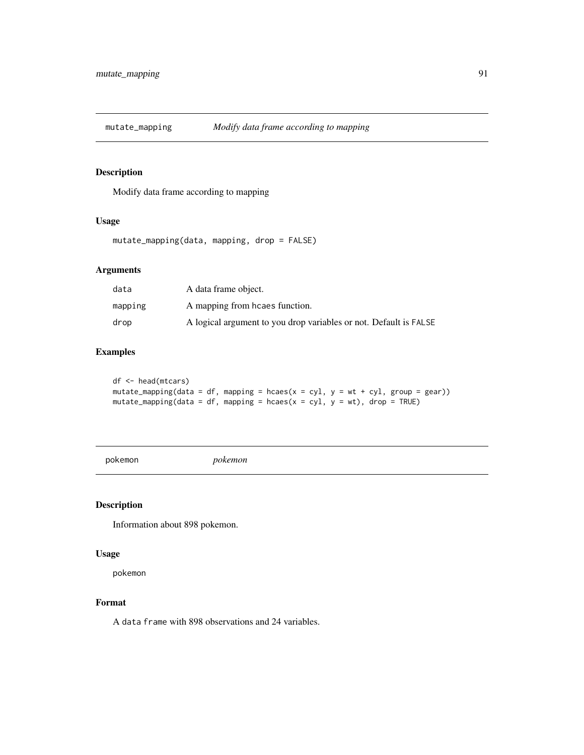## mutate_mapping *Modify data frame according to mapping*

### Description

Modify data frame according to mapping

### Usage

```
mutate_mapping(data, mapping, drop = FALSE)
```

### Arguments

| | |
|---|---|
| data | A data frame object. |
| mapping | A mapping from hcaes function. |
| drop | A logical argument to you drop variables or not. Default is FALSE |

### Examples

```
df <- head(mtcars)
mutate_mapping(data = df, mapping = hcaes(x = cyl, y = wt + cyl, group = gear))
mutate_mapping(data = df, mapping = hcaes(x = cyl, y = wt), drop = TRUE)
```

## pokemon *pokemon*

### Description

Information about 898 pokemon.

### Usage

```
pokemon
```

### Format

A data frame with 898 observations and 24 variables.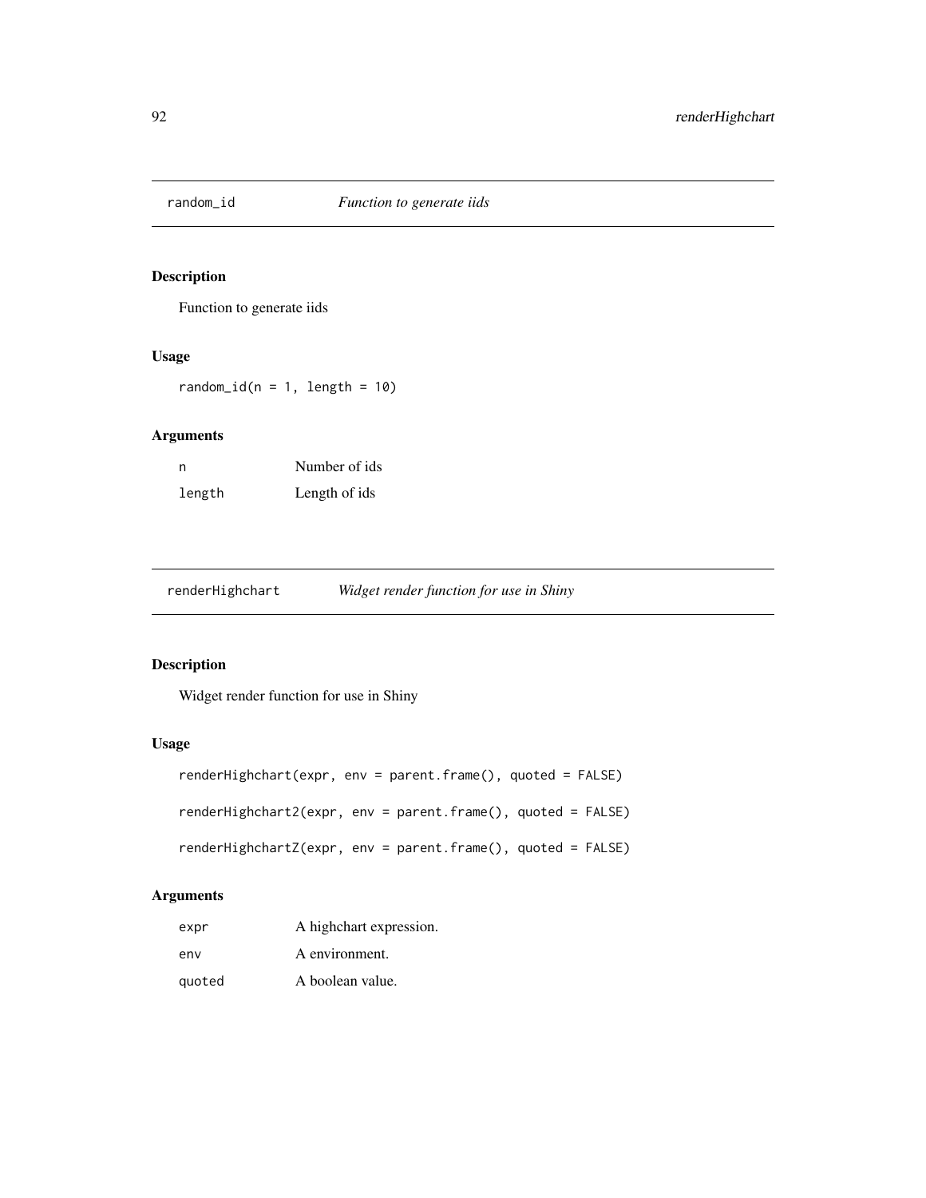## random_id *Function to generate iids*

### Description

Function to generate iids

### Usage

```
random_id(n = 1, length = 10)
```

### Arguments

| | |
|---|---|
| n | Number of ids |
| length | Length of ids |

## renderHighchart *Widget render function for use in Shiny*

### Description

Widget render function for use in Shiny

### Usage

```
renderHighchart(expr, env = parent.frame(), quoted = FALSE)

renderHighchart2(expr, env = parent.frame(), quoted = FALSE)

renderHighchartZ(expr, env = parent.frame(), quoted = FALSE)
```

### Arguments

| | |
|---|---|
| expr | A highchart expression. |
| env | A environment. |
| quoted | A boolean value. |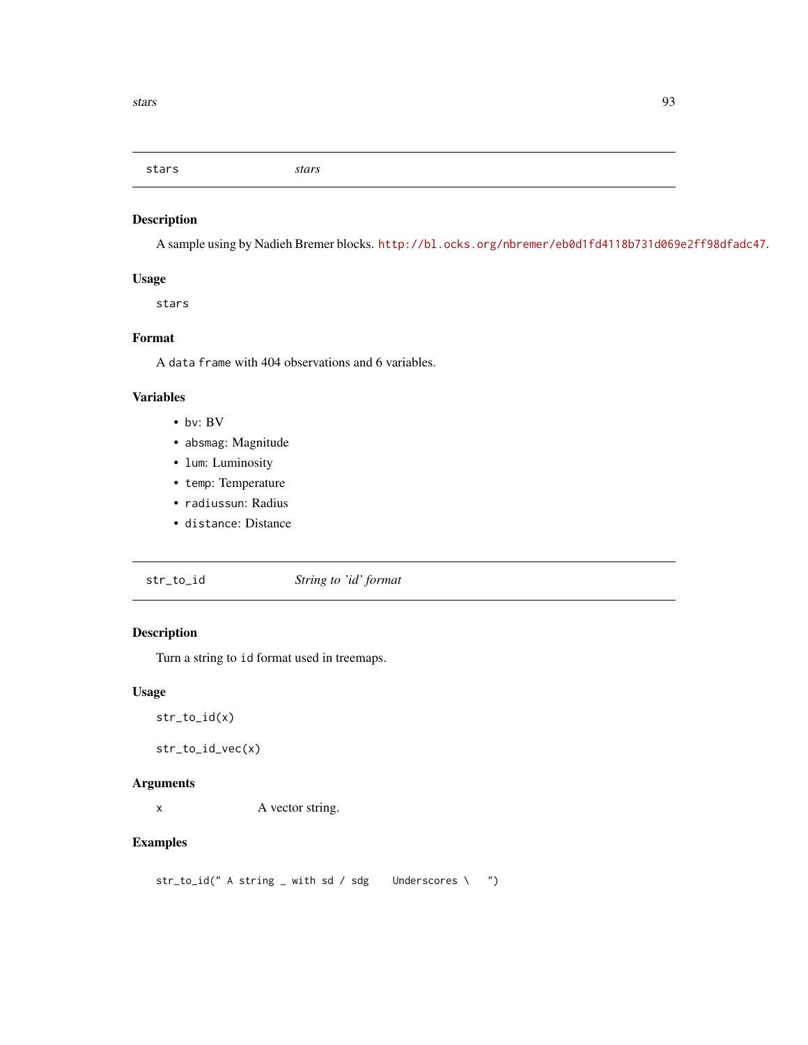## stars *stars*

### Description

A sample using by Nadieh Bremer blocks. http://bl.ocks.org/nbremer/eb0d1fd4118b731d069e2ff98dfadc47.

### Usage

```
stars
```

### Format

A `data frame` with 404 observations and 6 variables.

### Variables

- `bv`: BV
- `absmag`: Magnitude
- `lum`: Luminosity
- `temp`: Temperature
- `radiussun`: Radius
- `distance`: Distance

## str_to_id *String to 'id' format*

### Description

Turn a string to `id` format used in treemaps.

### Usage

```
str_to_id(x)

str_to_id_vec(x)
```

### Arguments

| | |
|---|---|
| x | A vector string. |

### Examples

```
str_to_id(" A string _ with sd / sdg    Underscores \   ")
```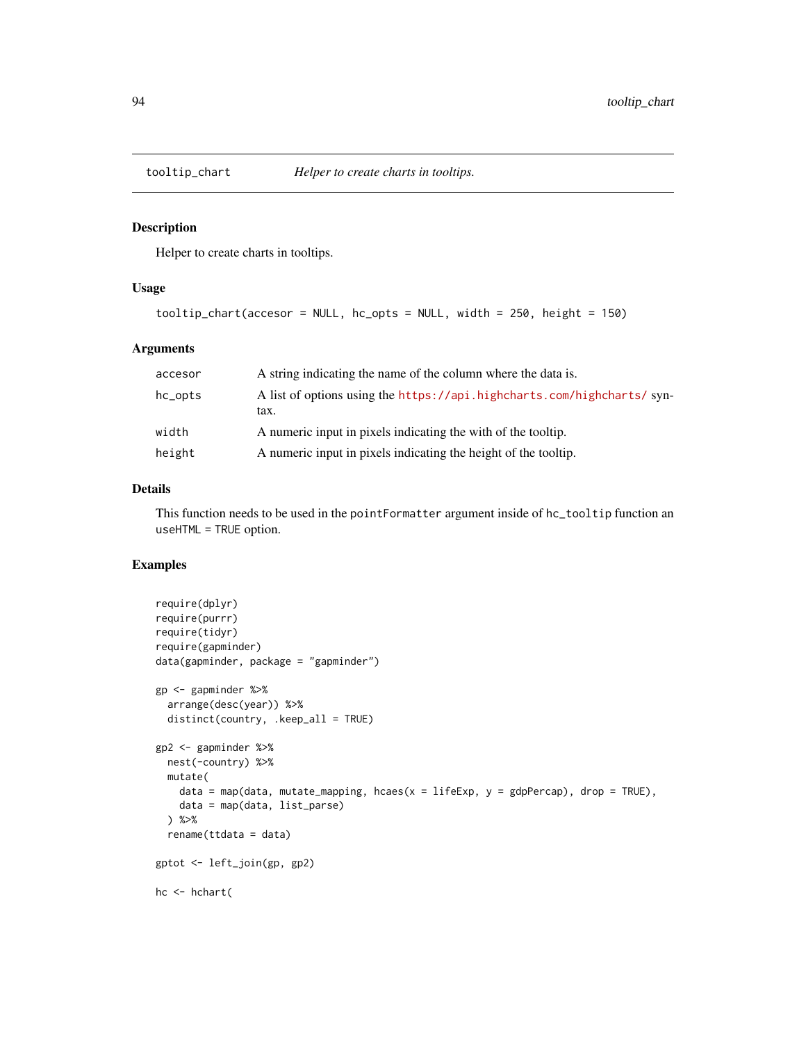## tooltip_chart — *Helper to create charts in tooltips.*

### Description

Helper to create charts in tooltips.

### Usage

```
tooltip_chart(accesor = NULL, hc_opts = NULL, width = 250, height = 150)
```

### Arguments

| | |
|---|---|
| accesor | A string indicating the name of the column where the data is. |
| hc_opts | A list of options using the https://api.highcharts.com/highcharts/ syntax. |
| width | A numeric input in pixels indicating the with of the tooltip. |
| height | A numeric input in pixels indicating the height of the tooltip. |

### Details

This function needs to be used in the `pointFormatter` argument inside of `hc_tooltip` function an `useHTML = TRUE` option.

### Examples

```
require(dplyr)
require(purrr)
require(tidyr)
require(gapminder)
data(gapminder, package = "gapminder")

gp <- gapminder %>%
  arrange(desc(year)) %>%
  distinct(country, .keep_all = TRUE)

gp2 <- gapminder %>%
  nest(-country) %>%
  mutate(
    data = map(data, mutate_mapping, hcaes(x = lifeExp, y = gdpPercap), drop = TRUE),
    data = map(data, list_parse)
  ) %>%
  rename(ttdata = data)

gptot <- left_join(gp, gp2)

hc <- hchart(
```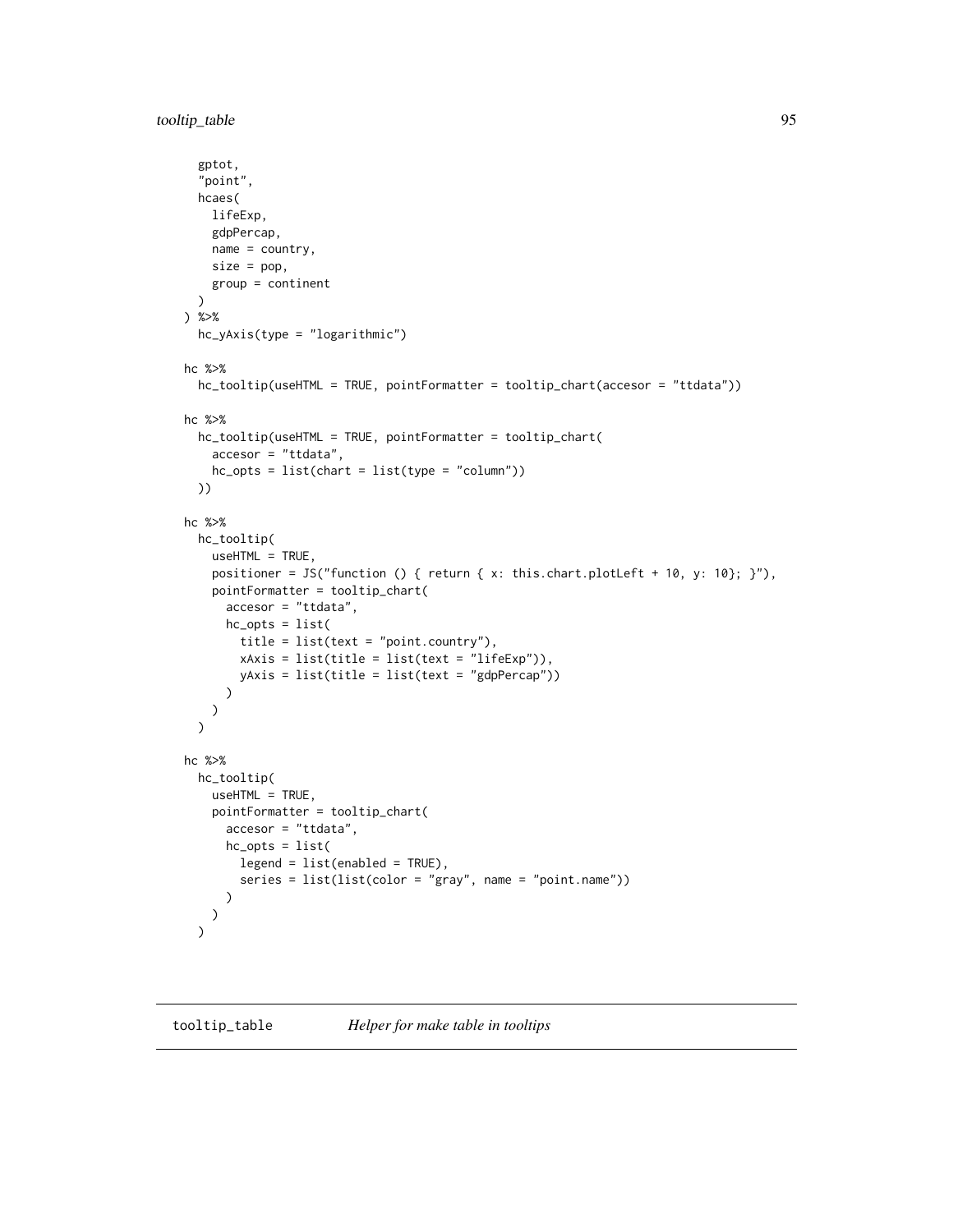```
  gptot,
  "point",
  hcaes(
    lifeExp,
    gdpPercap,
    name = country,
    size = pop,
    group = continent
  )
) %>%
  hc_yAxis(type = "logarithmic")

hc %>%
  hc_tooltip(useHTML = TRUE, pointFormatter = tooltip_chart(accesor = "ttdata"))

hc %>%
  hc_tooltip(useHTML = TRUE, pointFormatter = tooltip_chart(
    accesor = "ttdata",
    hc_opts = list(chart = list(type = "column"))
  ))

hc %>%
  hc_tooltip(
    useHTML = TRUE,
    positioner = JS("function () { return { x: this.chart.plotLeft + 10, y: 10}; }"),
    pointFormatter = tooltip_chart(
      accesor = "ttdata",
      hc_opts = list(
        title = list(text = "point.country"),
        xAxis = list(title = list(text = "lifeExp")),
        yAxis = list(title = list(text = "gdpPercap"))
      )
    )
  )

hc %>%
  hc_tooltip(
    useHTML = TRUE,
    pointFormatter = tooltip_chart(
      accesor = "ttdata",
      hc_opts = list(
        legend = list(enabled = TRUE),
        series = list(list(color = "gray", name = "point.name"))
      )
    )
  )
```

## tooltip_table *Helper for make table in tooltips*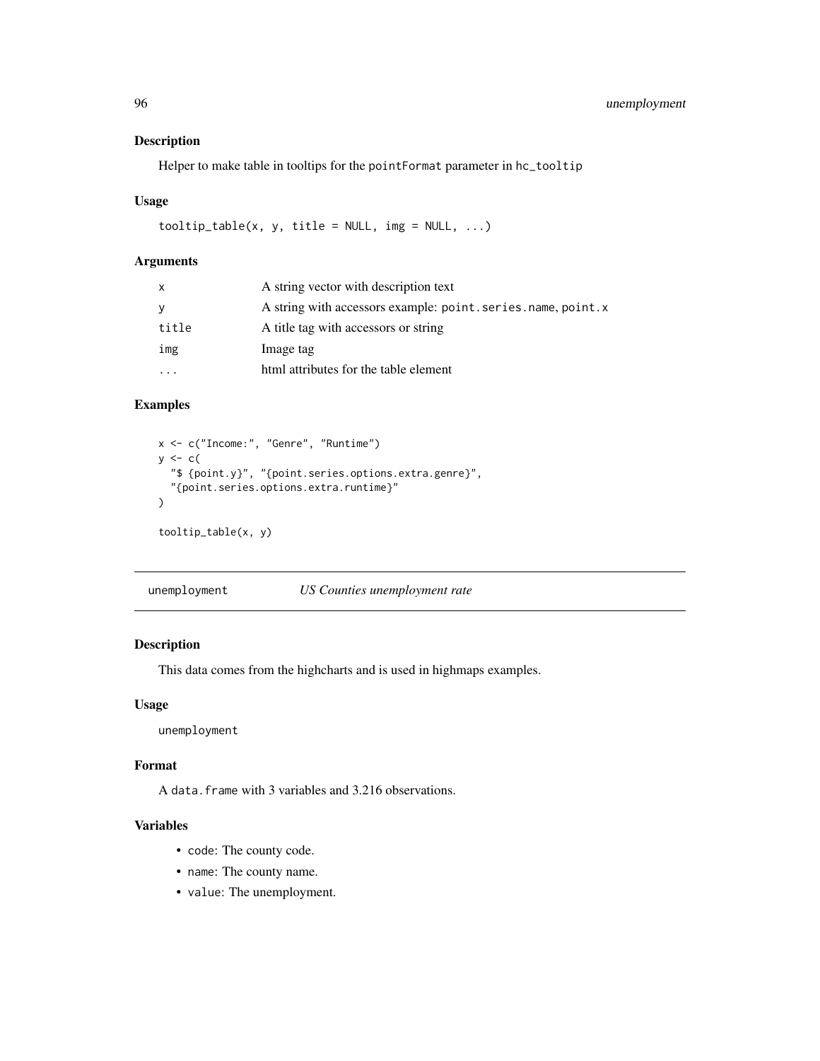### Description

Helper to make table in tooltips for the `pointFormat` parameter in `hc_tooltip`

### Usage

```
tooltip_table(x, y, title = NULL, img = NULL, ...)
```

### Arguments

| | |
|---|---|
| `x` | A string vector with description text |
| `y` | A string with accessors example: `point.series.name`, `point.x` |
| `title` | A title tag with accessors or string |
| `img` | Image tag |
| `...` | html attributes for the table element |

### Examples

```
x <- c("Income:", "Genre", "Runtime")
y <- c(
  "$ {point.y}", "{point.series.options.extra.genre}",
  "{point.series.options.extra.runtime}"
)

tooltip_table(x, y)
```

---

## unemployment — *US Counties unemployment rate*

### Description

This data comes from the highcharts and is used in highmaps examples.

### Usage

```
unemployment
```

### Format

A `data.frame` with 3 variables and 3.216 observations.

### Variables

- `code`: The county code.
- `name`: The county name.
- `value`: The unemployment.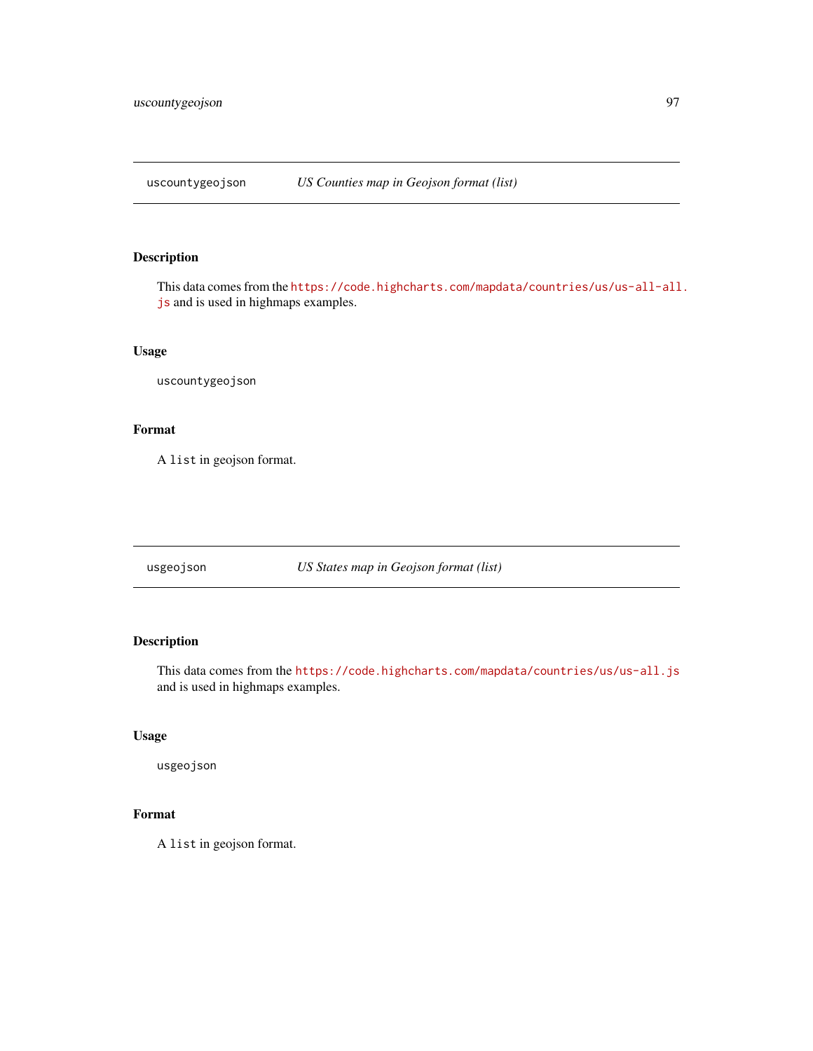## uscountygeojson — *US Counties map in Geojson format (list)*

### Description

This data comes from the https://code.highcharts.com/mapdata/countries/us/us-all-all.js and is used in highmaps examples.

### Usage

```
uscountygeojson
```

### Format

A `list` in geojson format.

## usgeojson — *US States map in Geojson format (list)*

### Description

This data comes from the https://code.highcharts.com/mapdata/countries/us/us-all.js and is used in highmaps examples.

### Usage

```
usgeojson
```

### Format

A `list` in geojson format.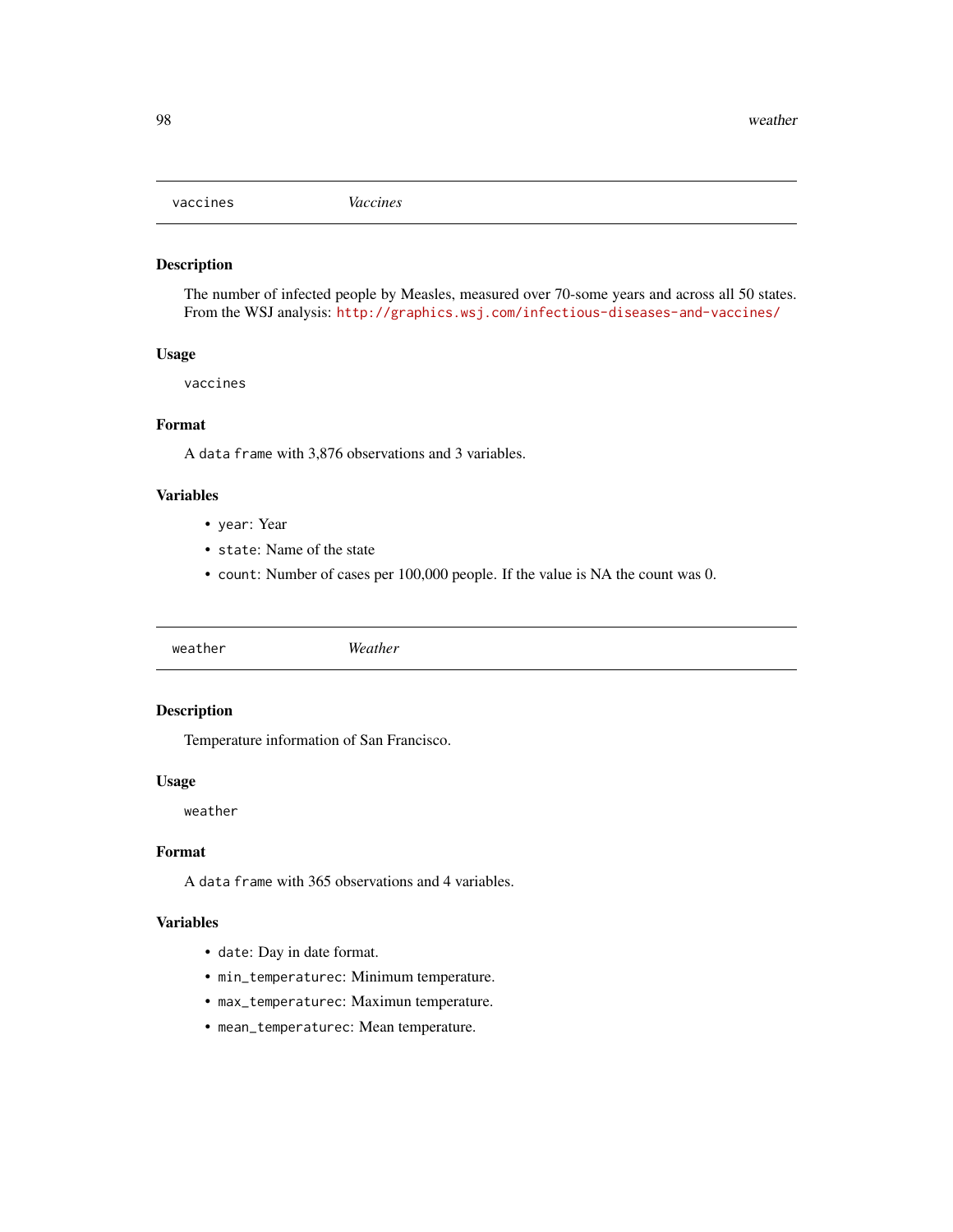## vaccines *Vaccines*

### Description

The number of infected people by Measles, measured over 70-some years and across all 50 states. From the WSJ analysis: http://graphics.wsj.com/infectious-diseases-and-vaccines/

### Usage

```
vaccines
```

### Format

A data frame with 3,876 observations and 3 variables.

### Variables

- `year`: Year
- `state`: Name of the state
- `count`: Number of cases per 100,000 people. If the value is NA the count was 0.

## weather *Weather*

### Description

Temperature information of San Francisco.

### Usage

```
weather
```

### Format

A data frame with 365 observations and 4 variables.

### Variables

- `date`: Day in date format.
- `min_temperaturec`: Minimum temperature.
- `max_temperaturec`: Maximun temperature.
- `mean_temperaturec`: Mean temperature.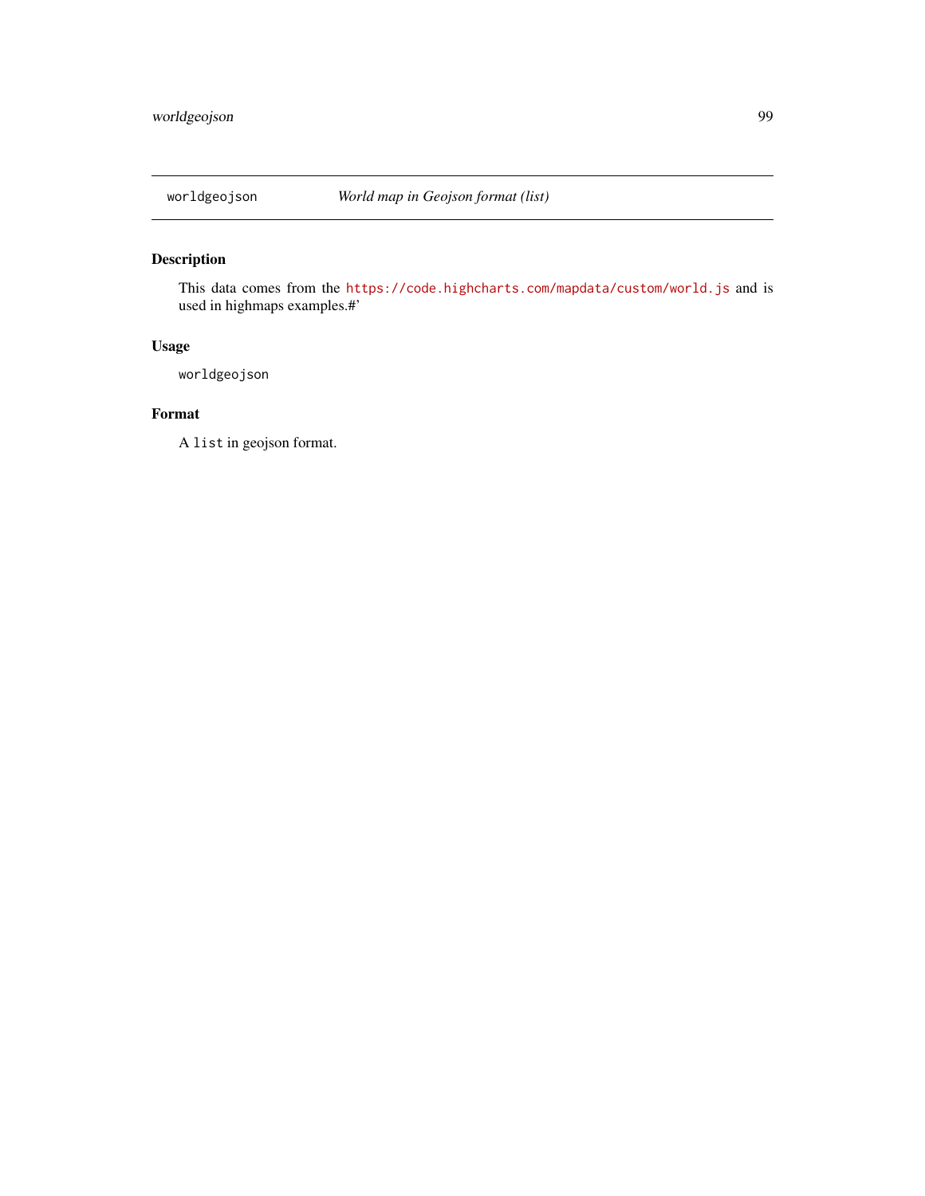## worldgeojson — *World map in Geojson format (list)*

### Description

This data comes from the https://code.highcharts.com/mapdata/custom/world.js and is used in highmaps examples.#'

### Usage

```
worldgeojson
```

### Format

A `list` in geojson format.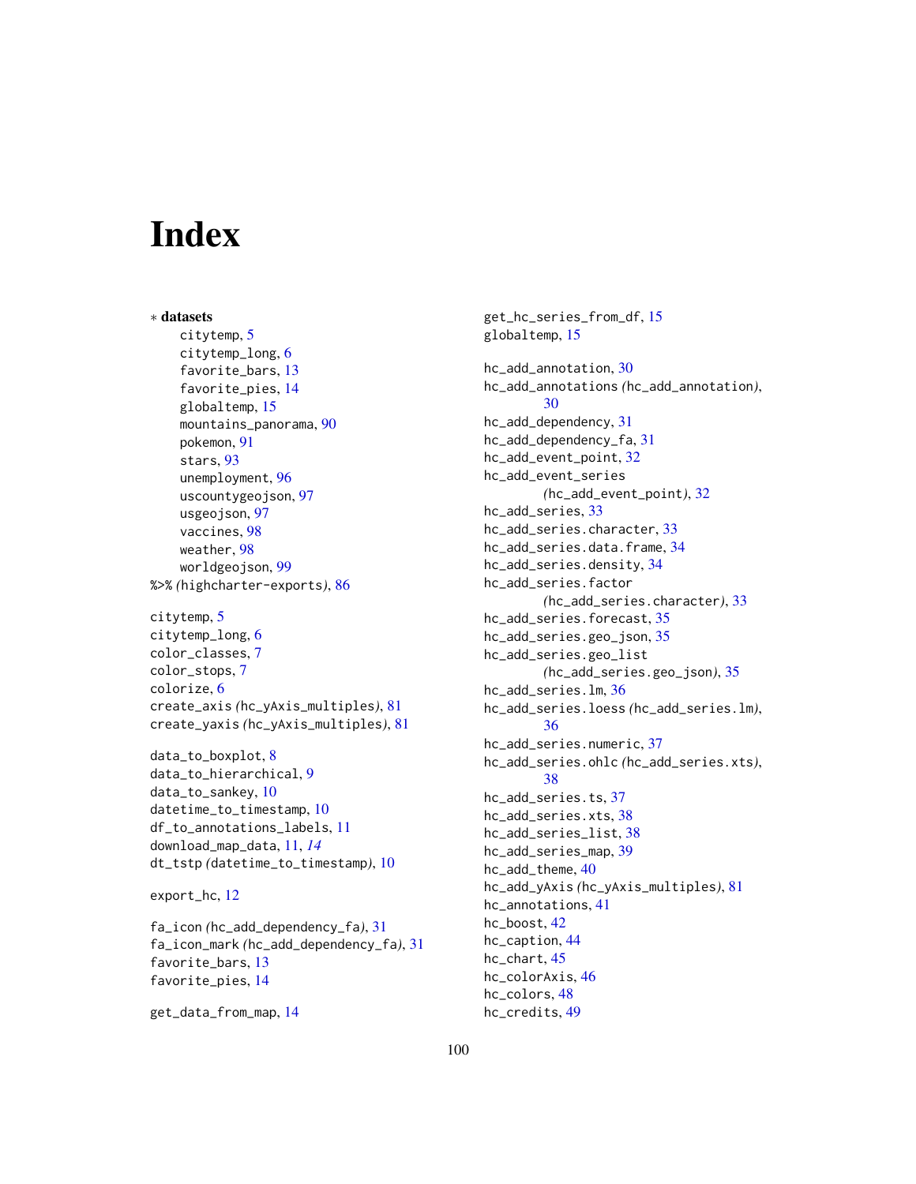# Index

∗ **datasets**

citytemp, 5
citytemp_long, 6
favorite_bars, 13
favorite_pies, 14
globaltemp, 15
mountains_panorama, 90
pokemon, 91
stars, 93
unemployment, 96
uscountygeojson, 97
usgeojson, 97
vaccines, 98
weather, 98
worldgeojson, 99

%>% *(*highcharter-exports*)*, 86

citytemp, 5
citytemp_long, 6
color_classes, 7
color_stops, 7
colorize, 6
create_axis *(*hc_yAxis_multiples*)*, 81
create_yaxis *(*hc_yAxis_multiples*)*, 81

data_to_boxplot, 8
data_to_hierarchical, 9
data_to_sankey, 10
datetime_to_timestamp, 10
df_to_annotations_labels, 11
download_map_data, 11, *14*
dt_tstp *(*datetime_to_timestamp*)*, 10

export_hc, 12

fa_icon *(*hc_add_dependency_fa*)*, 31
fa_icon_mark *(*hc_add_dependency_fa*)*, 31
favorite_bars, 13
favorite_pies, 14

get_data_from_map, 14
get_hc_series_from_df, 15
globaltemp, 15

hc_add_annotation, 30
hc_add_annotations *(*hc_add_annotation*)*, 30
hc_add_dependency, 31
hc_add_dependency_fa, 31
hc_add_event_point, 32
hc_add_event_series *(*hc_add_event_point*)*, 32
hc_add_series, 33
hc_add_series.character, 33
hc_add_series.data.frame, 34
hc_add_series.density, 34
hc_add_series.factor *(*hc_add_series.character*)*, 33
hc_add_series.forecast, 35
hc_add_series.geo_json, 35
hc_add_series.geo_list *(*hc_add_series.geo_json*)*, 35
hc_add_series.lm, 36
hc_add_series.loess *(*hc_add_series.lm*)*, 36
hc_add_series.numeric, 37
hc_add_series.ohlc *(*hc_add_series.xts*)*, 38
hc_add_series.ts, 37
hc_add_series.xts, 38
hc_add_series_list, 38
hc_add_series_map, 39
hc_add_theme, 40
hc_add_yAxis *(*hc_yAxis_multiples*)*, 81
hc_annotations, 41
hc_boost, 42
hc_caption, 44
hc_chart, 45
hc_colorAxis, 46
hc_colors, 48
hc_credits, 49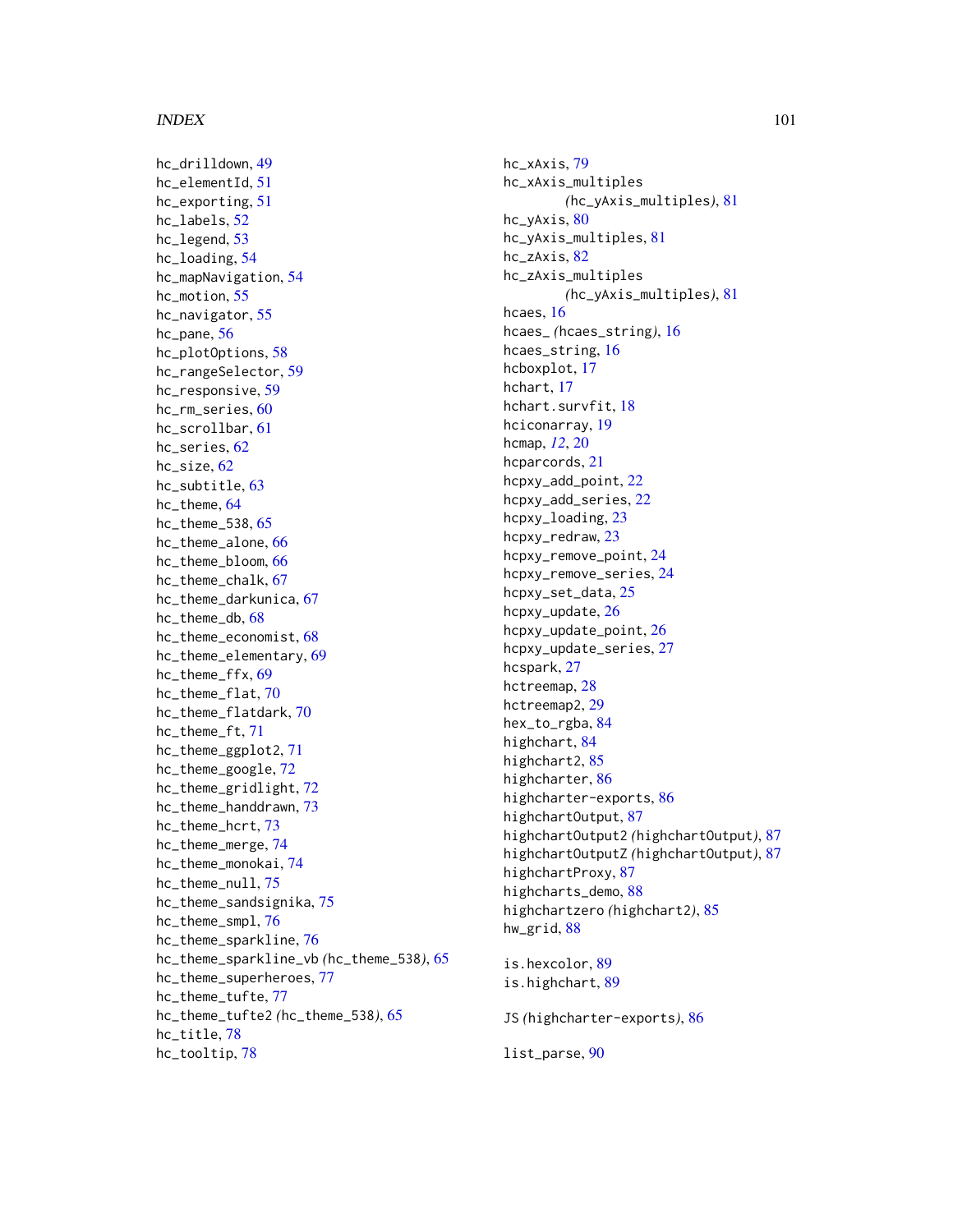hc_drilldown, 49
hc_elementId, 51
hc_exporting, 51
hc_labels, 52
hc_legend, 53
hc_loading, 54
hc_mapNavigation, 54
hc_motion, 55
hc_navigator, 55
hc_pane, 56
hc_plotOptions, 58
hc_rangeSelector, 59
hc_responsive, 59
hc_rm_series, 60
hc_scrollbar, 61
hc_series, 62
hc_size, 62
hc_subtitle, 63
hc_theme, 64
hc_theme_538, 65
hc_theme_alone, 66
hc_theme_bloom, 66
hc_theme_chalk, 67
hc_theme_darkunica, 67
hc_theme_db, 68
hc_theme_economist, 68
hc_theme_elementary, 69
hc_theme_ffx, 69
hc_theme_flat, 70
hc_theme_flatdark, 70
hc_theme_ft, 71
hc_theme_ggplot2, 71
hc_theme_google, 72
hc_theme_gridlight, 72
hc_theme_handdrawn, 73
hc_theme_hcrt, 73
hc_theme_merge, 74
hc_theme_monokai, 74
hc_theme_null, 75
hc_theme_sandsignika, 75
hc_theme_smpl, 76
hc_theme_sparkline, 76
hc_theme_sparkline_vb *(hc_theme_538)*, 65
hc_theme_superheroes, 77
hc_theme_tufte, 77
hc_theme_tufte2 *(hc_theme_538)*, 65
hc_title, 78
hc_tooltip, 78
hc_xAxis, 79
hc_xAxis_multiples *(hc_yAxis_multiples)*, 81
hc_yAxis, 80
hc_yAxis_multiples, 81
hc_zAxis, 82
hc_zAxis_multiples *(hc_yAxis_multiples)*, 81
hcaes, 16
hcaes_ *(hcaes_string)*, 16
hcaes_string, 16
hcboxplot, 17
hchart, 17
hchart.survfit, 18
hciconarray, 19
hcmap, *12*, 20
hcparcords, 21
hcpxy_add_point, 22
hcpxy_add_series, 22
hcpxy_loading, 23
hcpxy_redraw, 23
hcpxy_remove_point, 24
hcpxy_remove_series, 24
hcpxy_set_data, 25
hcpxy_update, 26
hcpxy_update_point, 26
hcpxy_update_series, 27
hcspark, 27
hctreemap, 28
hctreemap2, 29
hex_to_rgba, 84
highchart, 84
highchart2, 85
highcharter, 86
highcharter-exports, 86
highchartOutput, 87
highchartOutput2 *(highchartOutput)*, 87
highchartOutputZ *(highchartOutput)*, 87
highchartProxy, 87
highcharts_demo, 88
highchartzero *(highchart2)*, 85
hw_grid, 88

is.hexcolor, 89
is.highchart, 89

JS *(highcharter-exports)*, 86

list_parse, 90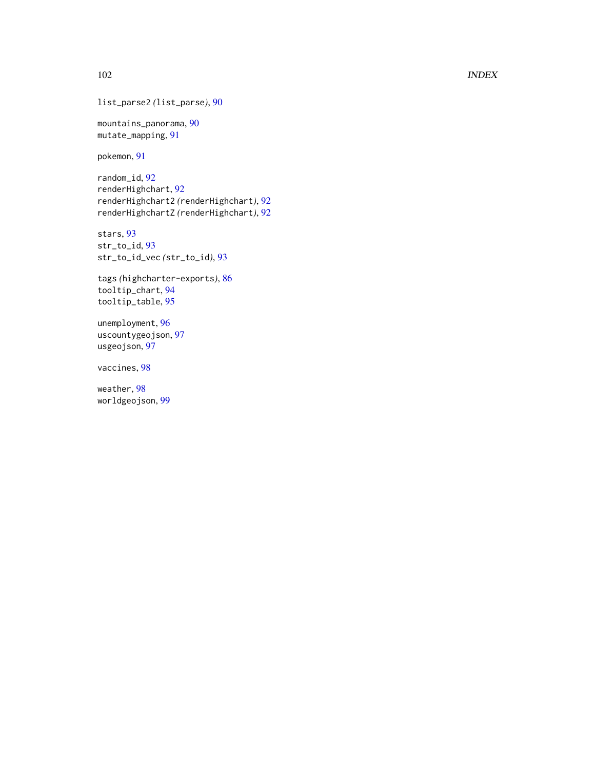list_parse2 (list_parse), 90

mountains_panorama, 90
mutate_mapping, 91

pokemon, 91

random_id, 92
renderHighchart, 92
renderHighchart2 (renderHighchart), 92
renderHighchartZ (renderHighchart), 92

stars, 93
str_to_id, 93
str_to_id_vec (str_to_id), 93

tags (highcharter-exports), 86
tooltip_chart, 94
tooltip_table, 95

unemployment, 96
uscountygeojson, 97
usgeojson, 97

vaccines, 98

weather, 98
worldgeojson, 99